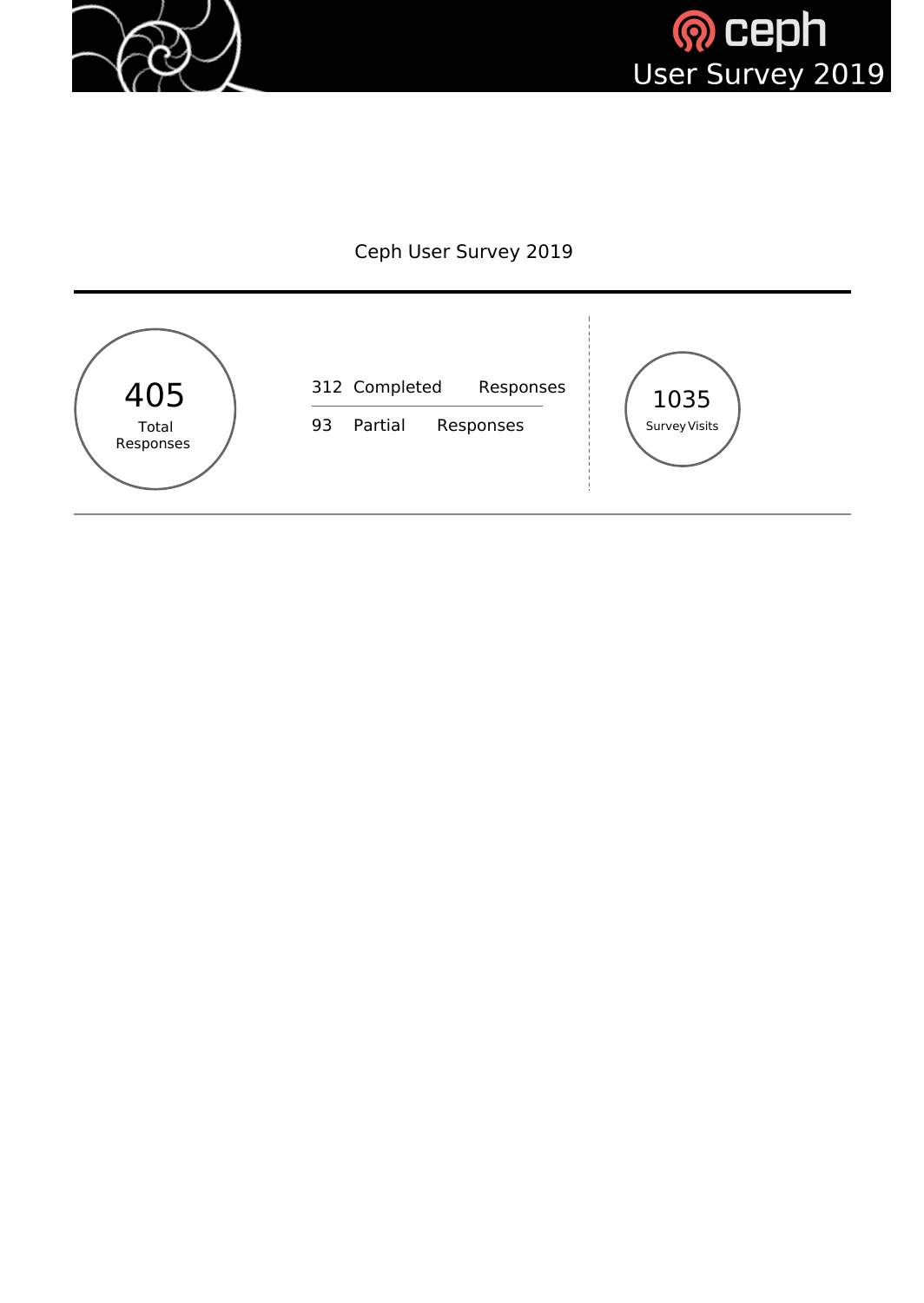# Ceph User Survey 2019

**405** Total Responses

- 312 Completed Responses
- 93 Partial Responses

**1035** Survey Visits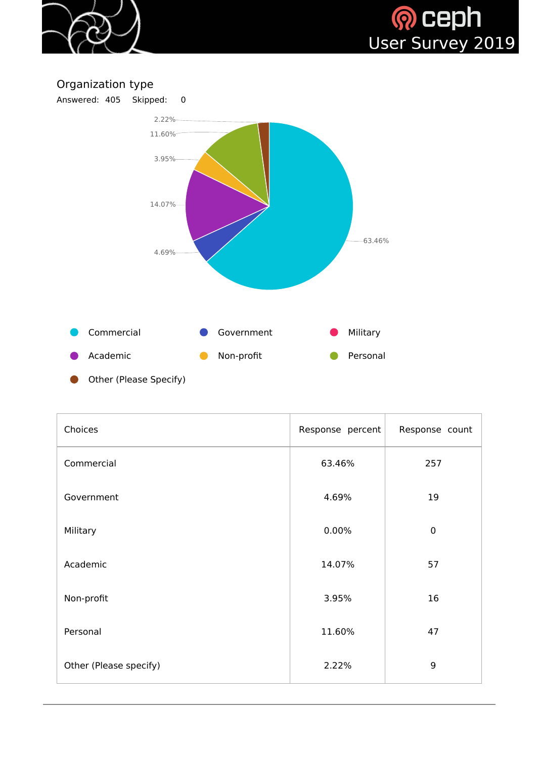## Organization type

Answered: 405    Skipped: 0

| Choices | Response percent | Response count |
| --- | --- | --- |
| Commercial | 63.46% | 257 |
| Government | 4.69% | 19 |
| Military | 0.00% | 0 |
| Academic | 14.07% | 57 |
| Non-profit | 3.95% | 16 |
| Personal | 11.60% | 47 |
| Other (Please specify) | 2.22% | 9 |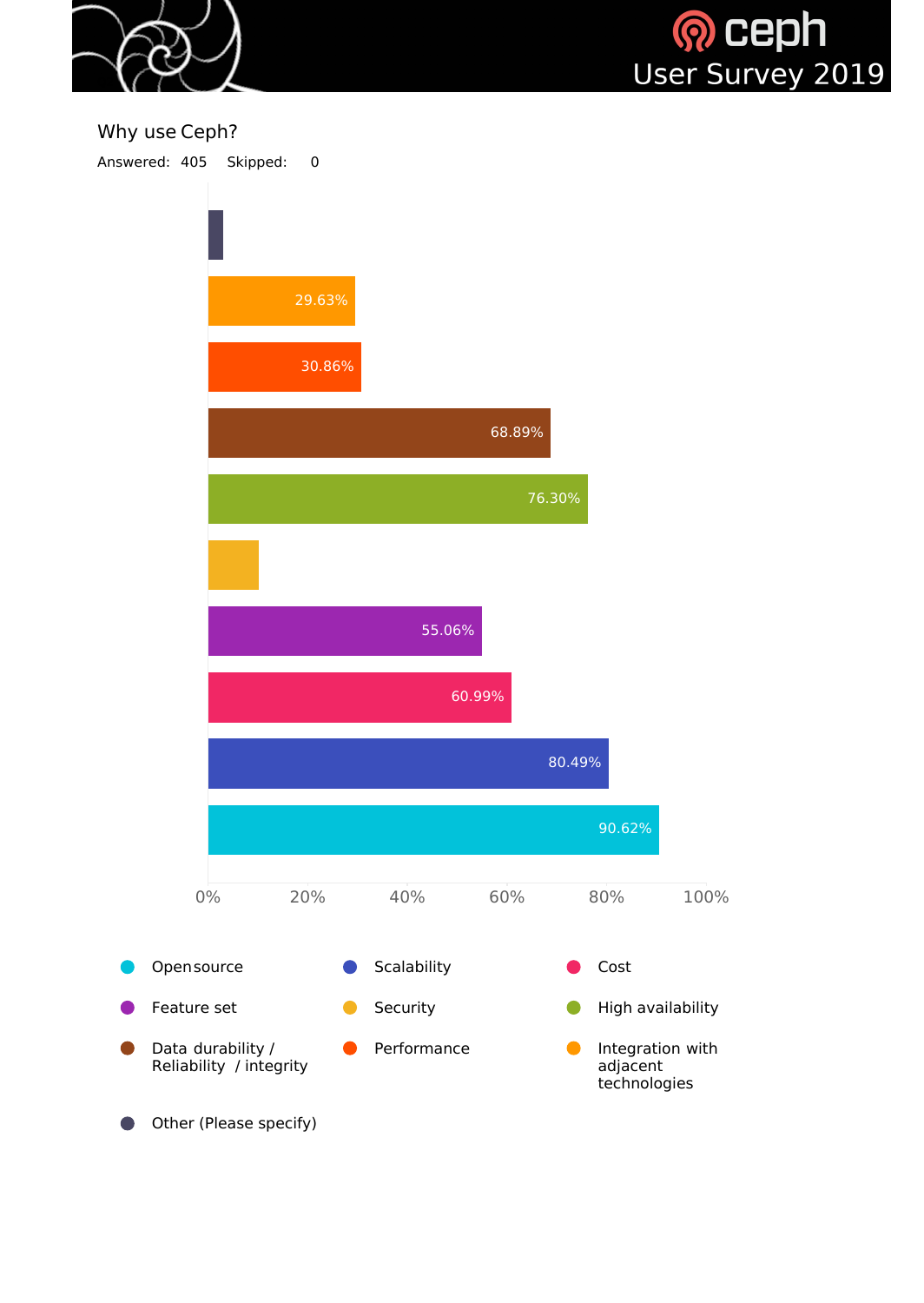# Why use Ceph?

Answered: 405 Skipped: 0

| Option | Percentage |
| --- | --- |
| Other (Please specify) | |
| Integration with adjacent technologies | 29.63% |
| Performance | 30.86% |
| Data durability / Reliability / integrity | 68.89% |
| High availability | 76.30% |
| Security | |
| Feature set | 55.06% |
| Cost | 60.99% |
| Scalability | 80.49% |
| Open source | 90.62% |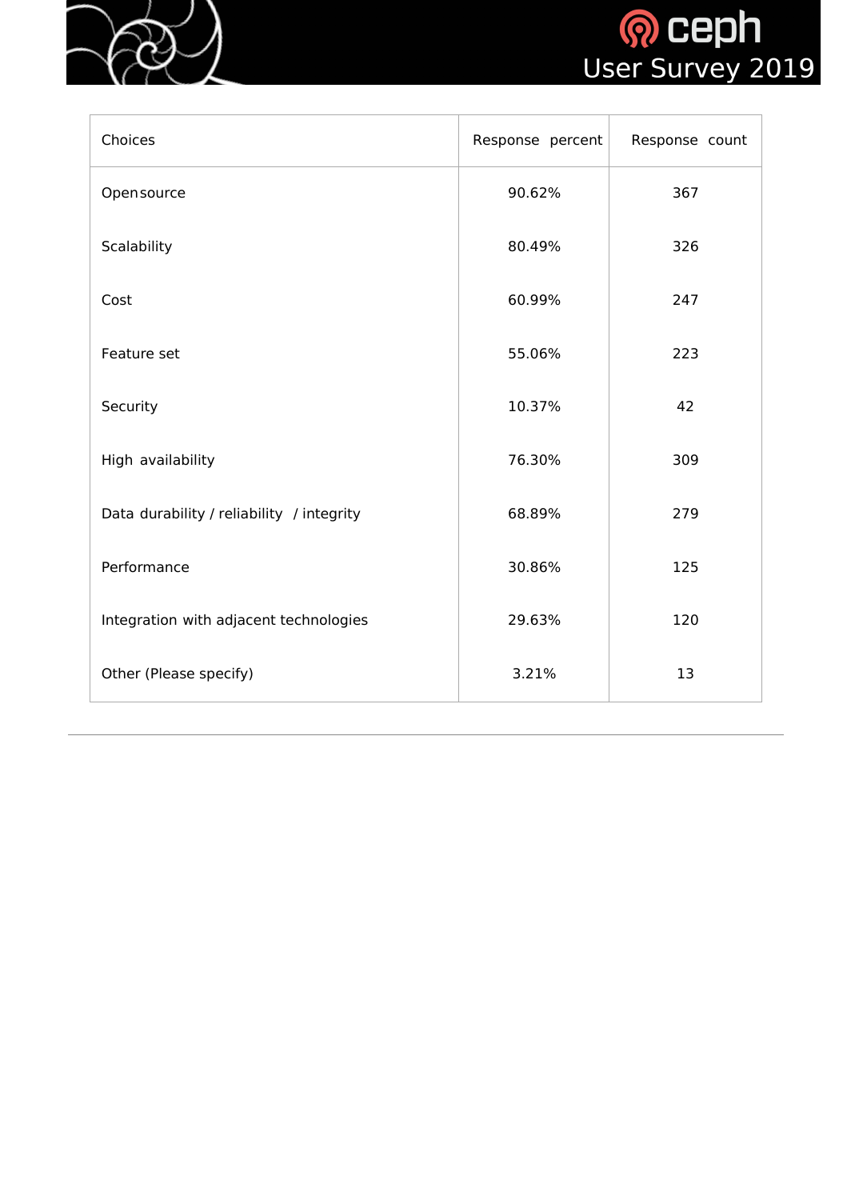| Choices | Response percent | Response count |
| --- | --- | --- |
| Open source | 90.62% | 367 |
| Scalability | 80.49% | 326 |
| Cost | 60.99% | 247 |
| Feature set | 55.06% | 223 |
| Security | 10.37% | 42 |
| High availability | 76.30% | 309 |
| Data durability / reliability / integrity | 68.89% | 279 |
| Performance | 30.86% | 125 |
| Integration with adjacent technologies | 29.63% | 120 |
| Other (Please specify) | 3.21% | 13 |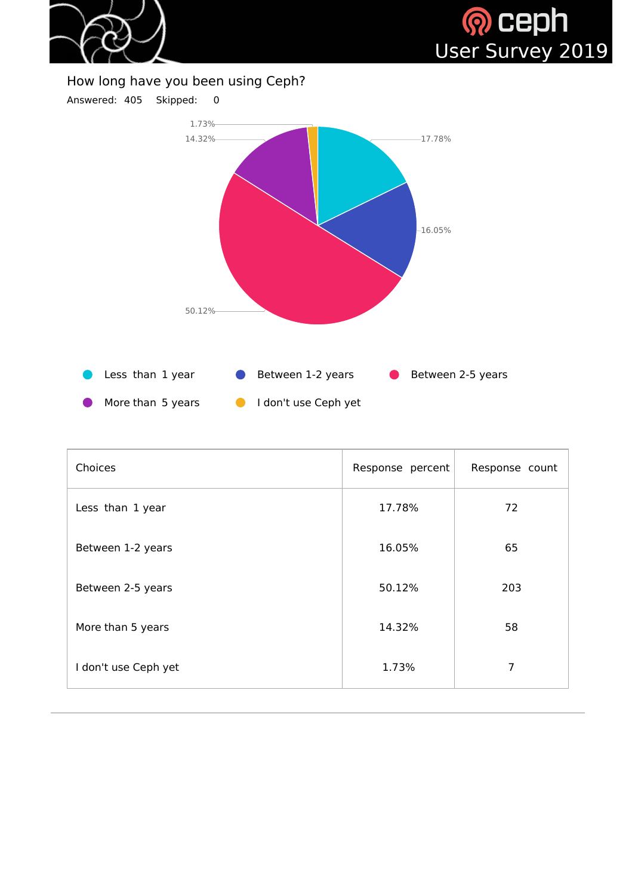How long have you been using Ceph?

Answered: 405 Skipped: 0

| Choices | Response percent | Response count |
|---|---|---|
| Less than 1 year | 17.78% | 72 |
| Between 1-2 years | 16.05% | 65 |
| Between 2-5 years | 50.12% | 203 |
| More than 5 years | 14.32% | 58 |
| I don't use Ceph yet | 1.73% | 7 |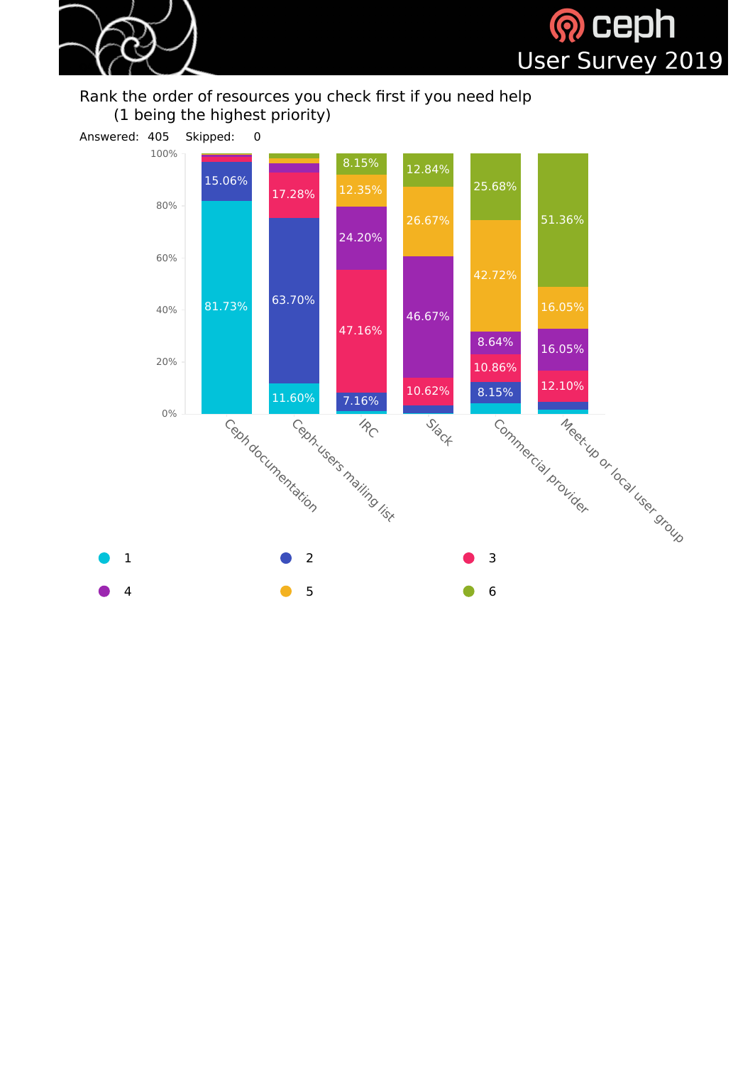# Rank the order of resources you check first if you need help (1 being the highest priority)

Answered: 405 Skipped: 0

| Resource | 1 | 2 | 3 | 4 | 5 | 6 |
|---|---|---|---|---|---|---|
| Ceph documentation | 81.73% | 15.06% | | | | |
| Ceph-users mailing list | 11.60% | 63.70% | 17.28% | | | |
| IRC | | 7.16% | 47.16% | 24.20% | 12.35% | 8.15% |
| Slack | | | 10.62% | 46.67% | 26.67% | 12.84% |
| Commercial provider | | 8.15% | 10.86% | 8.64% | 42.72% | 25.68% |
| Meet-up or local user group | | | 12.10% | 16.05% | 16.05% | 51.36% |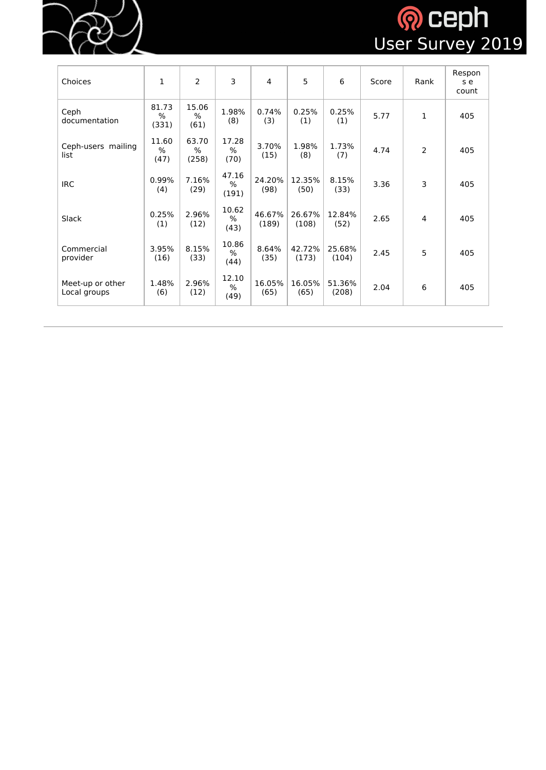| Choices | 1 | 2 | 3 | 4 | 5 | 6 | Score | Rank | Response count |
|---|---|---|---|---|---|---|---|---|---|
| Ceph documentation | 81.73% (331) | 15.06% (61) | 1.98% (8) | 0.74% (3) | 0.25% (1) | 0.25% (1) | 5.77 | 1 | 405 |
| Ceph-users mailing list | 11.60% (47) | 63.70% (258) | 17.28% (70) | 3.70% (15) | 1.98% (8) | 1.73% (7) | 4.74 | 2 | 405 |
| IRC | 0.99% (4) | 7.16% (29) | 47.16% (191) | 24.20% (98) | 12.35% (50) | 8.15% (33) | 3.36 | 3 | 405 |
| Slack | 0.25% (1) | 2.96% (12) | 10.62% (43) | 46.67% (189) | 26.67% (108) | 12.84% (52) | 2.65 | 4 | 405 |
| Commercial provider | 3.95% (16) | 8.15% (33) | 10.86% (44) | 8.64% (35) | 42.72% (173) | 25.68% (104) | 2.45 | 5 | 405 |
| Meet-up or other Local groups | 1.48% (6) | 2.96% (12) | 12.10% (49) | 16.05% (65) | 16.05% (65) | 51.36% (208) | 2.04 | 6 | 405 |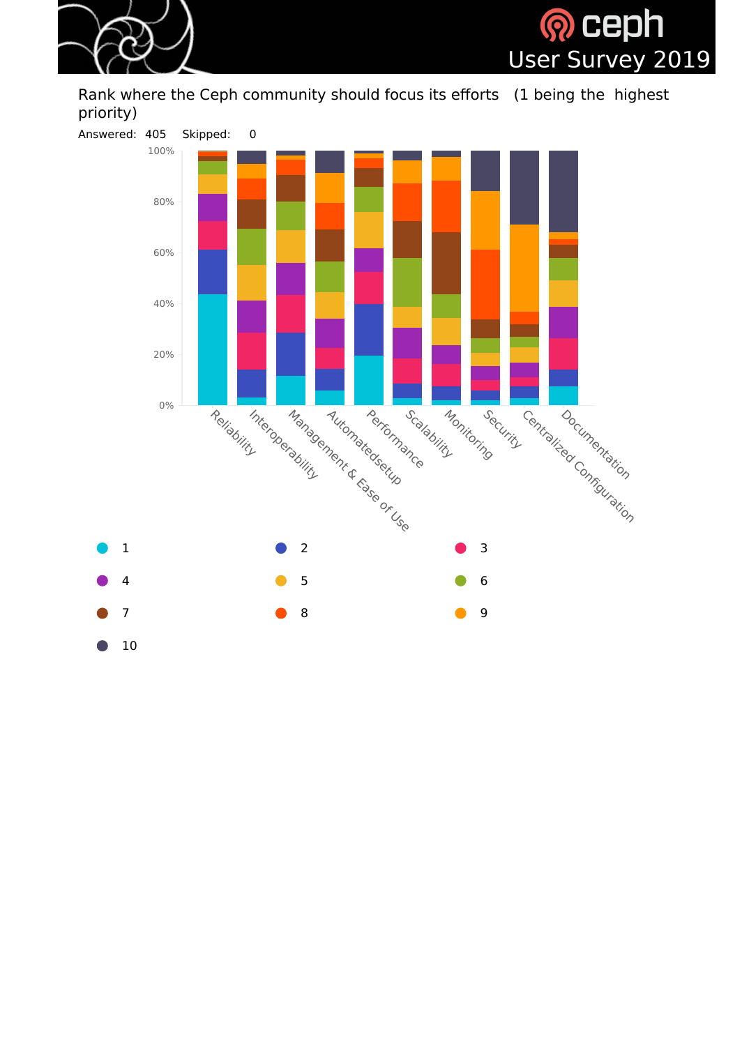Rank where the Ceph community should focus its efforts (1 being the highest priority)

Answered: 405 Skipped: 0

100%
80%
60%
40%
20%
0%

Reliability
Interoperability
Management & Ease of Use
Automatedsetup
Performance
Scalability
Monitoring
Security
Centralized Configuration
Documentation

1
2
3
4
5
6
7
8
9
10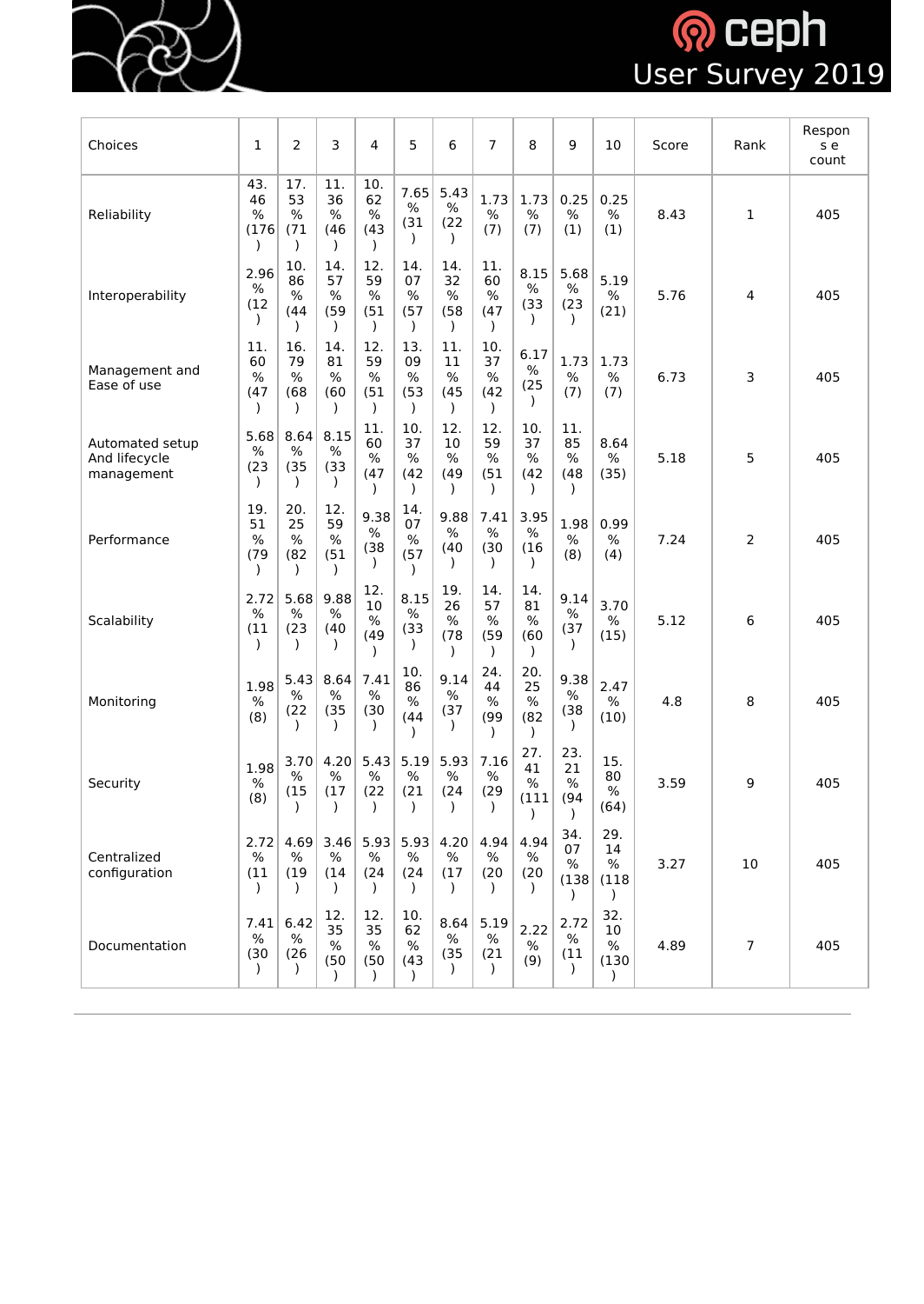| Choices | 1 | 2 | 3 | 4 | 5 | 6 | 7 | 8 | 9 | 10 | Score | Rank | Response count |
|---|---|---|---|---|---|---|---|---|---|---|---|---|---|
| Reliability | 43.46% (176) | 17.53% (71) | 11.36% (46) | 10.62% (43) | 7.65% (31) | 5.43% (22) | 1.73% (7) | 1.73% (7) | 0.25% (1) | 0.25% (1) | 8.43 | 1 | 405 |
| Interoperability | 2.96% (12) | 10.86% (44) | 14.57% (59) | 12.59% (51) | 14.07% (57) | 14.32% (58) | 11.60% (47) | 8.15% (33) | 5.68% (23) | 5.19% (21) | 5.76 | 4 | 405 |
| Management and Ease of use | 11.60% (47) | 16.79% (68) | 14.81% (60) | 12.59% (51) | 13.09% (53) | 11.11% (45) | 10.37% (42) | 6.17% (25) | 1.73% (7) | 1.73% (7) | 6.73 | 3 | 405 |
| Automated setup And lifecycle management | 5.68% (23) | 8.64% (35) | 8.15% (33) | 11.60% (47) | 10.37% (42) | 12.10% (49) | 12.59% (51) | 10.37% (42) | 11.85% (48) | 8.64% (35) | 5.18 | 5 | 405 |
| Performance | 19.51% (79) | 20.25% (82) | 12.59% (51) | 9.38% (38) | 14.07% (57) | 9.88% (40) | 7.41% (30) | 3.95% (16) | 1.98% (8) | 0.99% (4) | 7.24 | 2 | 405 |
| Scalability | 2.72% (11) | 5.68% (23) | 9.88% (40) | 12.10% (49) | 8.15% (33) | 19.26% (78) | 14.57% (59) | 14.81% (60) | 9.14% (37) | 3.70% (15) | 5.12 | 6 | 405 |
| Monitoring | 1.98% (8) | 5.43% (22) | 8.64% (35) | 7.41% (30) | 10.86% (44) | 9.14% (37) | 24.44% (99) | 20.25% (82) | 9.38% (38) | 2.47% (10) | 4.8 | 8 | 405 |
| Security | 1.98% (8) | 3.70% (15) | 4.20% (17) | 5.43% (22) | 5.19% (21) | 5.93% (24) | 7.16% (29) | 27.41% (111) | 23.21% (94) | 15.80% (64) | 3.59 | 9 | 405 |
| Centralized configuration | 2.72% (11) | 4.69% (19) | 3.46% (14) | 5.93% (24) | 5.93% (24) | 4.20% (17) | 4.94% (20) | 4.94% (20) | 34.07% (138) | 29.14% (118) | 3.27 | 10 | 405 |
| Documentation | 7.41% (30) | 6.42% (26) | 12.35% (50) | 12.35% (50) | 10.62% (43) | 8.64% (35) | 5.19% (21) | 2.22% (9) | 2.72% (11) | 32.10% (130) | 4.89 | 7 | 405 |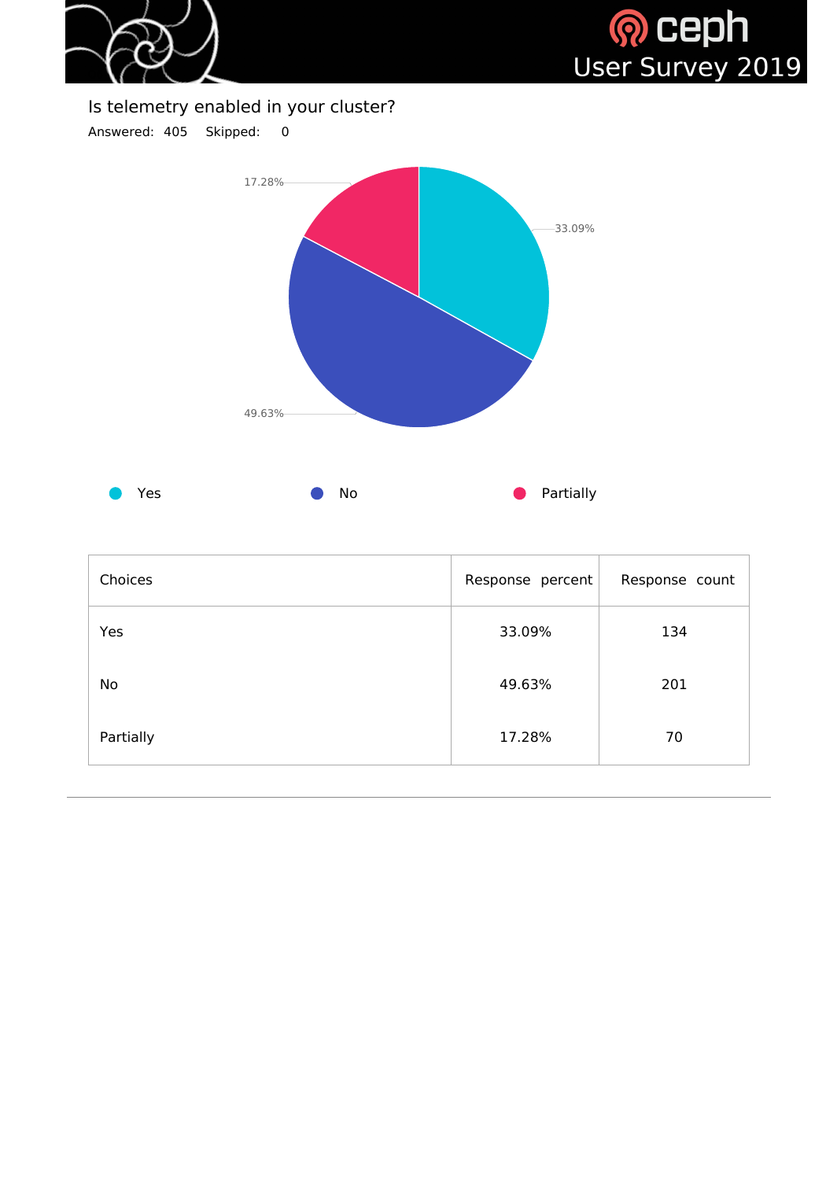Is telemetry enabled in your cluster?

Answered: 405 Skipped: 0

| Choices | Response percent | Response count |
|---|---|---|
| Yes | 33.09% | 134 |
| No | 49.63% | 201 |
| Partially | 17.28% | 70 |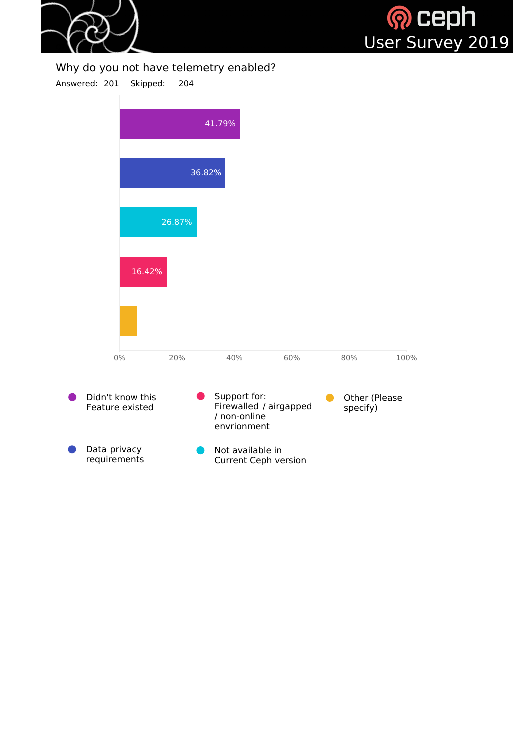## Why do you not have telemetry enabled?

Answered: 201 Skipped: 204

| Response | Percentage |
|---|---|
| Didn't know this Feature existed | 41.79% |
| Data privacy requirements | 36.82% |
| Not available in Current Ceph version | 26.87% |
| Support for: Firewalled / airgapped / non-online envrionment | 16.42% |
| Other (Please specify) | |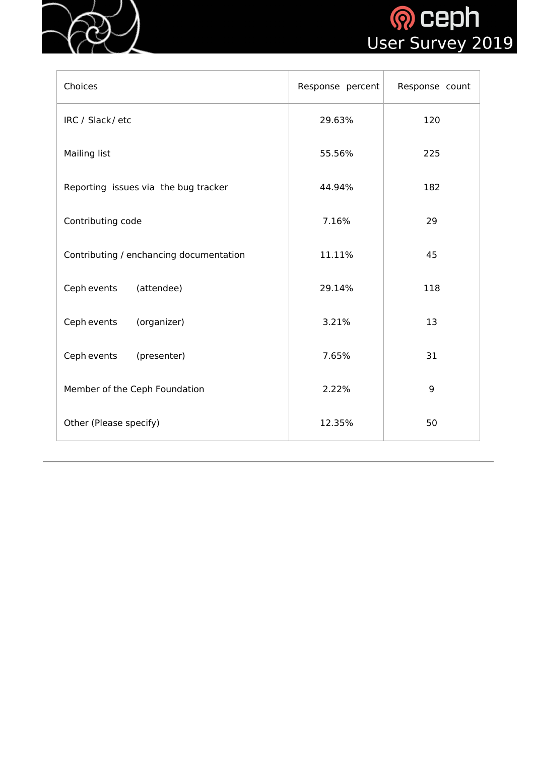| Choices | Response percent | Response count |
| --- | --- | --- |
| IRC / Slack / etc | 29.63% | 120 |
| Mailing list | 55.56% | 225 |
| Reporting issues via the bug tracker | 44.94% | 182 |
| Contributing code | 7.16% | 29 |
| Contributing / enchancing documentation | 11.11% | 45 |
| Ceph events (attendee) | 29.14% | 118 |
| Ceph events (organizer) | 3.21% | 13 |
| Ceph events (presenter) | 7.65% | 31 |
| Member of the Ceph Foundation | 2.22% | 9 |
| Other (Please specify) | 12.35% | 50 |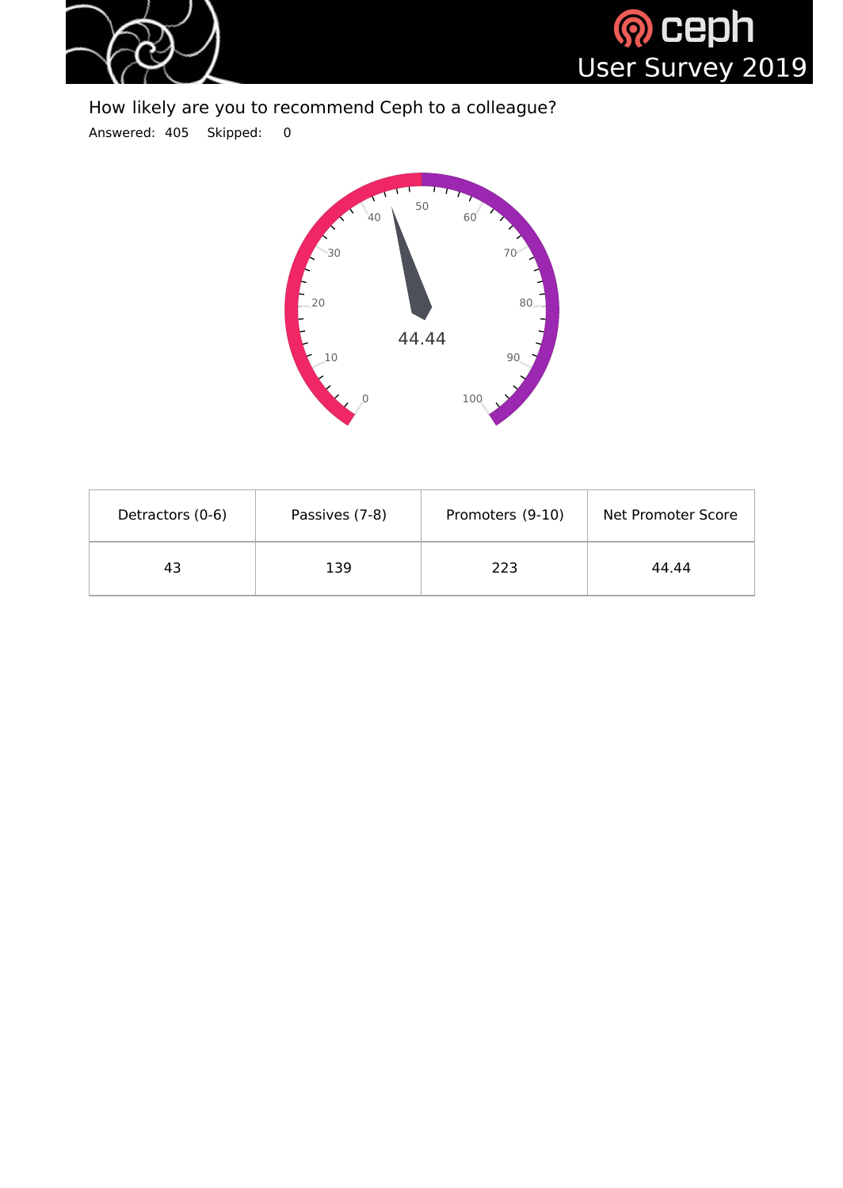How likely are you to recommend Ceph to a colleague?

Answered: 405 Skipped: 0

44.44

| Detractors (0-6) | Passives (7-8) | Promoters (9-10) | Net Promoter Score |
| --- | --- | --- | --- |
| 43 | 139 | 223 | 44.44 |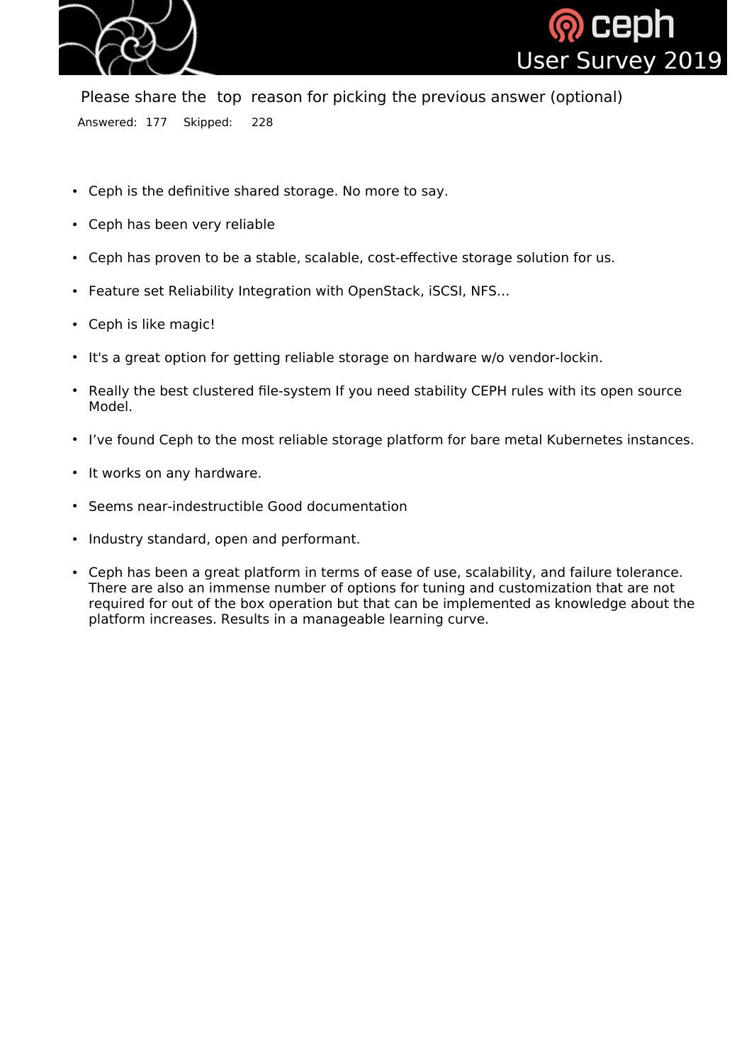## Please share the top reason for picking the previous answer (optional)

Answered: 177 Skipped: 228

- Ceph is the definitive shared storage. No more to say.
- Ceph has been very reliable
- Ceph has proven to be a stable, scalable, cost-effective storage solution for us.
- Feature set Reliability Integration with OpenStack, iSCSI, NFS...
- Ceph is like magic!
- It's a great option for getting reliable storage on hardware w/o vendor-lockin.
- Really the best clustered file-system If you need stability CEPH rules with its open source Model.
- I've found Ceph to the most reliable storage platform for bare metal Kubernetes instances.
- It works on any hardware.
- Seems near-indestructible Good documentation
- Industry standard, open and performant.
- Ceph has been a great platform in terms of ease of use, scalability, and failure tolerance. There are also an immense number of options for tuning and customization that are not required for out of the box operation but that can be implemented as knowledge about the platform increases. Results in a manageable learning curve.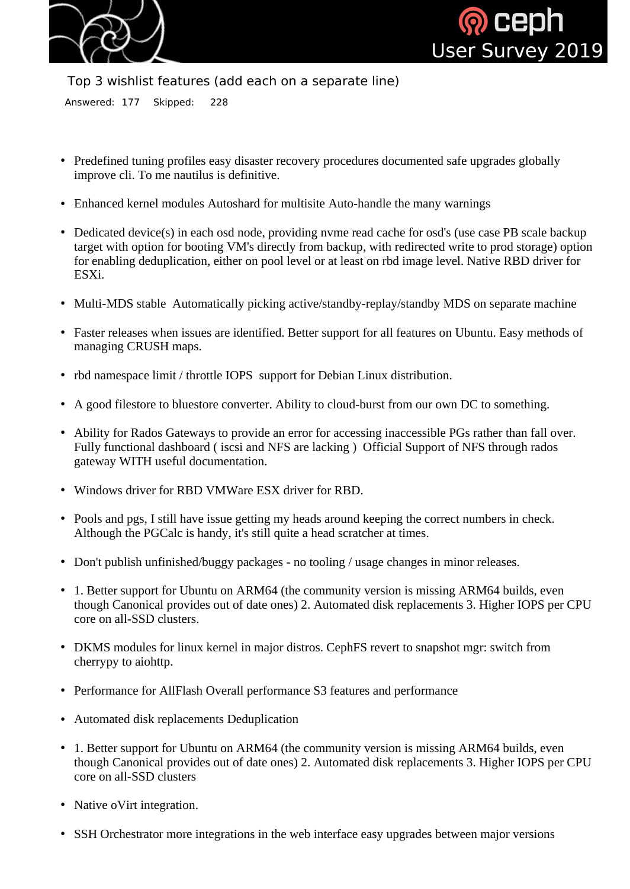Top 3 wishlist features (add each on a separate line)

Answered: 177 Skipped: 228

- Predefined tuning profiles easy disaster recovery procedures documented safe upgrades globally improve cli. To me nautilus is definitive.
- Enhanced kernel modules Autoshard for multisite Auto-handle the many warnings
- Dedicated device(s) in each osd node, providing nvme read cache for osd's (use case PB scale backup target with option for booting VM's directly from backup, with redirected write to prod storage) option for enabling deduplication, either on pool level or at least on rbd image level. Native RBD driver for ESXi.
- Multi-MDS stable Automatically picking active/standby-replay/standby MDS on separate machine
- Faster releases when issues are identified. Better support for all features on Ubuntu. Easy methods of managing CRUSH maps.
- rbd namespace limit / throttle IOPS support for Debian Linux distribution.
- A good filestore to bluestore converter. Ability to cloud-burst from our own DC to something.
- Ability for Rados Gateways to provide an error for accessing inaccessible PGs rather than fall over. Fully functional dashboard ( iscsi and NFS are lacking ) Official Support of NFS through rados gateway WITH useful documentation.
- Windows driver for RBD VMWare ESX driver for RBD.
- Pools and pgs, I still have issue getting my heads around keeping the correct numbers in check. Although the PGCalc is handy, it's still quite a head scratcher at times.
- Don't publish unfinished/buggy packages - no tooling / usage changes in minor releases.
- 1. Better support for Ubuntu on ARM64 (the community version is missing ARM64 builds, even though Canonical provides out of date ones) 2. Automated disk replacements 3. Higher IOPS per CPU core on all-SSD clusters.
- DKMS modules for linux kernel in major distros. CephFS revert to snapshot mgr: switch from cherrypy to aiohttp.
- Performance for AllFlash Overall performance S3 features and performance
- Automated disk replacements Deduplication
- 1. Better support for Ubuntu on ARM64 (the community version is missing ARM64 builds, even though Canonical provides out of date ones) 2. Automated disk replacements 3. Higher IOPS per CPU core on all-SSD clusters
- Native oVirt integration.
- SSH Orchestrator more integrations in the web interface easy upgrades between major versions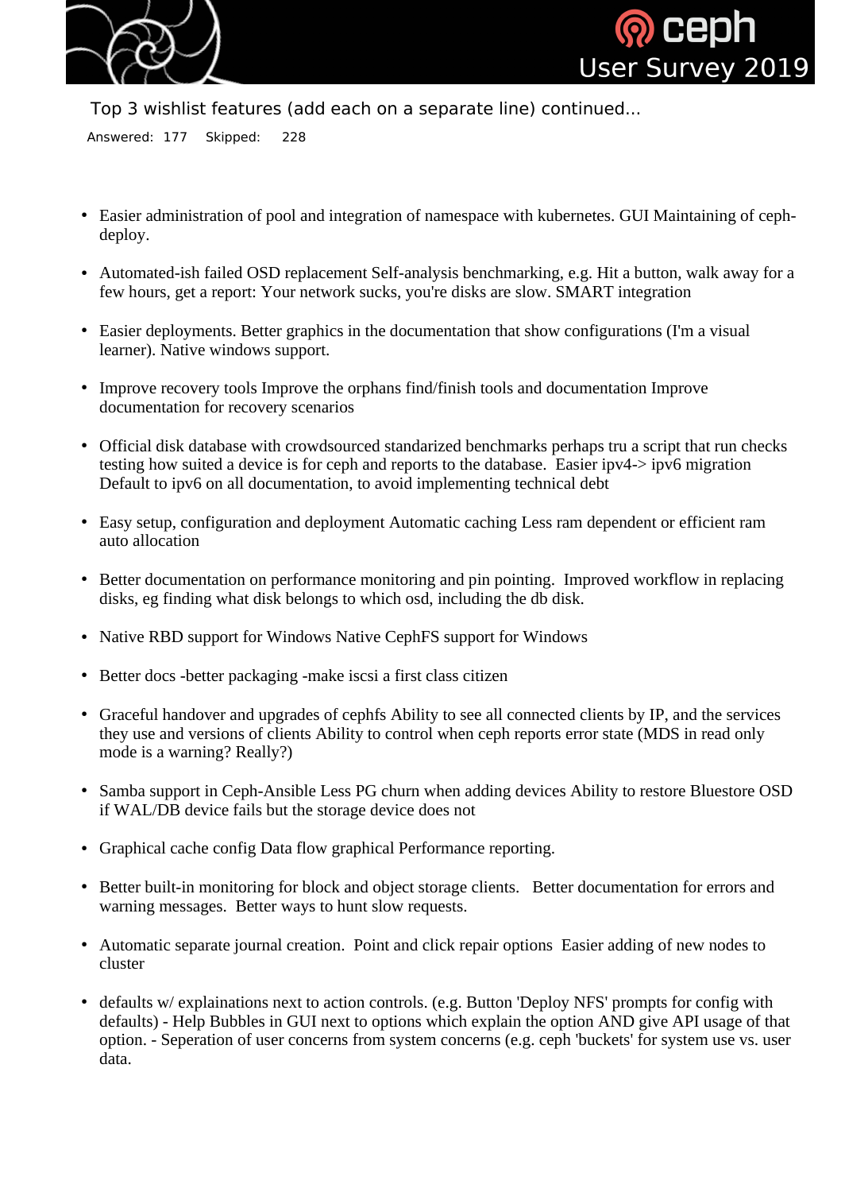Top 3 wishlist features (add each on a separate line) continued...

Answered: 177 Skipped: 228

- Easier administration of pool and integration of namespace with kubernetes. GUI Maintaining of ceph-deploy.
- Automated-ish failed OSD replacement Self-analysis benchmarking, e.g. Hit a button, walk away for a few hours, get a report: Your network sucks, you're disks are slow. SMART integration
- Easier deployments. Better graphics in the documentation that show configurations (I'm a visual learner). Native windows support.
- Improve recovery tools Improve the orphans find/finish tools and documentation Improve documentation for recovery scenarios
- Official disk database with crowdsourced standarized benchmarks perhaps tru a script that run checks testing how suited a device is for ceph and reports to the database. Easier ipv4-> ipv6 migration Default to ipv6 on all documentation, to avoid implementing technical debt
- Easy setup, configuration and deployment Automatic caching Less ram dependent or efficient ram auto allocation
- Better documentation on performance monitoring and pin pointing. Improved workflow in replacing disks, eg finding what disk belongs to which osd, including the db disk.
- Native RBD support for Windows Native CephFS support for Windows
- Better docs -better packaging -make iscsi a first class citizen
- Graceful handover and upgrades of cephfs Ability to see all connected clients by IP, and the services they use and versions of clients Ability to control when ceph reports error state (MDS in read only mode is a warning? Really?)
- Samba support in Ceph-Ansible Less PG churn when adding devices Ability to restore Bluestore OSD if WAL/DB device fails but the storage device does not
- Graphical cache config Data flow graphical Performance reporting.
- Better built-in monitoring for block and object storage clients. Better documentation for errors and warning messages. Better ways to hunt slow requests.
- Automatic separate journal creation. Point and click repair options Easier adding of new nodes to cluster
- defaults w/ explainations next to action controls. (e.g. Button 'Deploy NFS' prompts for config with defaults) - Help Bubbles in GUI next to options which explain the option AND give API usage of that option. - Seperation of user concerns from system concerns (e.g. ceph 'buckets' for system use vs. user data.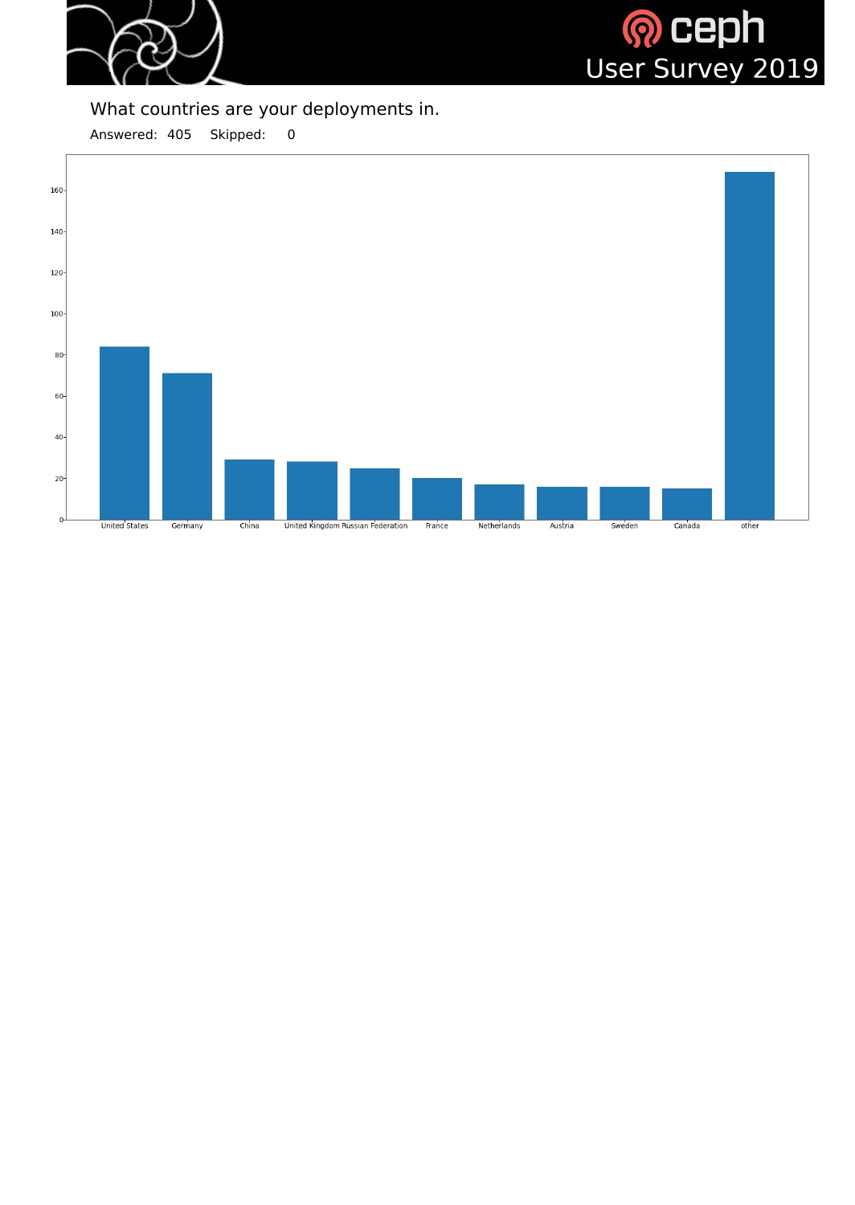What countries are your deployments in.

Answered: 405    Skipped: 0

| Country | Count |
|---|---|
| United States | 84 |
| Germany | 71 |
| China | 29 |
| United Kingdom | 28 |
| Russian Federation | 25 |
| France | 20 |
| Netherlands | 17 |
| Austria | 16 |
| Sweden | 16 |
| Canada | 15 |
| other | 169 |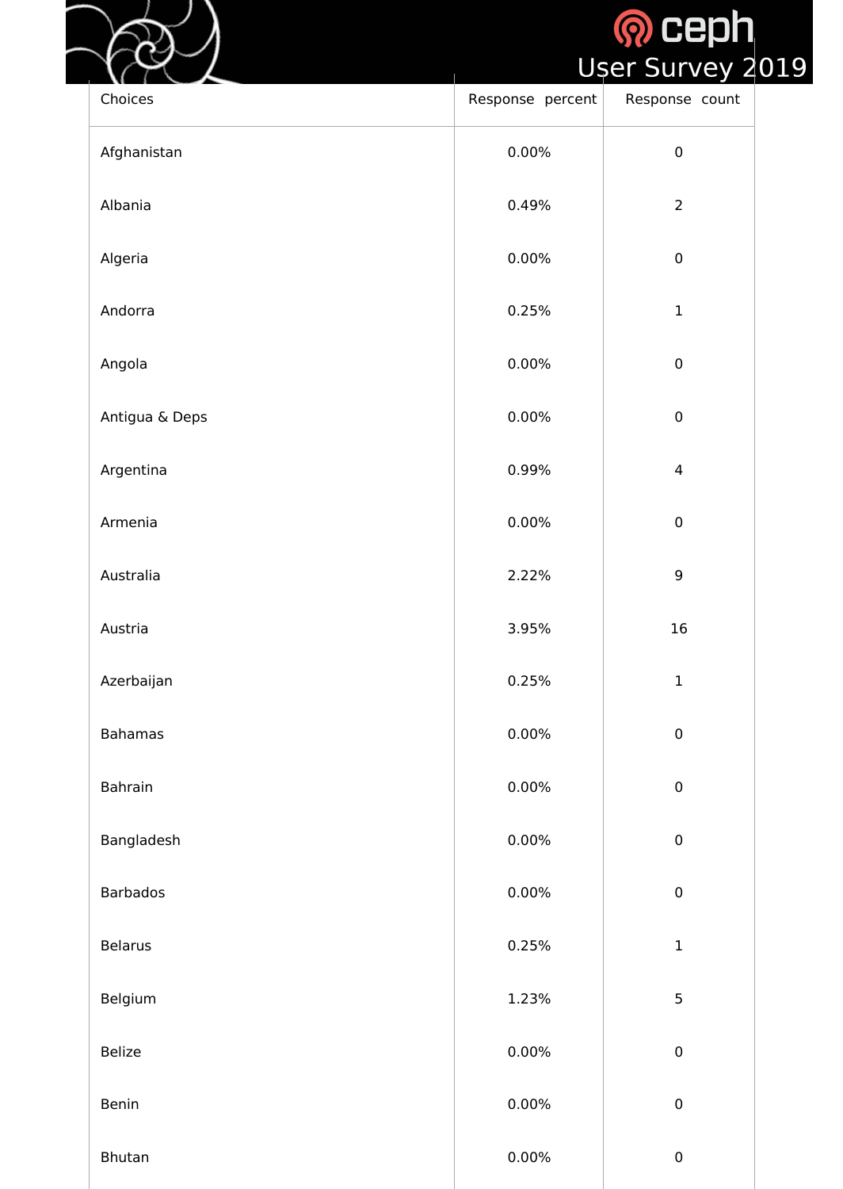| Choices | Response percent | Response count |
| --- | --- | --- |
| Afghanistan | 0.00% | 0 |
| Albania | 0.49% | 2 |
| Algeria | 0.00% | 0 |
| Andorra | 0.25% | 1 |
| Angola | 0.00% | 0 |
| Antigua & Deps | 0.00% | 0 |
| Argentina | 0.99% | 4 |
| Armenia | 0.00% | 0 |
| Australia | 2.22% | 9 |
| Austria | 3.95% | 16 |
| Azerbaijan | 0.25% | 1 |
| Bahamas | 0.00% | 0 |
| Bahrain | 0.00% | 0 |
| Bangladesh | 0.00% | 0 |
| Barbados | 0.00% | 0 |
| Belarus | 0.25% | 1 |
| Belgium | 1.23% | 5 |
| Belize | 0.00% | 0 |
| Benin | 0.00% | 0 |
| Bhutan | 0.00% | 0 |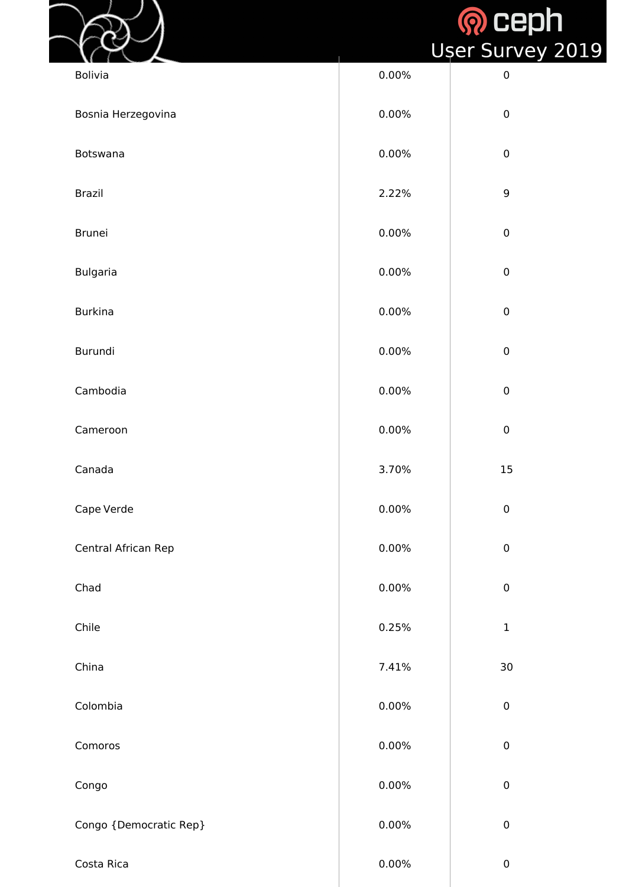| | | |
|---|---|---|
| Bolivia | 0.00% | 0 |
| Bosnia Herzegovina | 0.00% | 0 |
| Botswana | 0.00% | 0 |
| Brazil | 2.22% | 9 |
| Brunei | 0.00% | 0 |
| Bulgaria | 0.00% | 0 |
| Burkina | 0.00% | 0 |
| Burundi | 0.00% | 0 |
| Cambodia | 0.00% | 0 |
| Cameroon | 0.00% | 0 |
| Canada | 3.70% | 15 |
| Cape Verde | 0.00% | 0 |
| Central African Rep | 0.00% | 0 |
| Chad | 0.00% | 0 |
| Chile | 0.25% | 1 |
| China | 7.41% | 30 |
| Colombia | 0.00% | 0 |
| Comoros | 0.00% | 0 |
| Congo | 0.00% | 0 |
| Congo {Democratic Rep} | 0.00% | 0 |
| Costa Rica | 0.00% | 0 |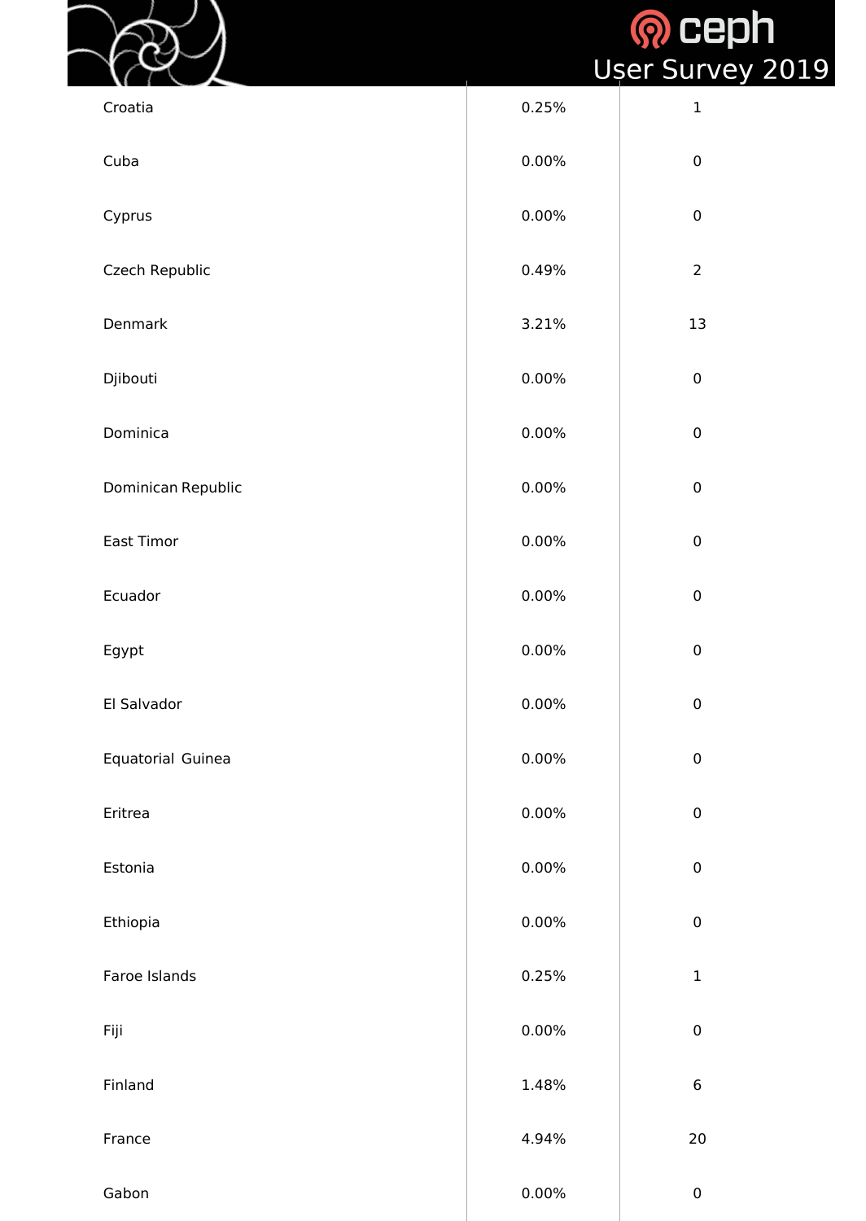| | | |
|---|---|---|
| Croatia | 0.25% | 1 |
| Cuba | 0.00% | 0 |
| Cyprus | 0.00% | 0 |
| Czech Republic | 0.49% | 2 |
| Denmark | 3.21% | 13 |
| Djibouti | 0.00% | 0 |
| Dominica | 0.00% | 0 |
| Dominican Republic | 0.00% | 0 |
| East Timor | 0.00% | 0 |
| Ecuador | 0.00% | 0 |
| Egypt | 0.00% | 0 |
| El Salvador | 0.00% | 0 |
| Equatorial Guinea | 0.00% | 0 |
| Eritrea | 0.00% | 0 |
| Estonia | 0.00% | 0 |
| Ethiopia | 0.00% | 0 |
| Faroe Islands | 0.25% | 1 |
| Fiji | 0.00% | 0 |
| Finland | 1.48% | 6 |
| France | 4.94% | 20 |
| Gabon | 0.00% | 0 |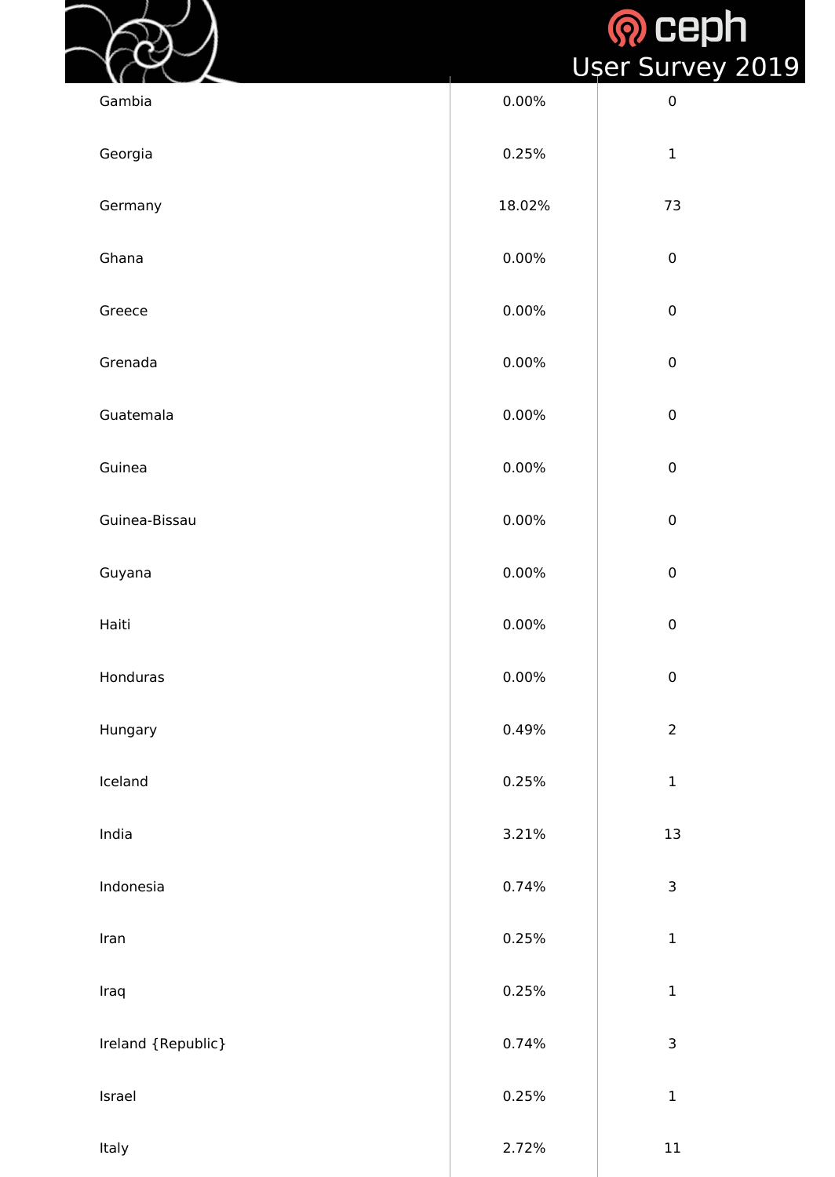| | | |
|---|---|---|
| Gambia | 0.00% | 0 |
| Georgia | 0.25% | 1 |
| Germany | 18.02% | 73 |
| Ghana | 0.00% | 0 |
| Greece | 0.00% | 0 |
| Grenada | 0.00% | 0 |
| Guatemala | 0.00% | 0 |
| Guinea | 0.00% | 0 |
| Guinea-Bissau | 0.00% | 0 |
| Guyana | 0.00% | 0 |
| Haiti | 0.00% | 0 |
| Honduras | 0.00% | 0 |
| Hungary | 0.49% | 2 |
| Iceland | 0.25% | 1 |
| India | 3.21% | 13 |
| Indonesia | 0.74% | 3 |
| Iran | 0.25% | 1 |
| Iraq | 0.25% | 1 |
| Ireland {Republic} | 0.74% | 3 |
| Israel | 0.25% | 1 |
| Italy | 2.72% | 11 |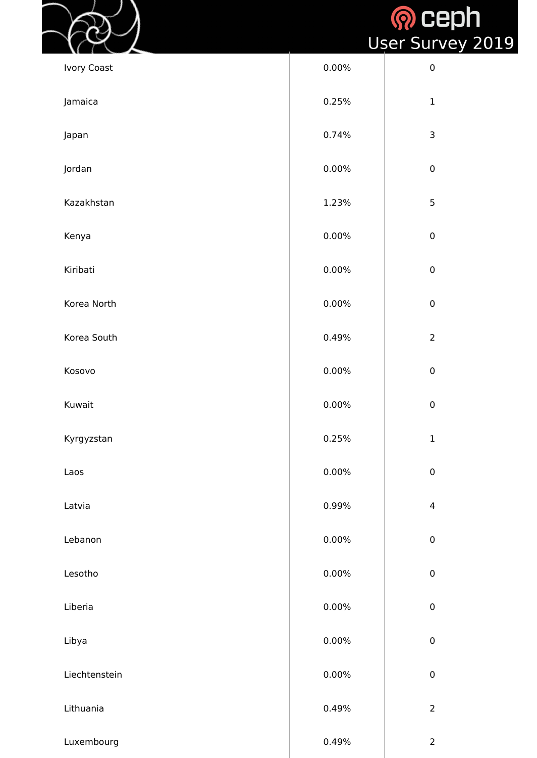| | | |
|---|---|---|
| Ivory Coast | 0.00% | 0 |
| Jamaica | 0.25% | 1 |
| Japan | 0.74% | 3 |
| Jordan | 0.00% | 0 |
| Kazakhstan | 1.23% | 5 |
| Kenya | 0.00% | 0 |
| Kiribati | 0.00% | 0 |
| Korea North | 0.00% | 0 |
| Korea South | 0.49% | 2 |
| Kosovo | 0.00% | 0 |
| Kuwait | 0.00% | 0 |
| Kyrgyzstan | 0.25% | 1 |
| Laos | 0.00% | 0 |
| Latvia | 0.99% | 4 |
| Lebanon | 0.00% | 0 |
| Lesotho | 0.00% | 0 |
| Liberia | 0.00% | 0 |
| Libya | 0.00% | 0 |
| Liechtenstein | 0.00% | 0 |
| Lithuania | 0.49% | 2 |
| Luxembourg | 0.49% | 2 |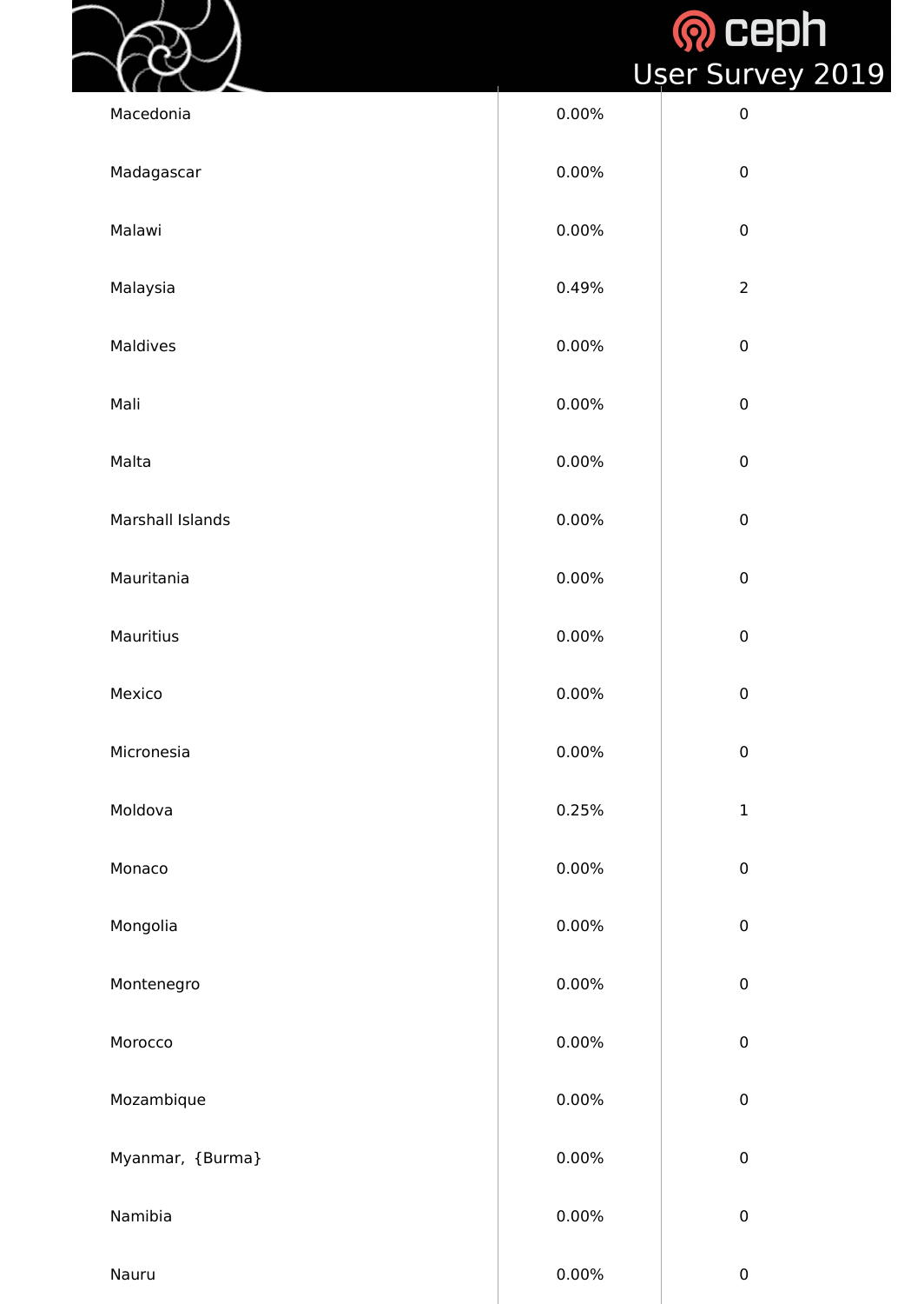| | | |
|---|---|---|
| Macedonia | 0.00% | 0 |
| Madagascar | 0.00% | 0 |
| Malawi | 0.00% | 0 |
| Malaysia | 0.49% | 2 |
| Maldives | 0.00% | 0 |
| Mali | 0.00% | 0 |
| Malta | 0.00% | 0 |
| Marshall Islands | 0.00% | 0 |
| Mauritania | 0.00% | 0 |
| Mauritius | 0.00% | 0 |
| Mexico | 0.00% | 0 |
| Micronesia | 0.00% | 0 |
| Moldova | 0.25% | 1 |
| Monaco | 0.00% | 0 |
| Mongolia | 0.00% | 0 |
| Montenegro | 0.00% | 0 |
| Morocco | 0.00% | 0 |
| Mozambique | 0.00% | 0 |
| Myanmar, {Burma} | 0.00% | 0 |
| Namibia | 0.00% | 0 |
| Nauru | 0.00% | 0 |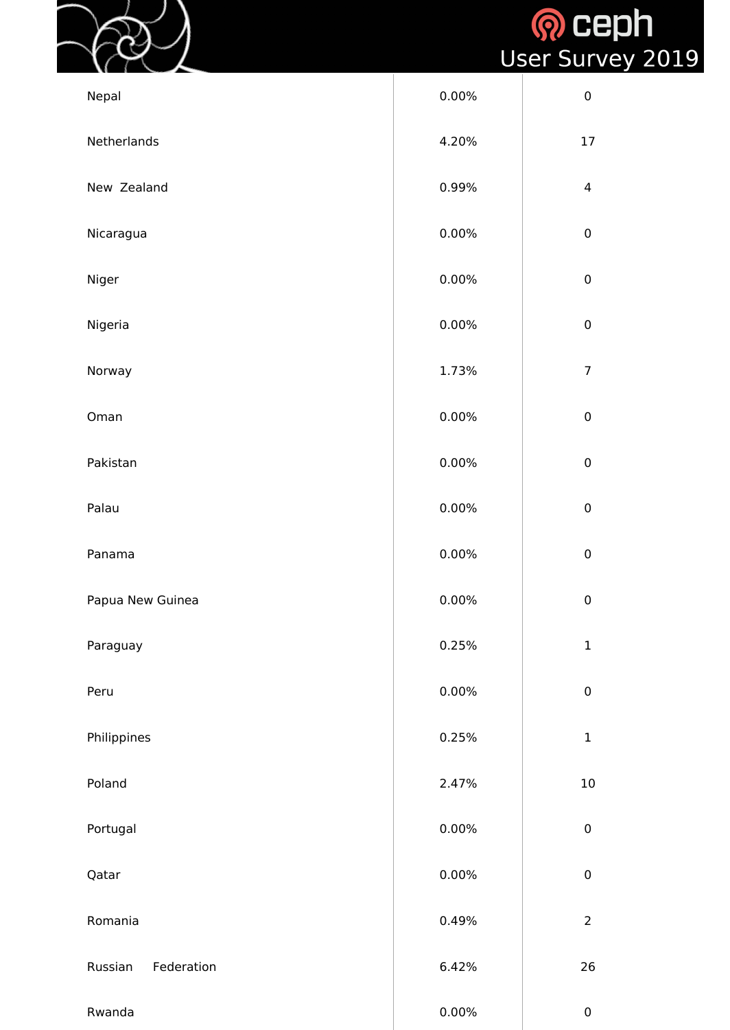| | | |
|---|---|---|
| Nepal | 0.00% | 0 |
| Netherlands | 4.20% | 17 |
| New Zealand | 0.99% | 4 |
| Nicaragua | 0.00% | 0 |
| Niger | 0.00% | 0 |
| Nigeria | 0.00% | 0 |
| Norway | 1.73% | 7 |
| Oman | 0.00% | 0 |
| Pakistan | 0.00% | 0 |
| Palau | 0.00% | 0 |
| Panama | 0.00% | 0 |
| Papua New Guinea | 0.00% | 0 |
| Paraguay | 0.25% | 1 |
| Peru | 0.00% | 0 |
| Philippines | 0.25% | 1 |
| Poland | 2.47% | 10 |
| Portugal | 0.00% | 0 |
| Qatar | 0.00% | 0 |
| Romania | 0.49% | 2 |
| Russian Federation | 6.42% | 26 |
| Rwanda | 0.00% | 0 |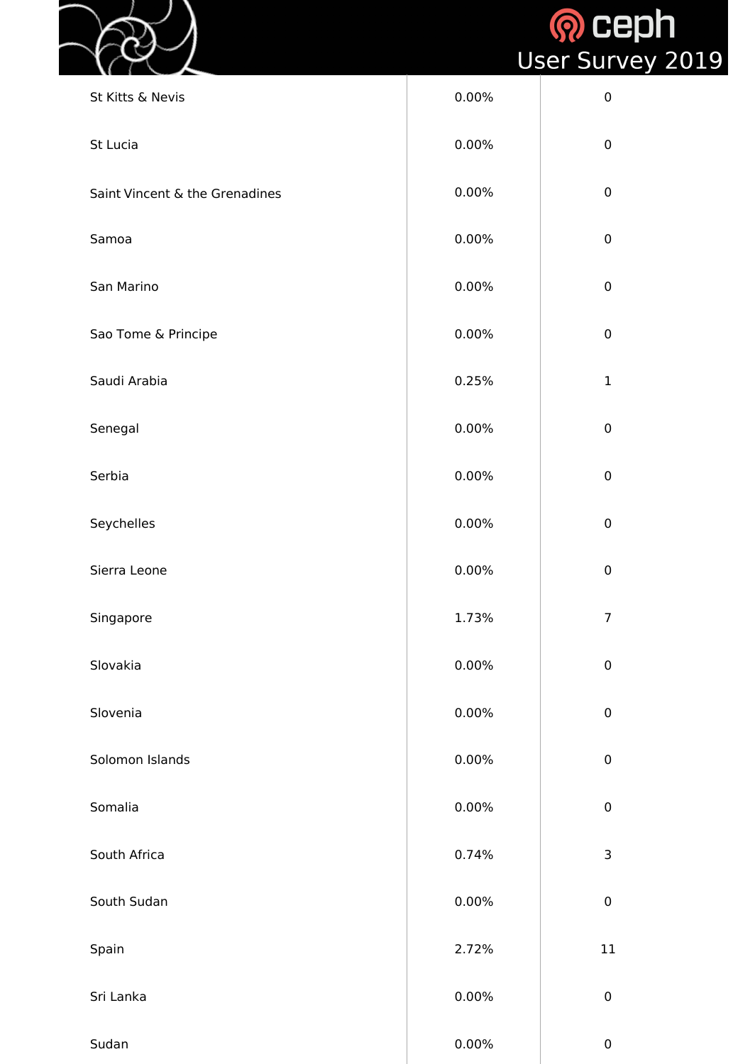| | | |
|---|---|---|
| St Kitts & Nevis | 0.00% | 0 |
| St Lucia | 0.00% | 0 |
| Saint Vincent & the Grenadines | 0.00% | 0 |
| Samoa | 0.00% | 0 |
| San Marino | 0.00% | 0 |
| Sao Tome & Principe | 0.00% | 0 |
| Saudi Arabia | 0.25% | 1 |
| Senegal | 0.00% | 0 |
| Serbia | 0.00% | 0 |
| Seychelles | 0.00% | 0 |
| Sierra Leone | 0.00% | 0 |
| Singapore | 1.73% | 7 |
| Slovakia | 0.00% | 0 |
| Slovenia | 0.00% | 0 |
| Solomon Islands | 0.00% | 0 |
| Somalia | 0.00% | 0 |
| South Africa | 0.74% | 3 |
| South Sudan | 0.00% | 0 |
| Spain | 2.72% | 11 |
| Sri Lanka | 0.00% | 0 |
| Sudan | 0.00% | 0 |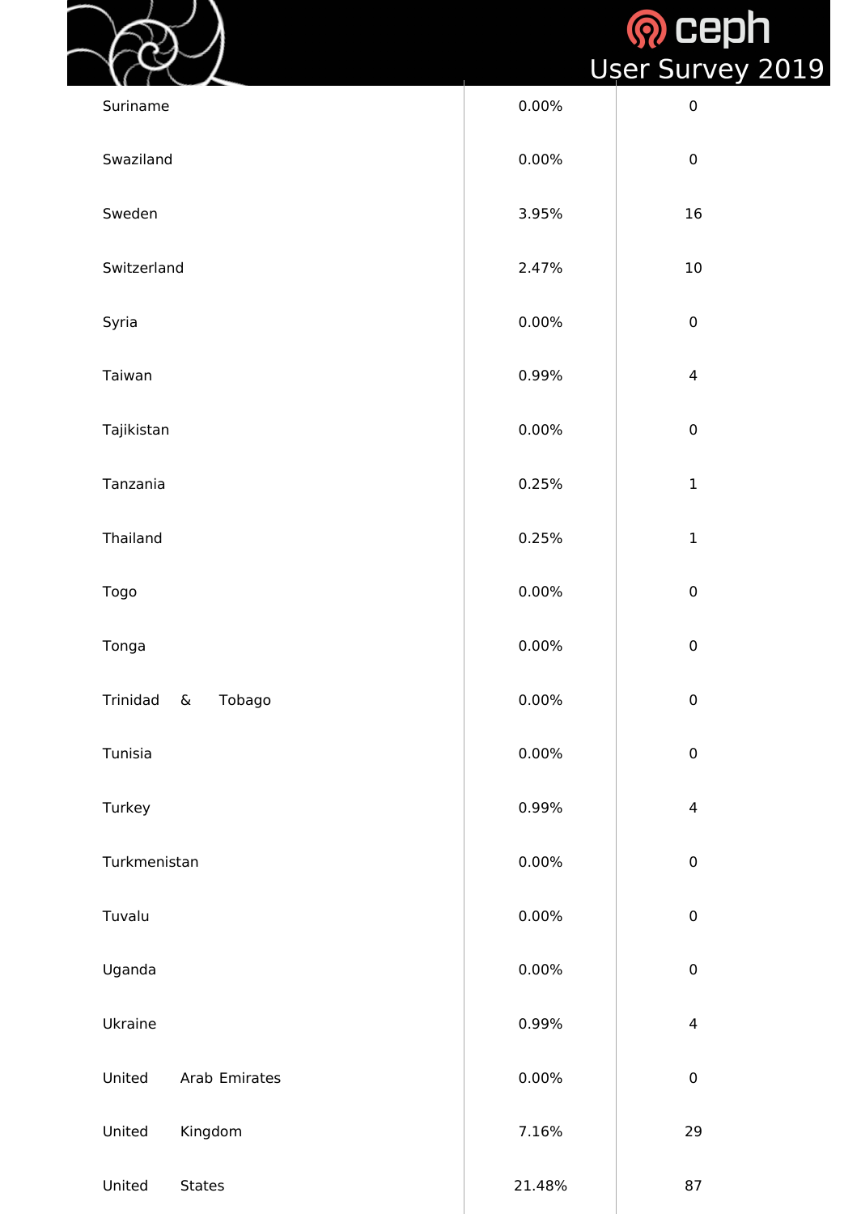| | | |
|---|---|---|
| Suriname | 0.00% | 0 |
| Swaziland | 0.00% | 0 |
| Sweden | 3.95% | 16 |
| Switzerland | 2.47% | 10 |
| Syria | 0.00% | 0 |
| Taiwan | 0.99% | 4 |
| Tajikistan | 0.00% | 0 |
| Tanzania | 0.25% | 1 |
| Thailand | 0.25% | 1 |
| Togo | 0.00% | 0 |
| Tonga | 0.00% | 0 |
| Trinidad & Tobago | 0.00% | 0 |
| Tunisia | 0.00% | 0 |
| Turkey | 0.99% | 4 |
| Turkmenistan | 0.00% | 0 |
| Tuvalu | 0.00% | 0 |
| Uganda | 0.00% | 0 |
| Ukraine | 0.99% | 4 |
| United Arab Emirates | 0.00% | 0 |
| United Kingdom | 7.16% | 29 |
| United States | 21.48% | 87 |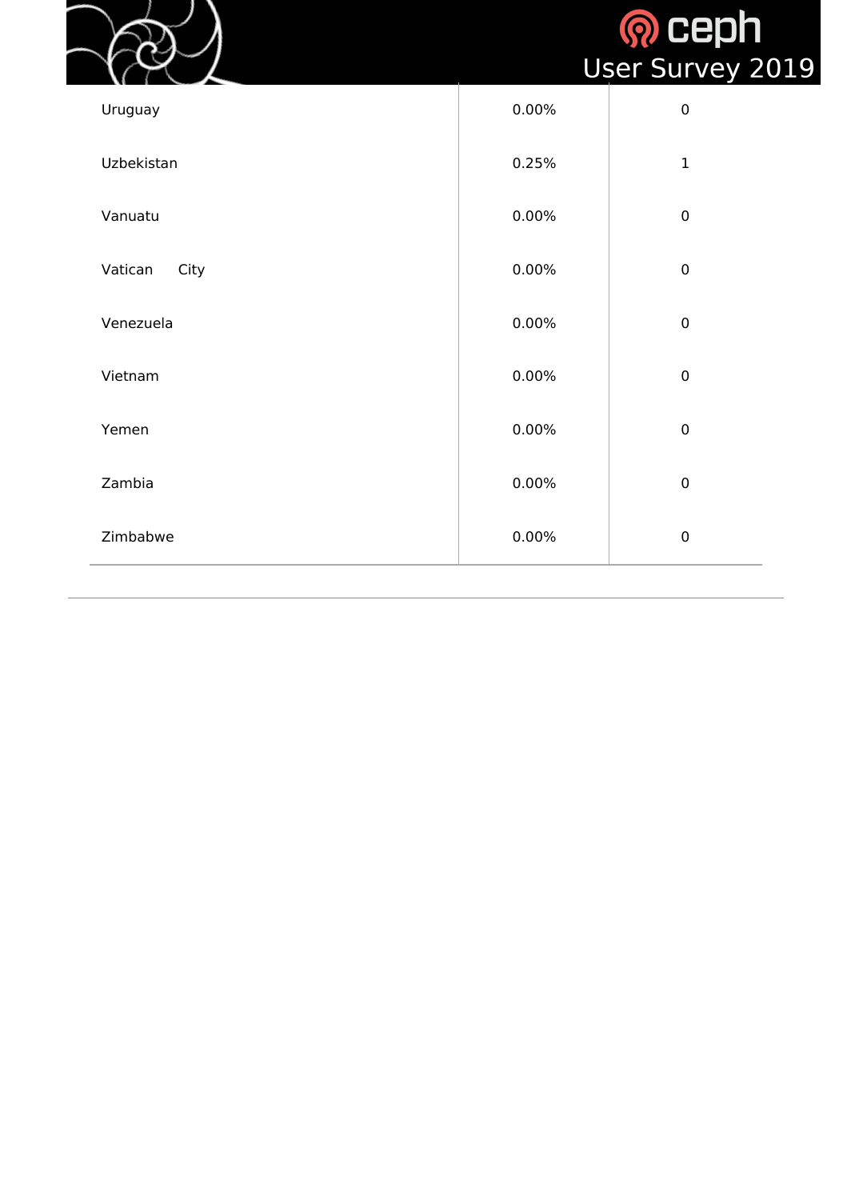| | | |
|---|---|---|
| Uruguay | 0.00% | 0 |
| Uzbekistan | 0.25% | 1 |
| Vanuatu | 0.00% | 0 |
| Vatican City | 0.00% | 0 |
| Venezuela | 0.00% | 0 |
| Vietnam | 0.00% | 0 |
| Yemen | 0.00% | 0 |
| Zambia | 0.00% | 0 |
| Zimbabwe | 0.00% | 0 |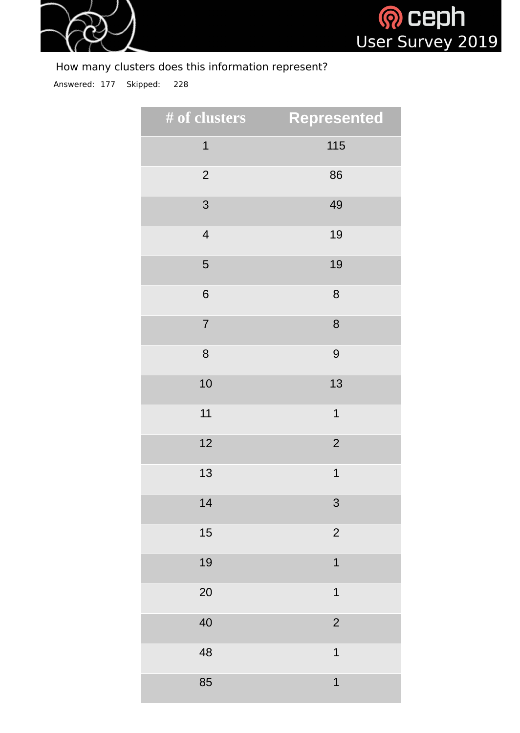How many clusters does this information represent?

Answered: 177 Skipped: 228

| # of clusters | Represented |
| --- | --- |
| 1 | 115 |
| 2 | 86 |
| 3 | 49 |
| 4 | 19 |
| 5 | 19 |
| 6 | 8 |
| 7 | 8 |
| 8 | 9 |
| 10 | 13 |
| 11 | 1 |
| 12 | 2 |
| 13 | 1 |
| 14 | 3 |
| 15 | 2 |
| 19 | 1 |
| 20 | 1 |
| 40 | 2 |
| 48 | 1 |
| 85 | 1 |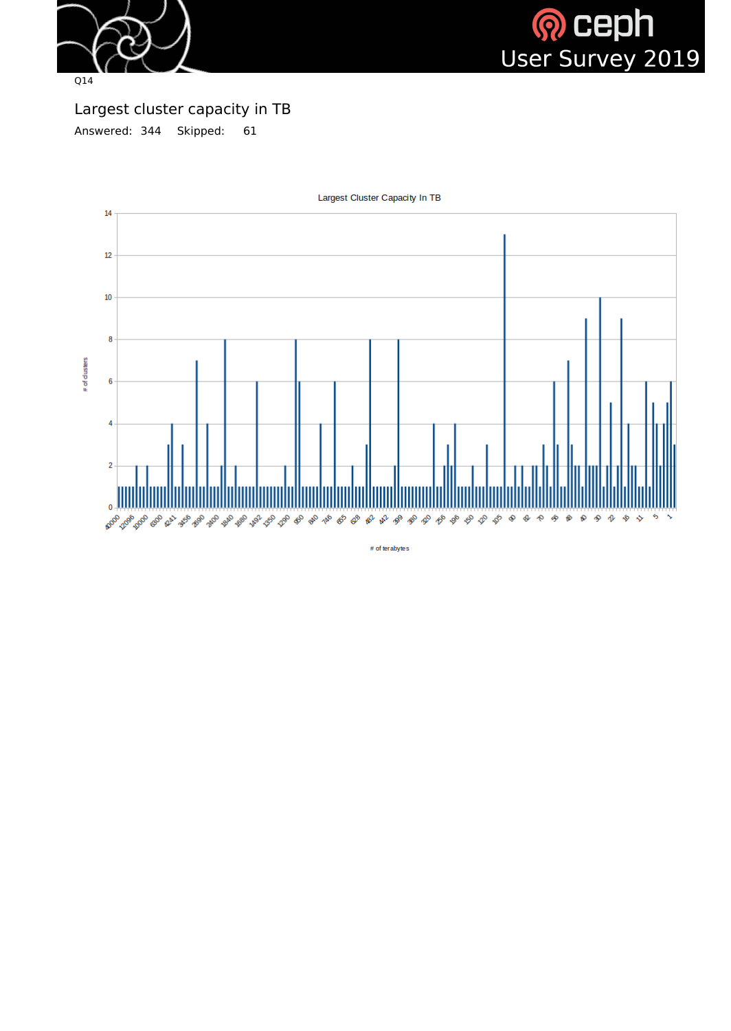Q14

## Largest cluster capacity in TB

Answered: 344 Skipped: 61

Largest Cluster Capacity In TB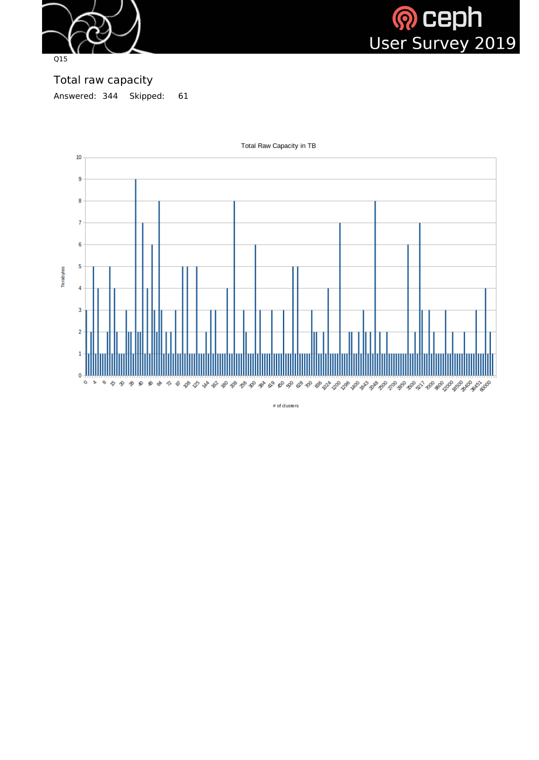Q15

## Total raw capacity

Answered: 344 Skipped: 61

Total Raw Capacity in TB

# of clusters

Terabytes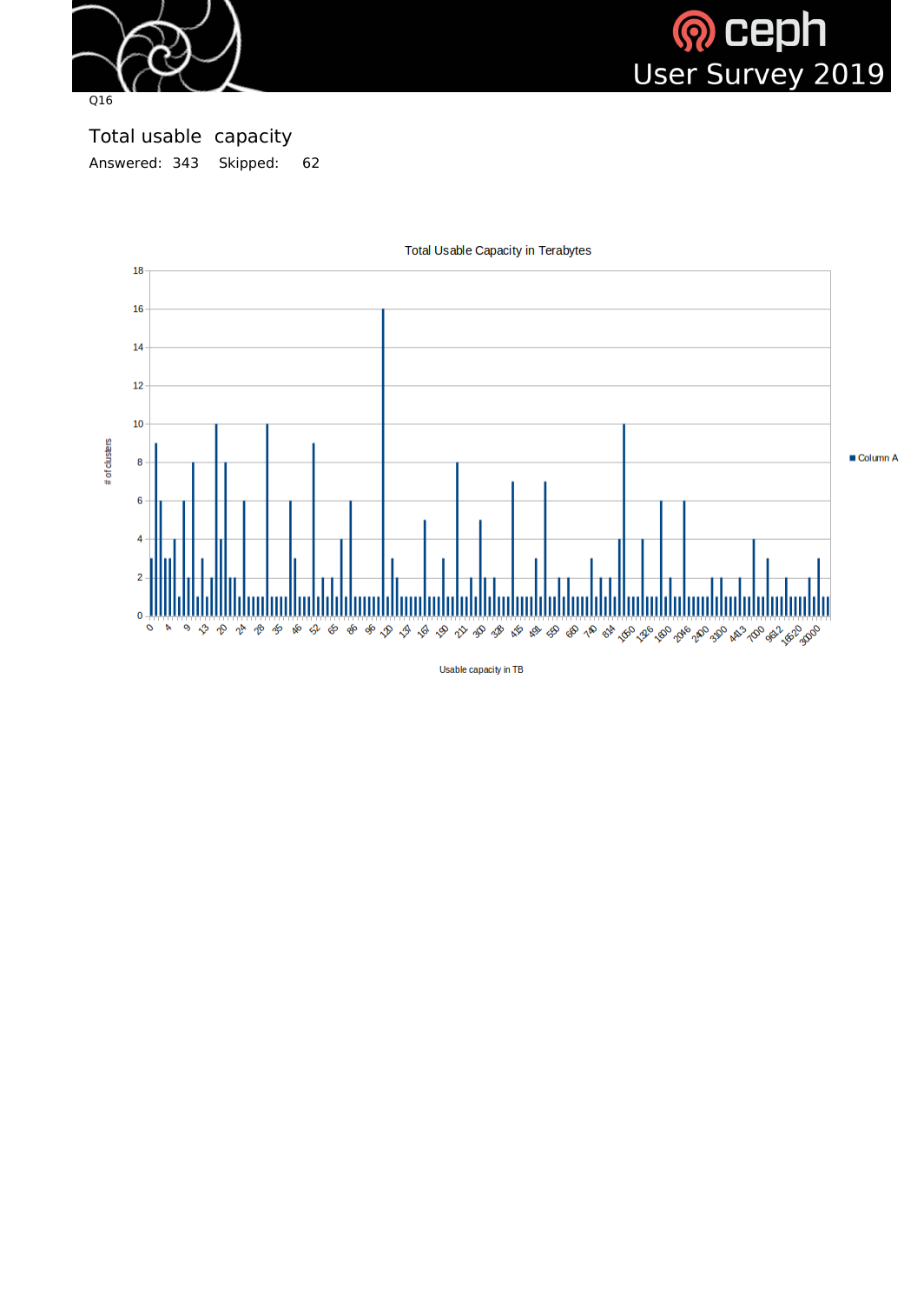Q16

## Total usable capacity

Answered: 343 Skipped: 62

Total Usable Capacity in Terabytes

# of clusters

Usable capacity in TB

Column A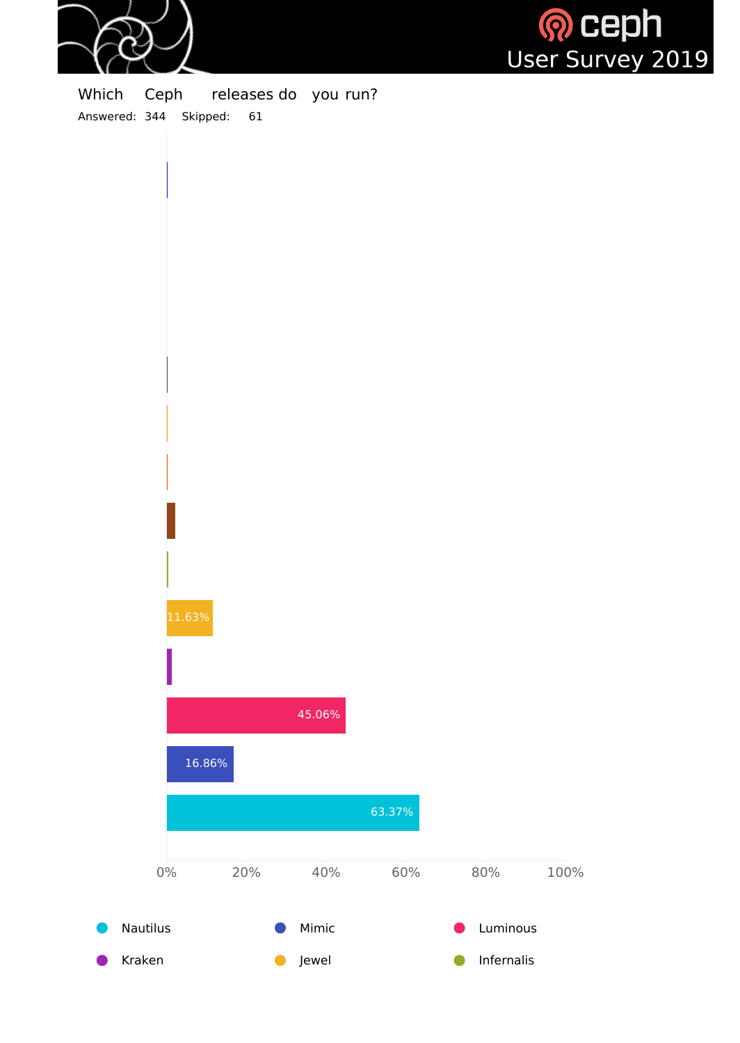Which Ceph releases do you run?

Answered: 344 Skipped: 61

| Release | Percentage |
| --- | --- |
| Nautilus | 63.37% |
| Mimic | 16.86% |
| Luminous | 45.06% |
| Kraken | |
| Jewel | 11.63% |
| Infernalis | |

0% 20% 40% 60% 80% 100%

Nautilus Mimic Luminous Kraken Jewel Infernalis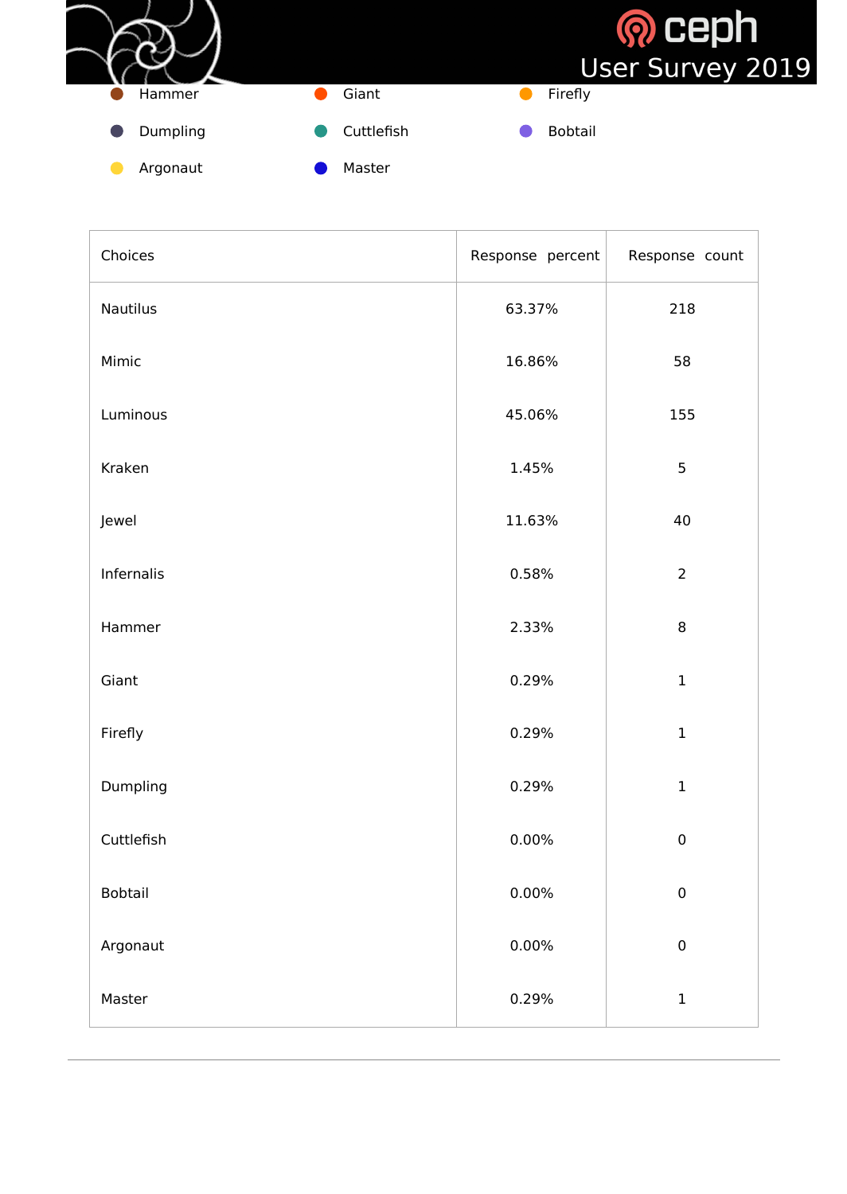Hammer Giant Firefly

Dumpling Cuttlefish Bobtail

Argonaut Master

| Choices | Response percent | Response count |
|---|---|---|
| Nautilus | 63.37% | 218 |
| Mimic | 16.86% | 58 |
| Luminous | 45.06% | 155 |
| Kraken | 1.45% | 5 |
| Jewel | 11.63% | 40 |
| Infernalis | 0.58% | 2 |
| Hammer | 2.33% | 8 |
| Giant | 0.29% | 1 |
| Firefly | 0.29% | 1 |
| Dumpling | 0.29% | 1 |
| Cuttlefish | 0.00% | 0 |
| Bobtail | 0.00% | 0 |
| Argonaut | 0.00% | 0 |
| Master | 0.29% | 1 |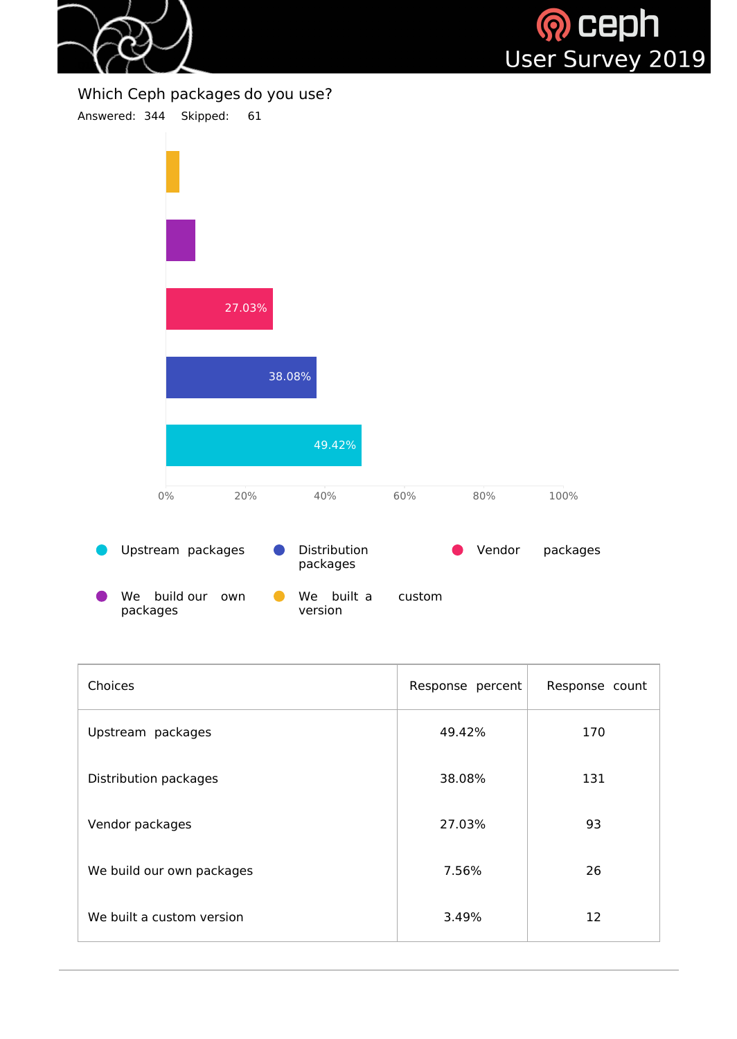## Which Ceph packages do you use?

Answered: 344 Skipped: 61

| Choices | Response percent | Response count |
|---|---|---|
| Upstream packages | 49.42% | 170 |
| Distribution packages | 38.08% | 131 |
| Vendor packages | 27.03% | 93 |
| We build our own packages | 7.56% | 26 |
| We built a custom version | 3.49% | 12 |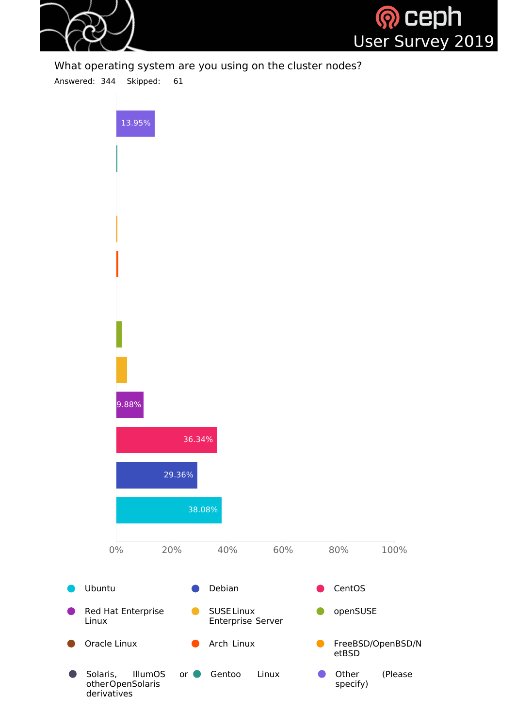What operating system are you using on the cluster nodes?

Answered: 344 Skipped: 61

| Option | Percentage |
|---|---|
| Other (Please specify) | 13.95% |
| Gentoo Linux | |
| Solaris, IllumOS or other OpenSolaris derivatives | |
| FreeBSD/OpenBSD/NetBSD | |
| Arch Linux | |
| Oracle Linux | |
| openSUSE | |
| SUSE Linux Enterprise Server | |
| Red Hat Enterprise Linux | 9.88% |
| CentOS | 36.34% |
| Debian | 29.36% |
| Ubuntu | 38.08% |

0% 20% 40% 60% 80% 100%

- Ubuntu
- Debian
- CentOS
- Red Hat Enterprise Linux
- SUSE Linux Enterprise Server
- openSUSE
- Oracle Linux
- Arch Linux
- FreeBSD/OpenBSD/NetBSD
- Solaris, IllumOS or other OpenSolaris derivatives
- Gentoo Linux
- Other (Please specify)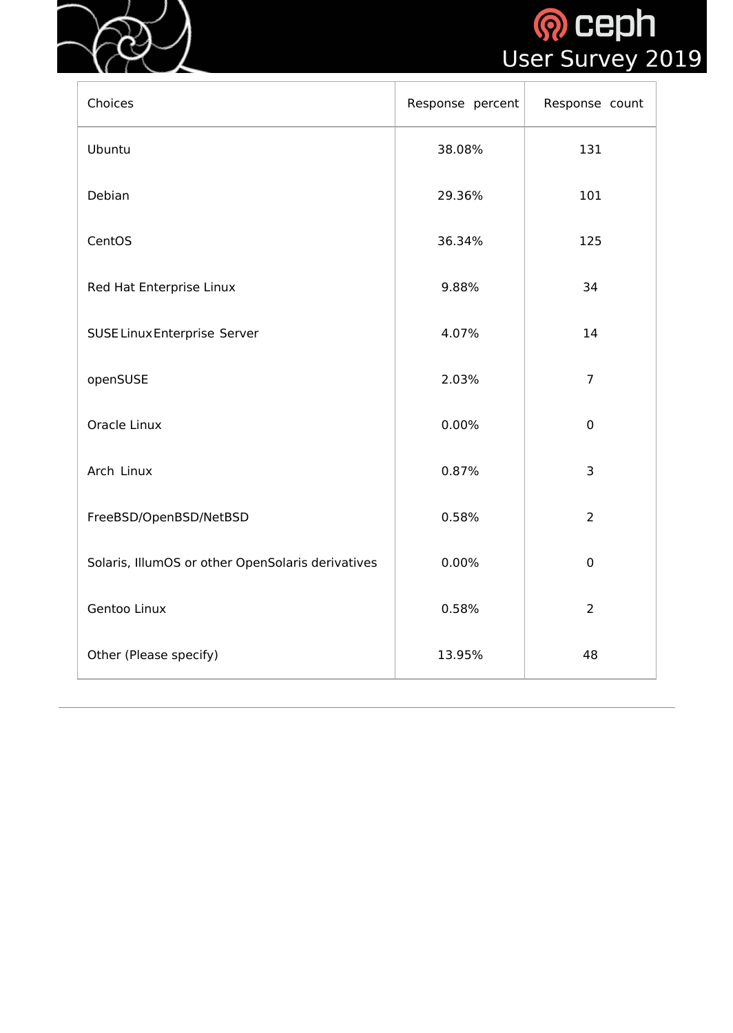| Choices | Response percent | Response count |
| --- | --- | --- |
| Ubuntu | 38.08% | 131 |
| Debian | 29.36% | 101 |
| CentOS | 36.34% | 125 |
| Red Hat Enterprise Linux | 9.88% | 34 |
| SUSE Linux Enterprise Server | 4.07% | 14 |
| openSUSE | 2.03% | 7 |
| Oracle Linux | 0.00% | 0 |
| Arch Linux | 0.87% | 3 |
| FreeBSD/OpenBSD/NetBSD | 0.58% | 2 |
| Solaris, IllumOS or other OpenSolaris derivatives | 0.00% | 0 |
| Gentoo Linux | 0.58% | 2 |
| Other (Please specify) | 13.95% | 48 |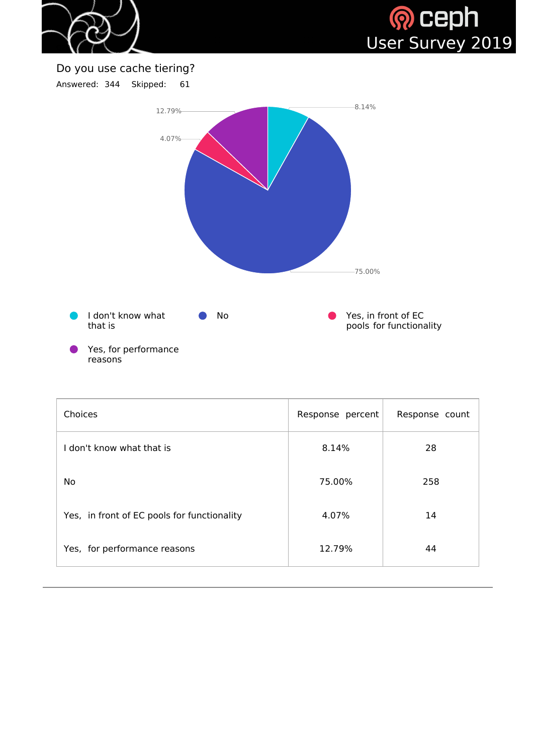## Do you use cache tiering?

Answered: 344 Skipped: 61

| Choices | Response percent | Response count |
|---|---|---|
| I don't know what that is | 8.14% | 28 |
| No | 75.00% | 258 |
| Yes, in front of EC pools for functionality | 4.07% | 14 |
| Yes, for performance reasons | 12.79% | 44 |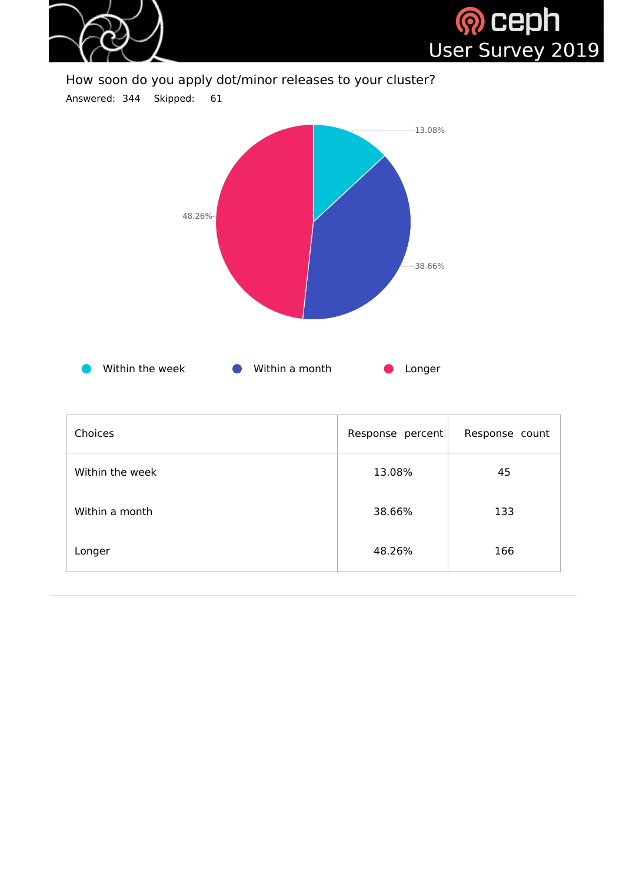## How soon do you apply dot/minor releases to your cluster?

Answered: 344 Skipped: 61

| Choices | Response percent | Response count |
|---|---|---|
| Within the week | 13.08% | 45 |
| Within a month | 38.66% | 133 |
| Longer | 48.26% | 166 |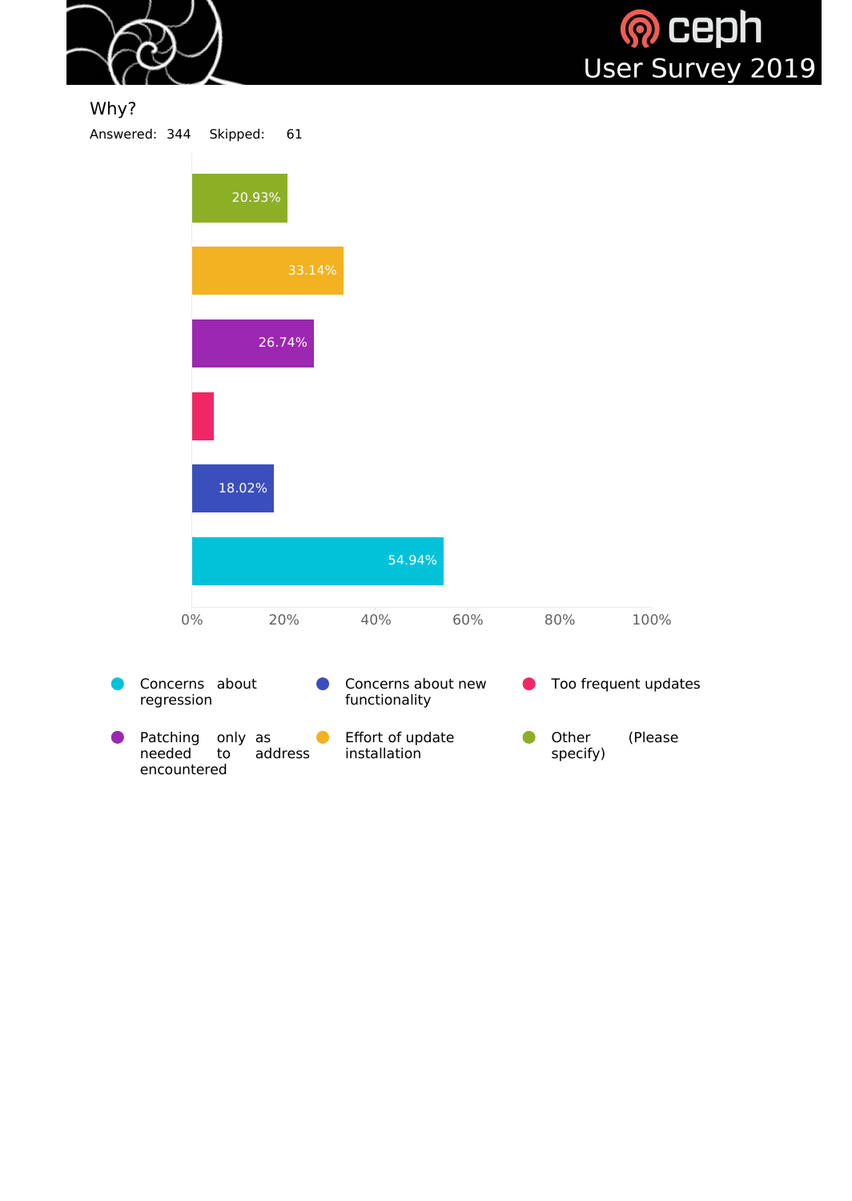## Why?

Answered: 344 Skipped: 61

| Answer | Percentage |
|---|---|
| Concerns about regression | 54.94% |
| Concerns about new functionality | 18.02% |
| Too frequent updates | |
| Patching only as needed to address encountered | 26.74% |
| Effort of update installation | 33.14% |
| Other (Please specify) | 20.93% |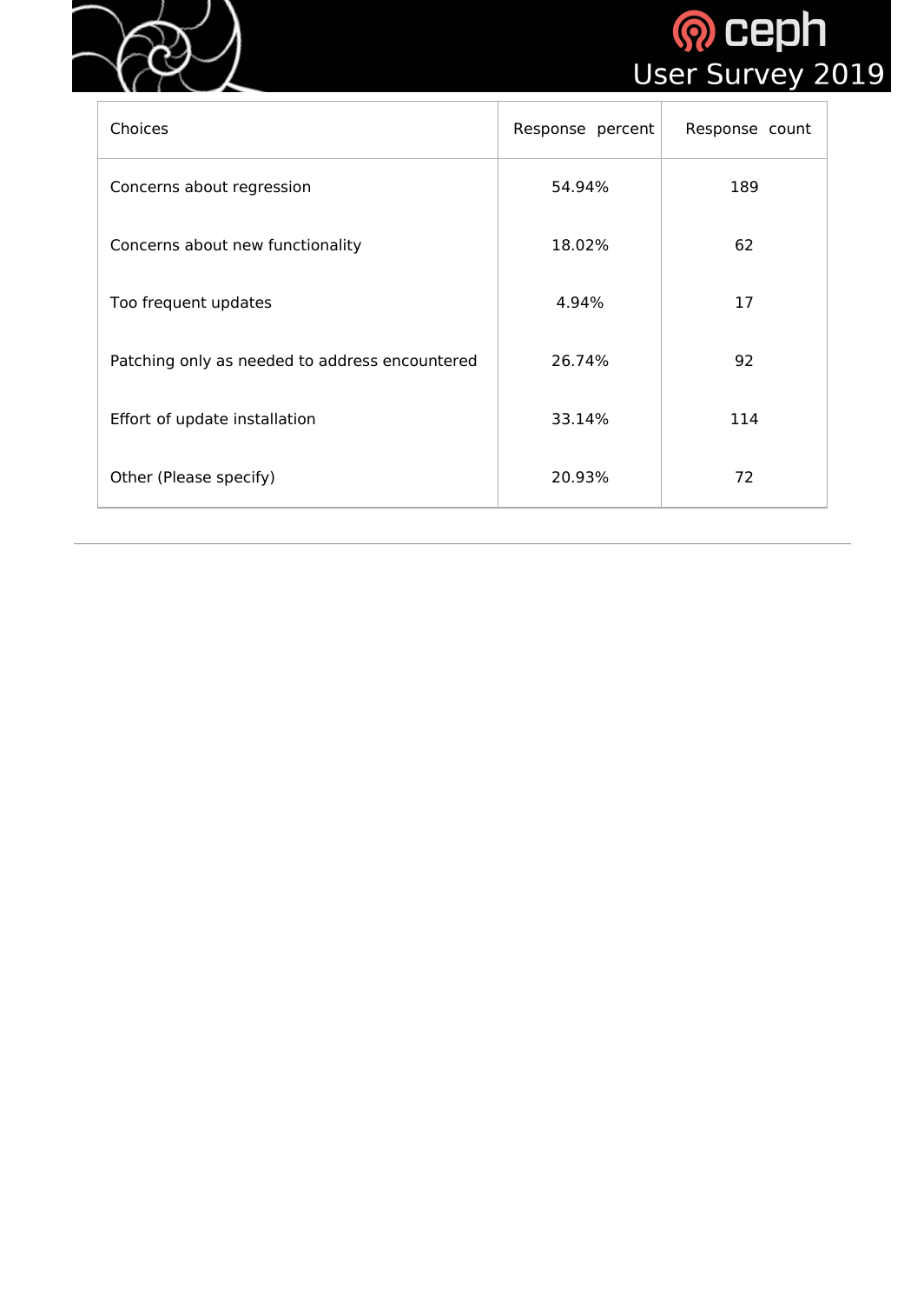| Choices | Response percent | Response count |
| --- | --- | --- |
| Concerns about regression | 54.94% | 189 |
| Concerns about new functionality | 18.02% | 62 |
| Too frequent updates | 4.94% | 17 |
| Patching only as needed to address encountered | 26.74% | 92 |
| Effort of update installation | 33.14% | 114 |
| Other (Please specify) | 20.93% | 72 |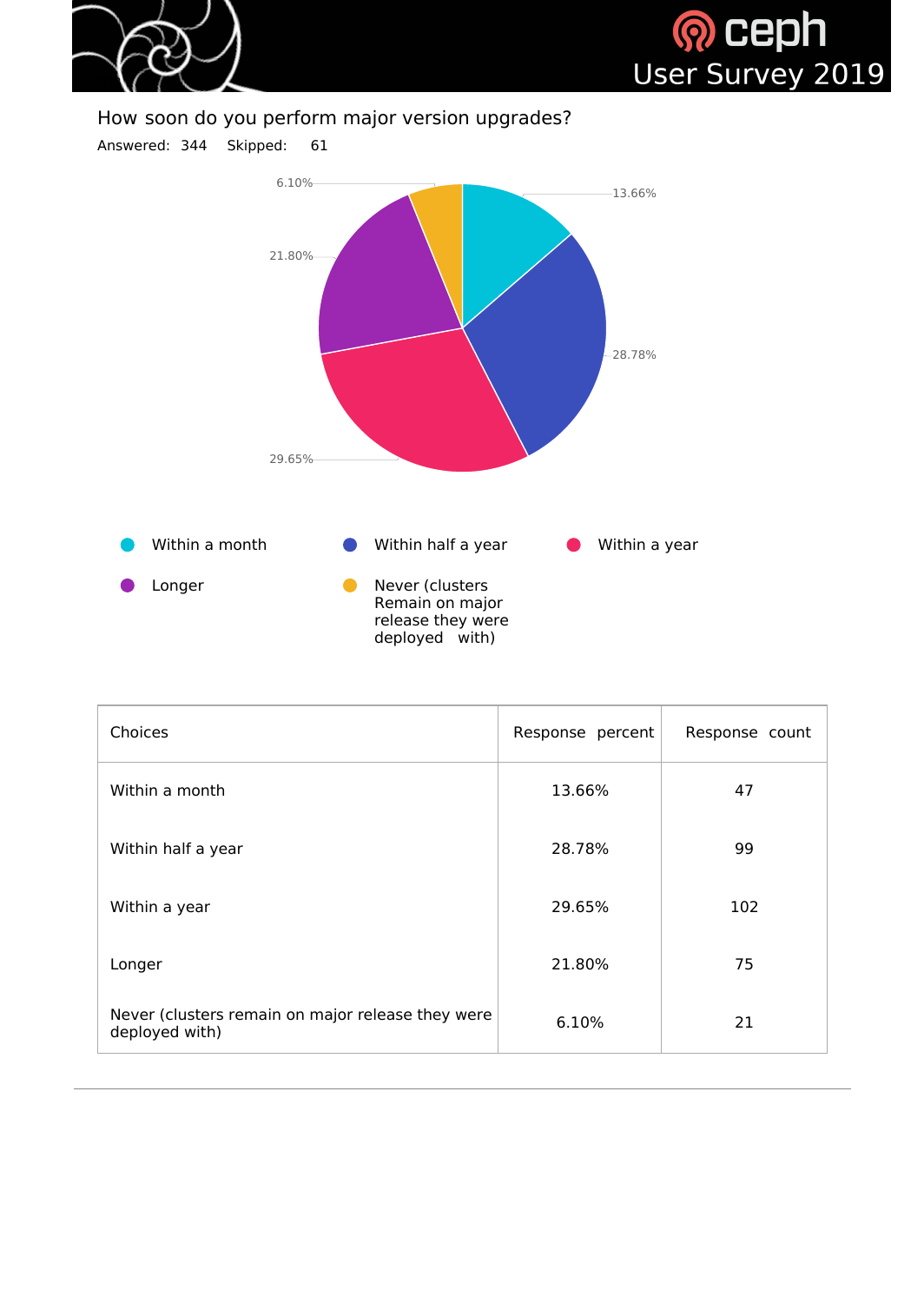## How soon do you perform major version upgrades?

Answered: 344 Skipped: 61

| Choices | Response percent | Response count |
|---|---|---|
| Within a month | 13.66% | 47 |
| Within half a year | 28.78% | 99 |
| Within a year | 29.65% | 102 |
| Longer | 21.80% | 75 |
| Never (clusters remain on major release they were deployed with) | 6.10% | 21 |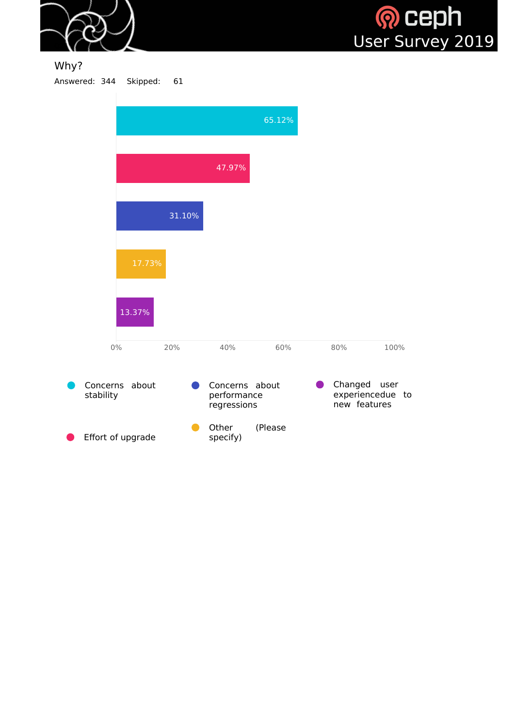## Why?

Answered: 344 Skipped: 61

| Answer | Percentage |
| --- | --- |
| Concerns about stability | 65.12% |
| Effort of upgrade | 47.97% |
| Concerns about performance regressions | 31.10% |
| Other (Please specify) | 17.73% |
| Changed user experiencedue to new features | 13.37% |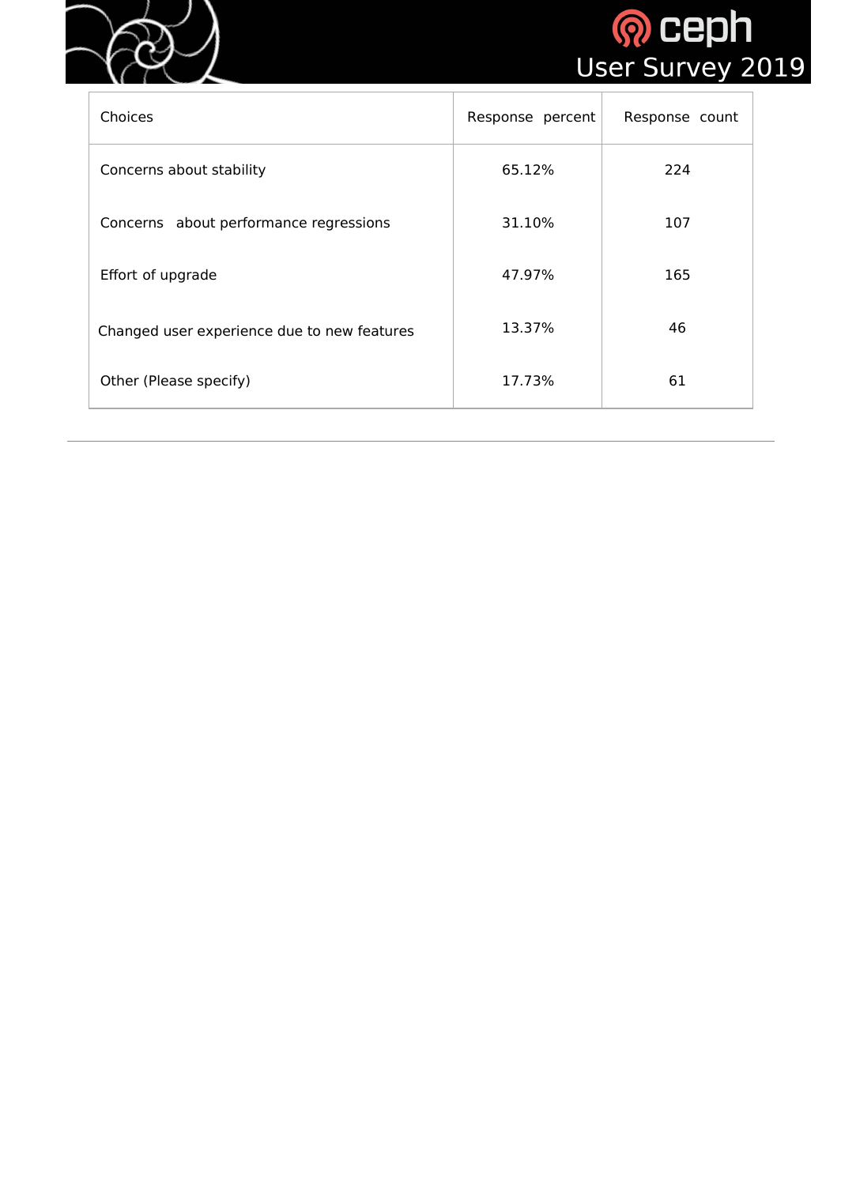| Choices | Response percent | Response count |
| --- | --- | --- |
| Concerns about stability | 65.12% | 224 |
| Concerns about performance regressions | 31.10% | 107 |
| Effort of upgrade | 47.97% | 165 |
| Changed user experience due to new features | 13.37% | 46 |
| Other (Please specify) | 17.73% | 61 |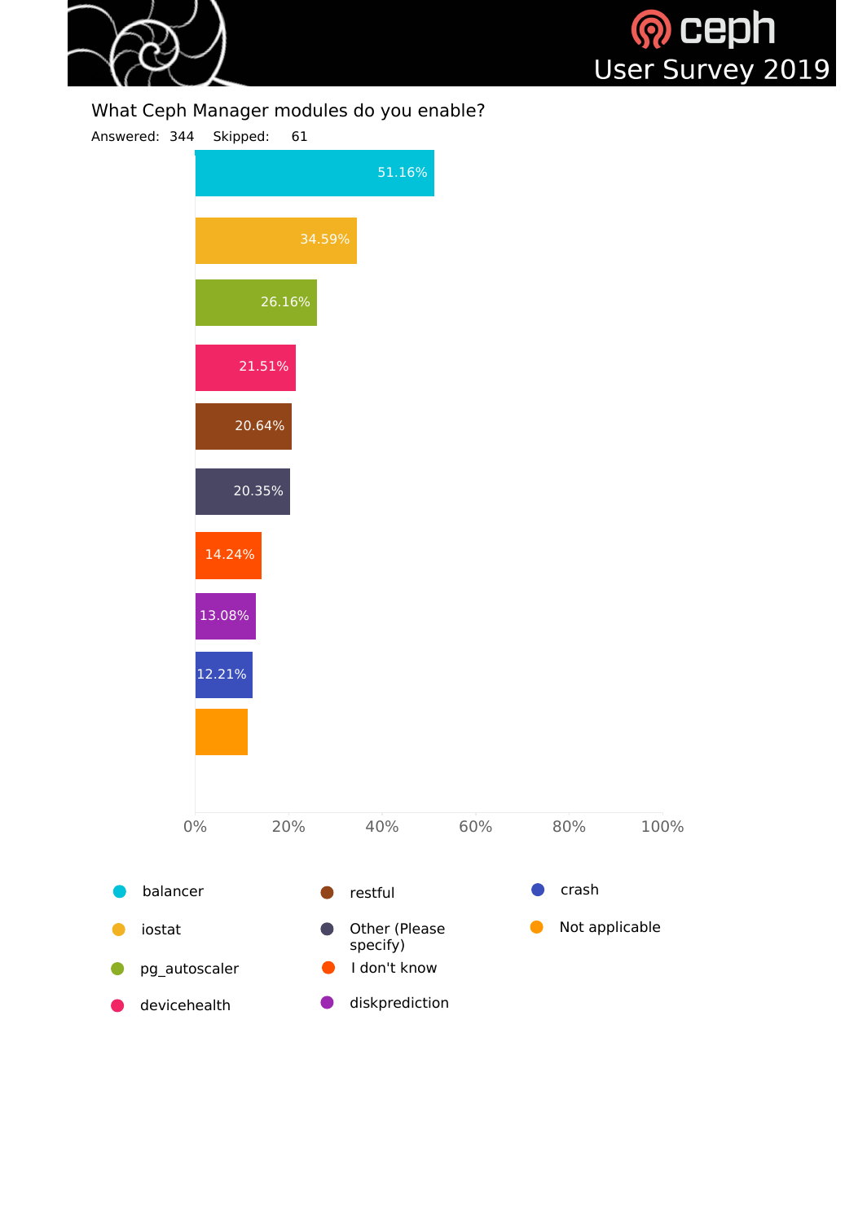## What Ceph Manager modules do you enable?

Answered: 344 Skipped: 61

| Module | Percentage |
|---|---|
| balancer | 51.16% |
| iostat | 34.59% |
| pg_autoscaler | 26.16% |
| devicehealth | 21.51% |
| restful | 20.64% |
| Other (Please specify) | 20.35% |
| I don't know | 14.24% |
| diskprediction | 13.08% |
| crash | 12.21% |
| Not applicable | |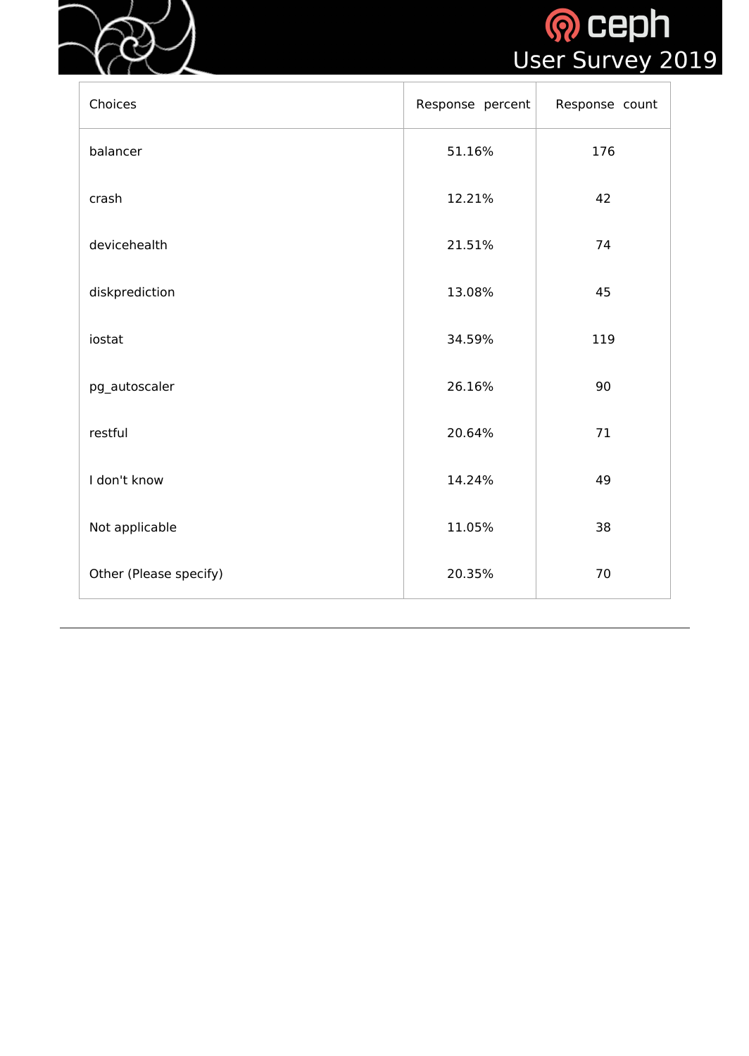| Choices | Response percent | Response count |
|---|---|---|
| balancer | 51.16% | 176 |
| crash | 12.21% | 42 |
| devicehealth | 21.51% | 74 |
| diskprediction | 13.08% | 45 |
| iostat | 34.59% | 119 |
| pg_autoscaler | 26.16% | 90 |
| restful | 20.64% | 71 |
| I don't know | 14.24% | 49 |
| Not applicable | 11.05% | 38 |
| Other (Please specify) | 20.35% | 70 |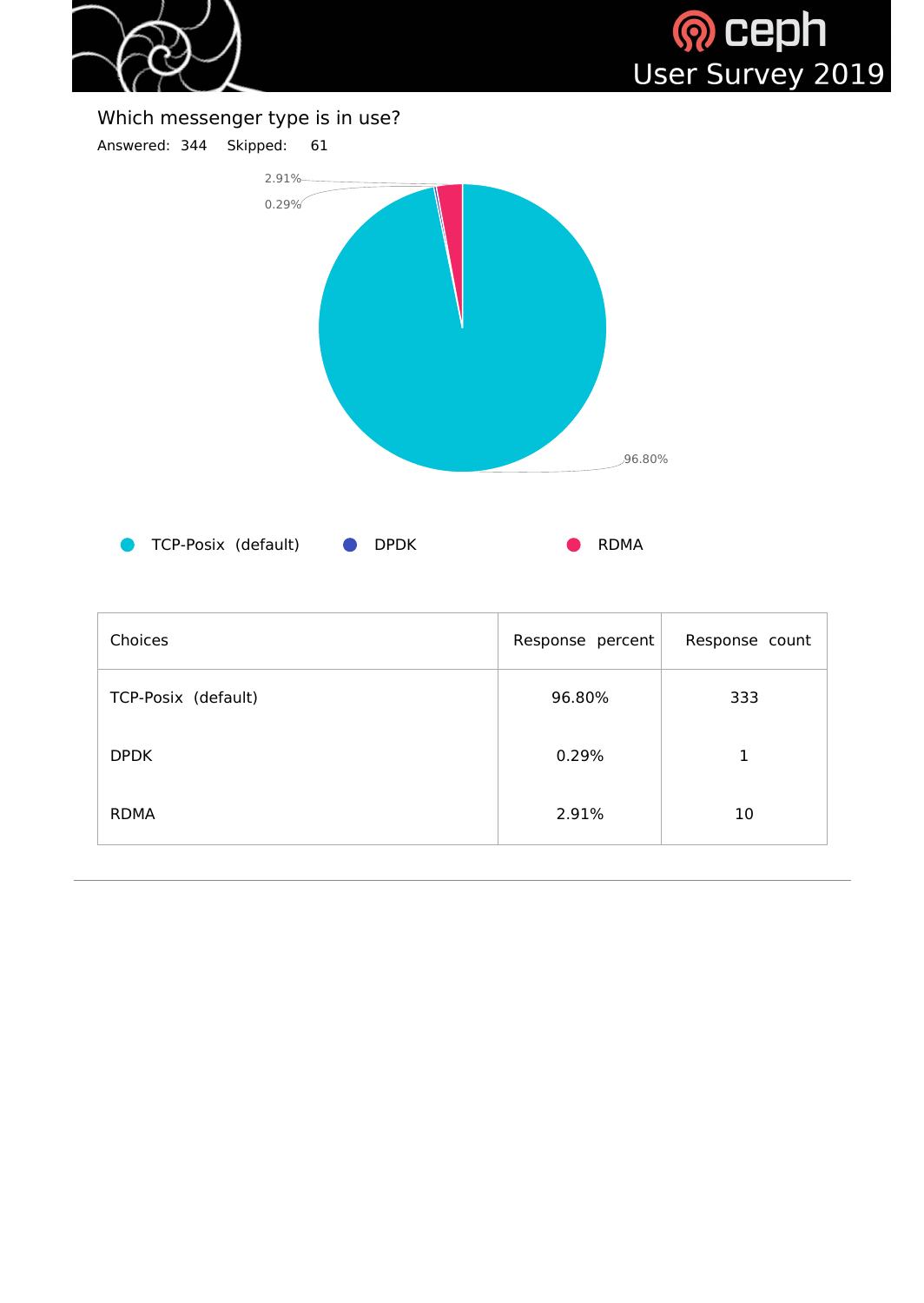## Which messenger type is in use?

Answered: 344 Skipped: 61

| Choices | Response percent | Response count |
|---|---|---|
| TCP-Posix (default) | 96.80% | 333 |
| DPDK | 0.29% | 1 |
| RDMA | 2.91% | 10 |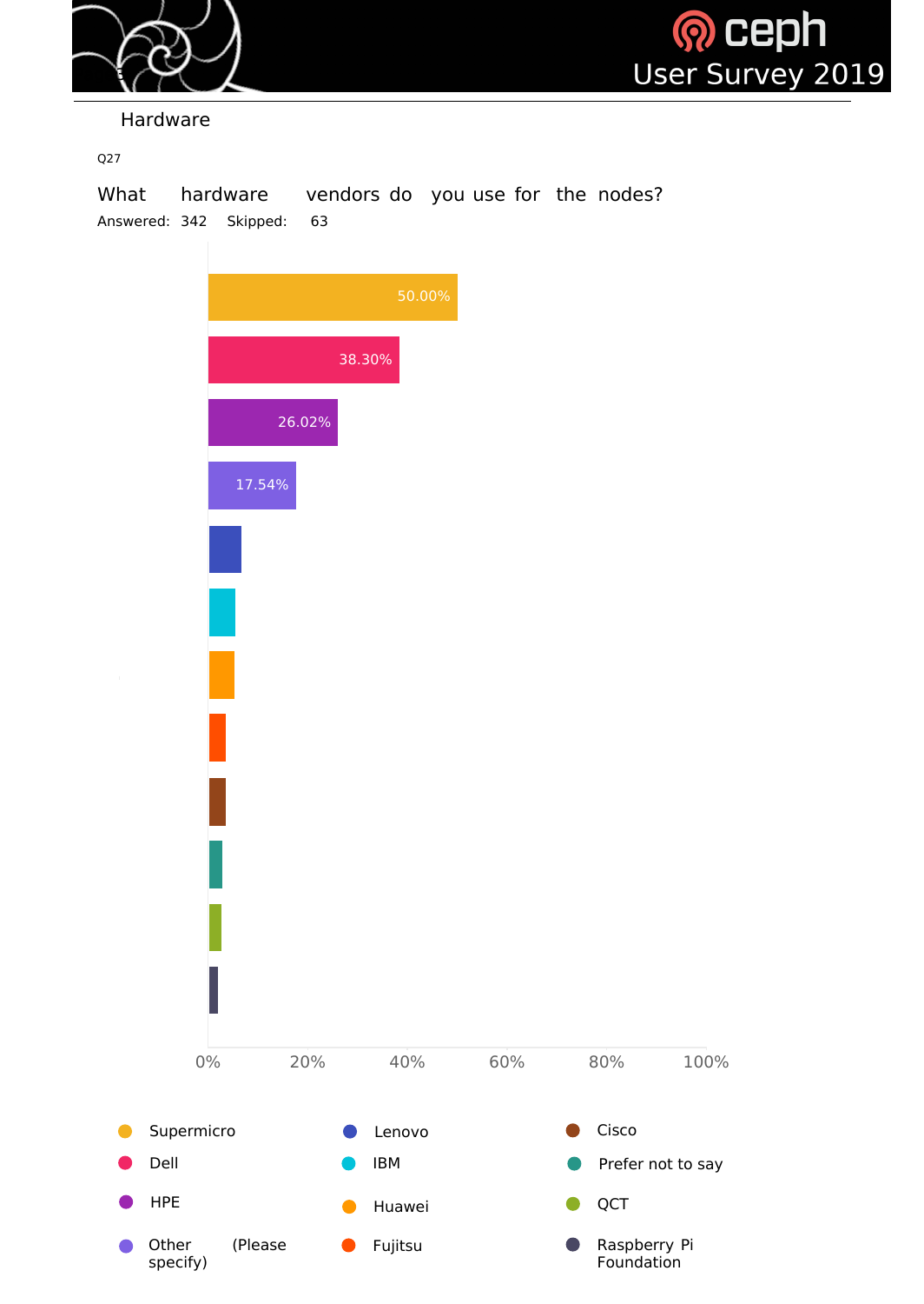## Hardware

Q27

### What hardware vendors do you use for the nodes?

Answered: 342 Skipped: 63

| Vendor | Percentage |
| --- | --- |
| Supermicro | 50.00% |
| Dell | 38.30% |
| HPE | 26.02% |
| Other (Please specify) | 17.54% |
| Lenovo | |
| IBM | |
| Huawei | |
| Fujitsu | |
| Cisco | |
| Prefer not to say | |
| QCT | |
| Raspberry Pi Foundation | |

0% 20% 40% 60% 80% 100%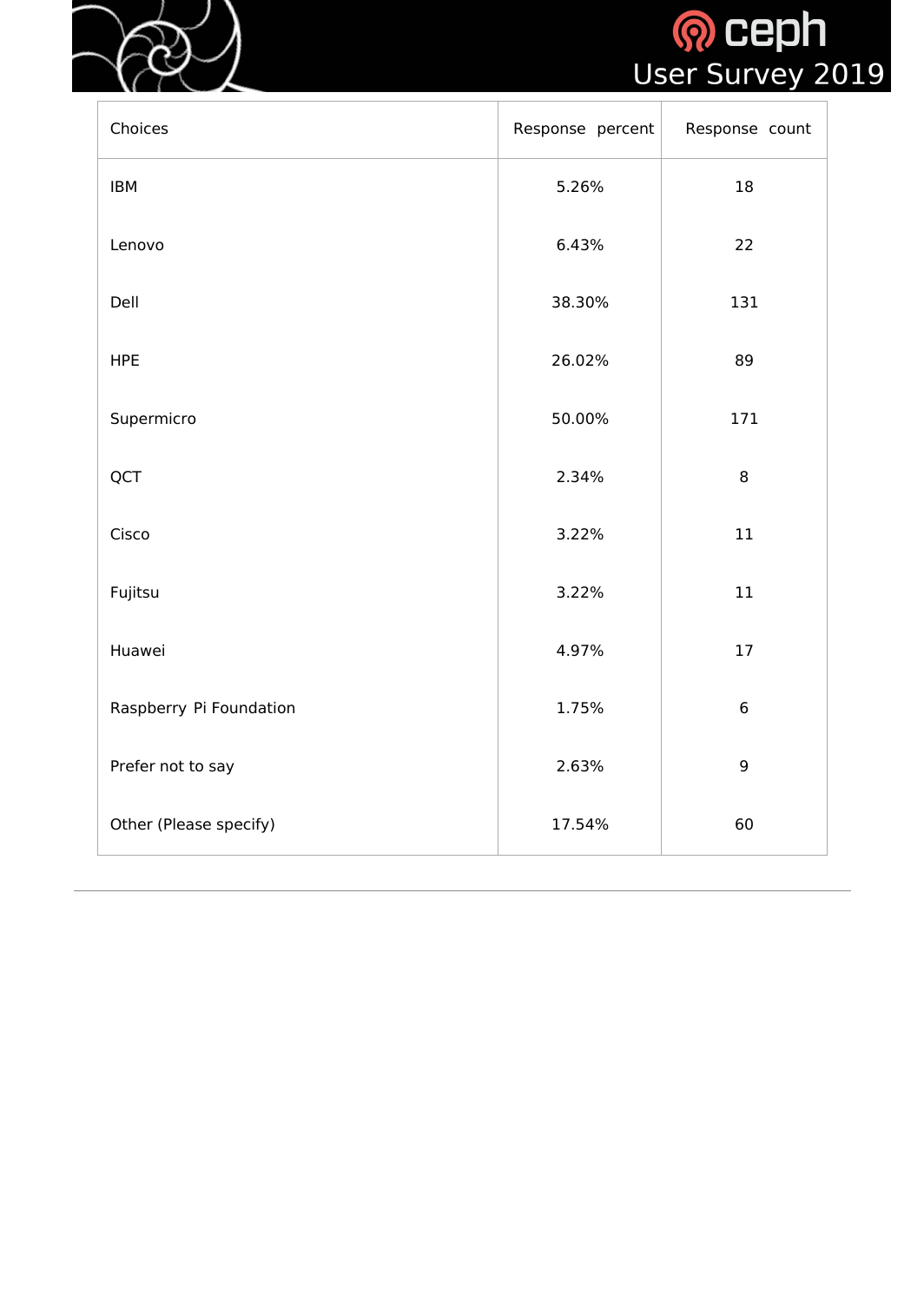| Choices | Response percent | Response count |
|---|---|---|
| IBM | 5.26% | 18 |
| Lenovo | 6.43% | 22 |
| Dell | 38.30% | 131 |
| HPE | 26.02% | 89 |
| Supermicro | 50.00% | 171 |
| QCT | 2.34% | 8 |
| Cisco | 3.22% | 11 |
| Fujitsu | 3.22% | 11 |
| Huawei | 4.97% | 17 |
| Raspberry Pi Foundation | 1.75% | 6 |
| Prefer not to say | 2.63% | 9 |
| Other (Please specify) | 17.54% | 60 |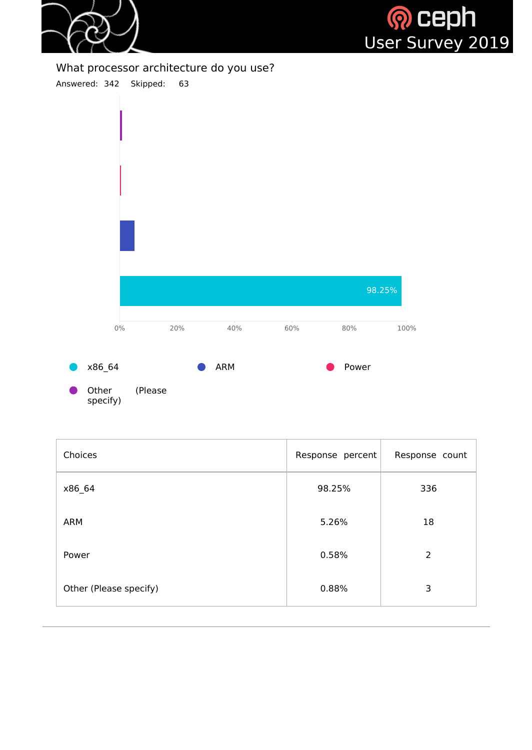## What processor architecture do you use?

Answered: 342 Skipped: 63

| Choices | Response percent | Response count |
|---|---|---|
| x86_64 | 98.25% | 336 |
| ARM | 5.26% | 18 |
| Power | 0.58% | 2 |
| Other (Please specify) | 0.88% | 3 |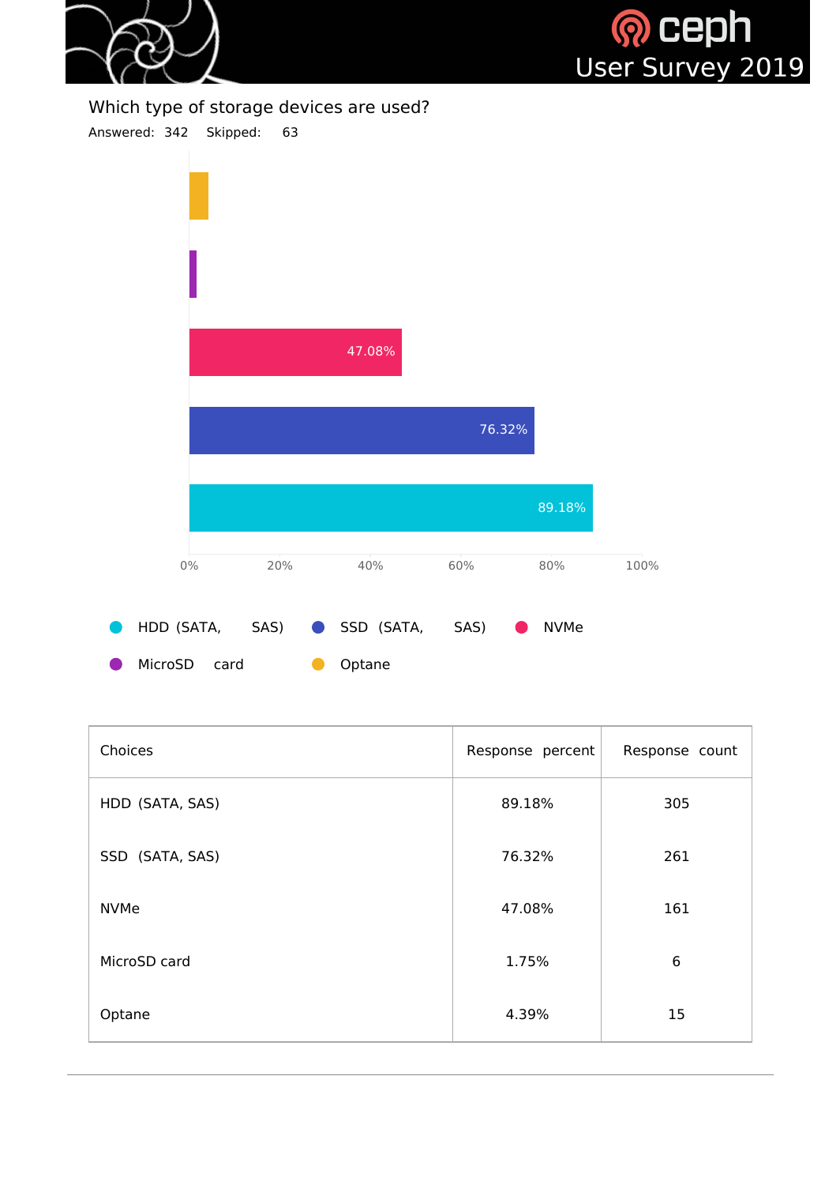## Which type of storage devices are used?

Answered: 342 Skipped: 63

| Choices | Response percent | Response count |
|---|---|---|
| HDD (SATA, SAS) | 89.18% | 305 |
| SSD (SATA, SAS) | 76.32% | 261 |
| NVMe | 47.08% | 161 |
| MicroSD card | 1.75% | 6 |
| Optane | 4.39% | 15 |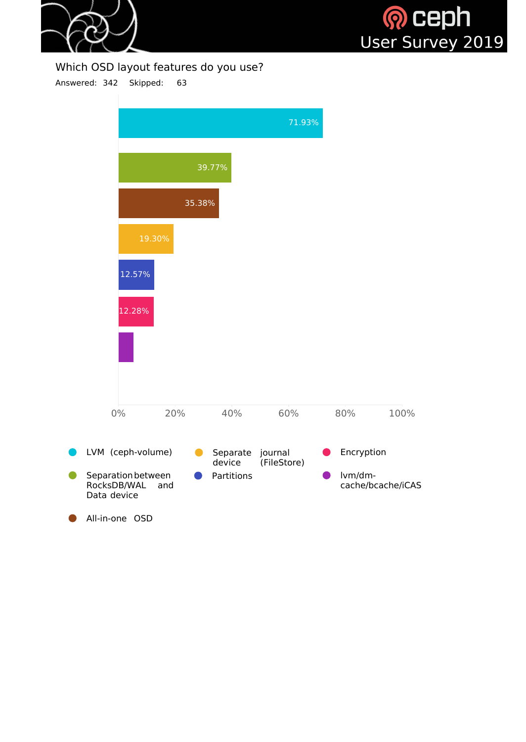## Which OSD layout features do you use?

Answered: 342 Skipped: 63

| Option | Percentage |
| --- | --- |
| LVM (ceph-volume) | 71.93% |
| Separation between RocksDB/WAL and Data device | 39.77% |
| All-in-one OSD | 35.38% |
| Separate journal device (FileStore) | 19.30% |
| Partitions | 12.57% |
| Encryption | 12.28% |
| lvm/dm-cache/bcache/iCAS | |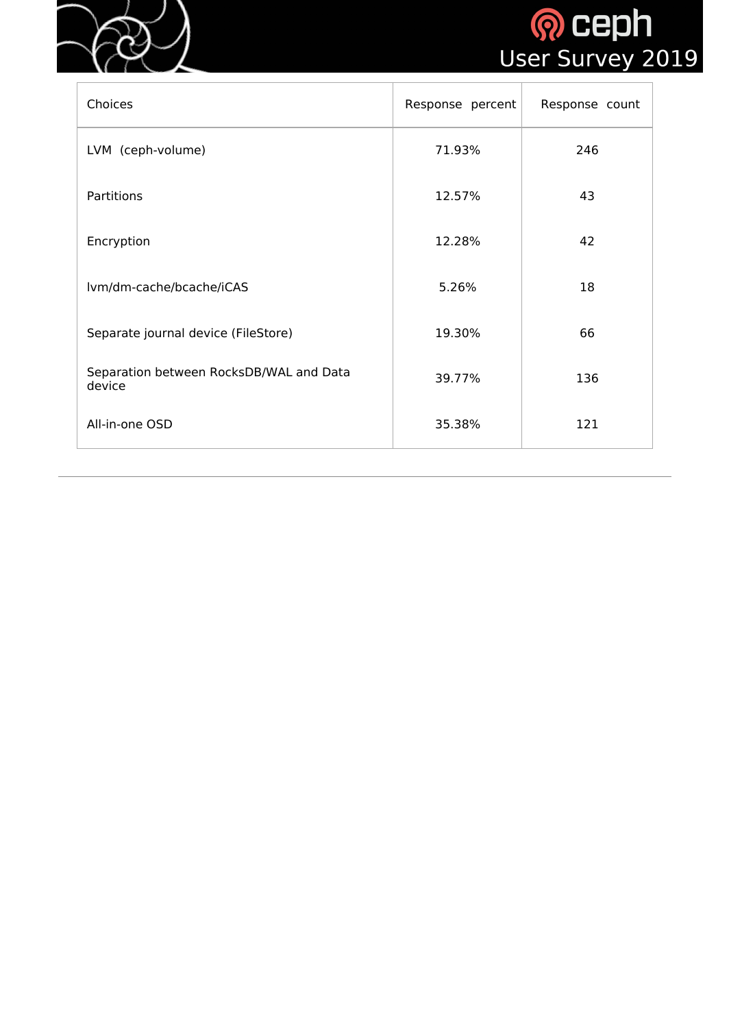| Choices | Response percent | Response count |
| --- | --- | --- |
| LVM (ceph-volume) | 71.93% | 246 |
| Partitions | 12.57% | 43 |
| Encryption | 12.28% | 42 |
| lvm/dm-cache/bcache/iCAS | 5.26% | 18 |
| Separate journal device (FileStore) | 19.30% | 66 |
| Separation between RocksDB/WAL and Data device | 39.77% | 136 |
| All-in-one OSD | 35.38% | 121 |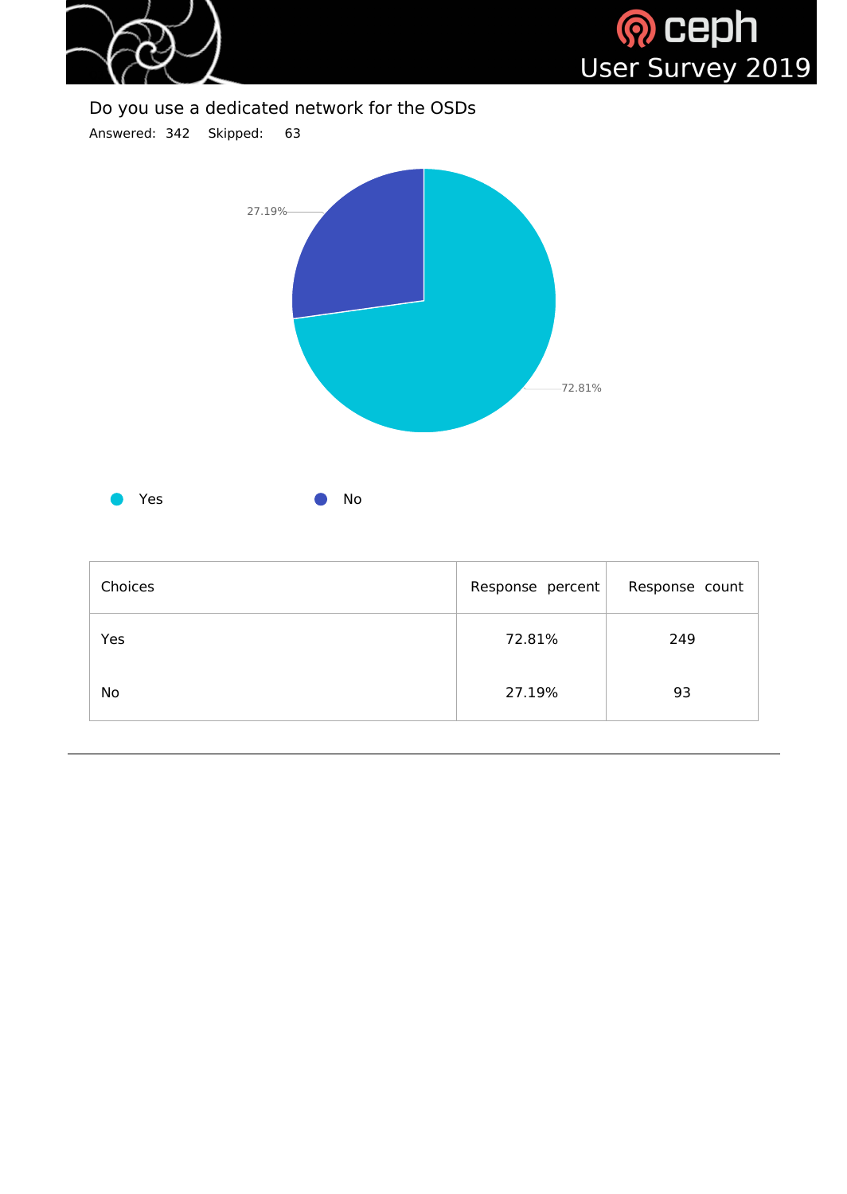## Do you use a dedicated network for the OSDs

Answered: 342 Skipped: 63

| Choices | Response percent | Response count |
| --- | --- | --- |
| Yes | 72.81% | 249 |
| No | 27.19% | 93 |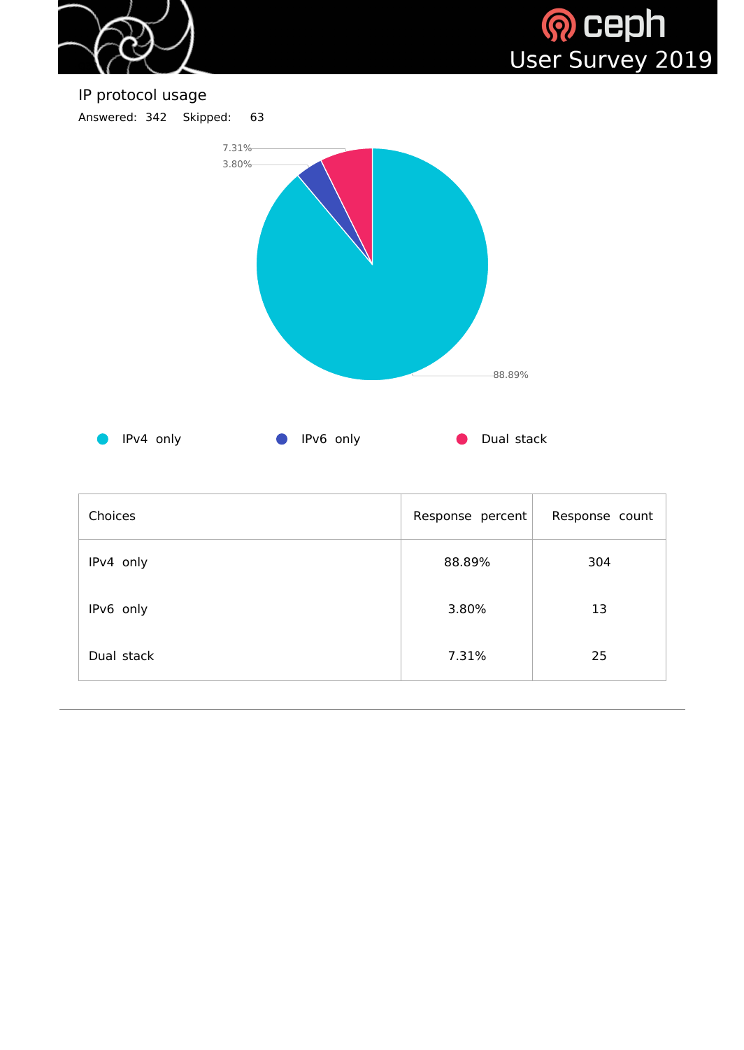## IP protocol usage

Answered: 342 Skipped: 63

| Choices | Response percent | Response count |
|---|---|---|
| IPv4 only | 88.89% | 304 |
| IPv6 only | 3.80% | 13 |
| Dual stack | 7.31% | 25 |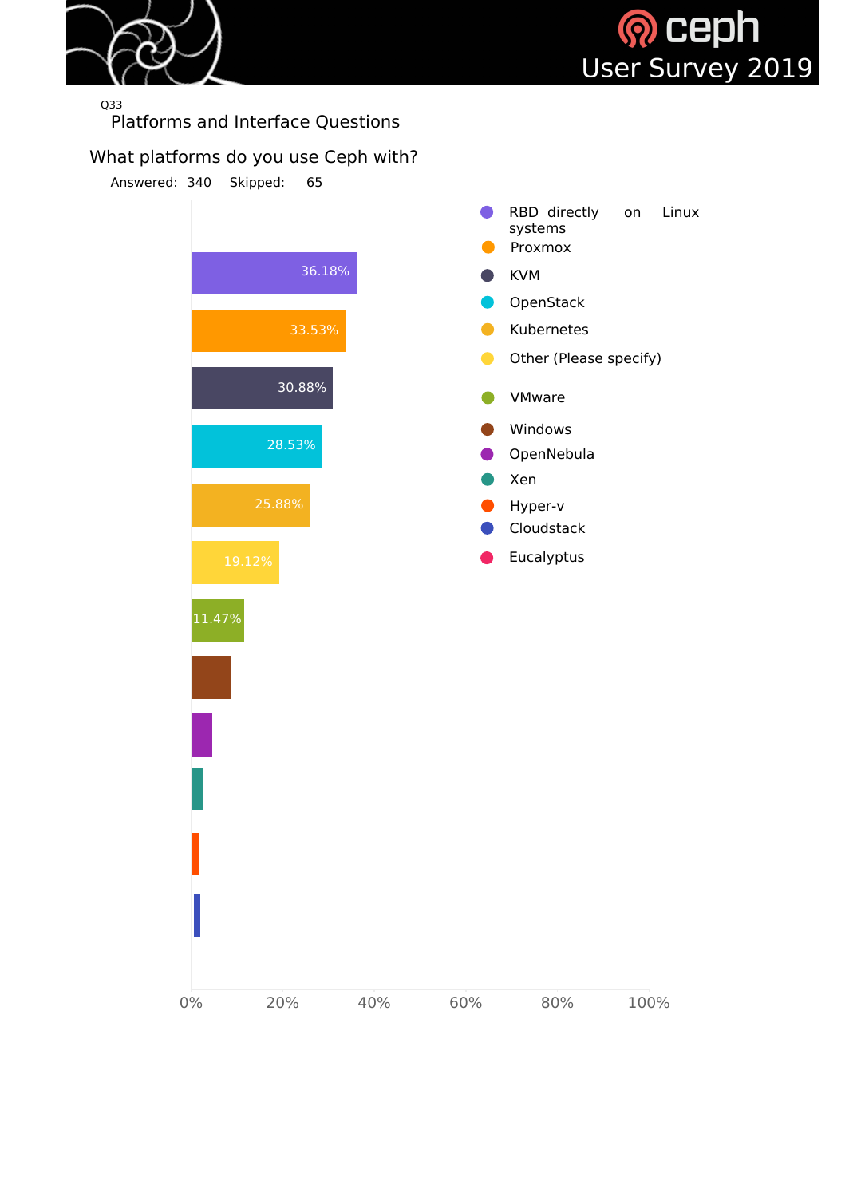Q33

## Platforms and Interface Questions

### What platforms do you use Ceph with?

Answered: 340 Skipped: 65

| Platform | Percentage |
| --- | --- |
| RBD directly on Linux systems | 36.18% |
| Proxmox | 33.53% |
| KVM | 30.88% |
| OpenStack | 28.53% |
| Kubernetes | 25.88% |
| Other (Please specify) | 19.12% |
| VMware | 11.47% |
| Windows | |
| OpenNebula | |
| Xen | |
| Hyper-v | |
| Cloudstack | |
| Eucalyptus | |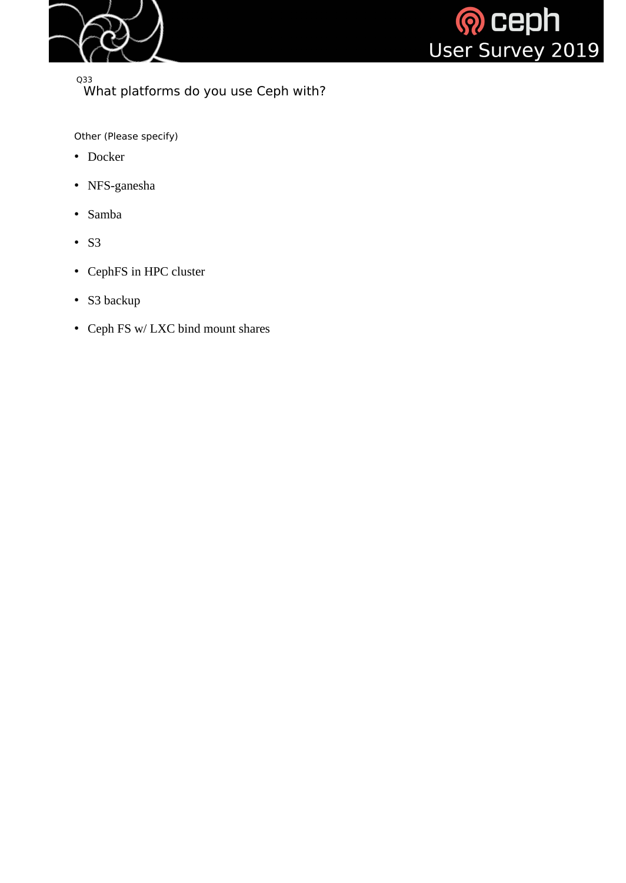Q33

## What platforms do you use Ceph with?

Other (Please specify)

- Docker
- NFS-ganesha
- Samba
- S3
- CephFS in HPC cluster
- S3 backup
- Ceph FS w/ LXC bind mount shares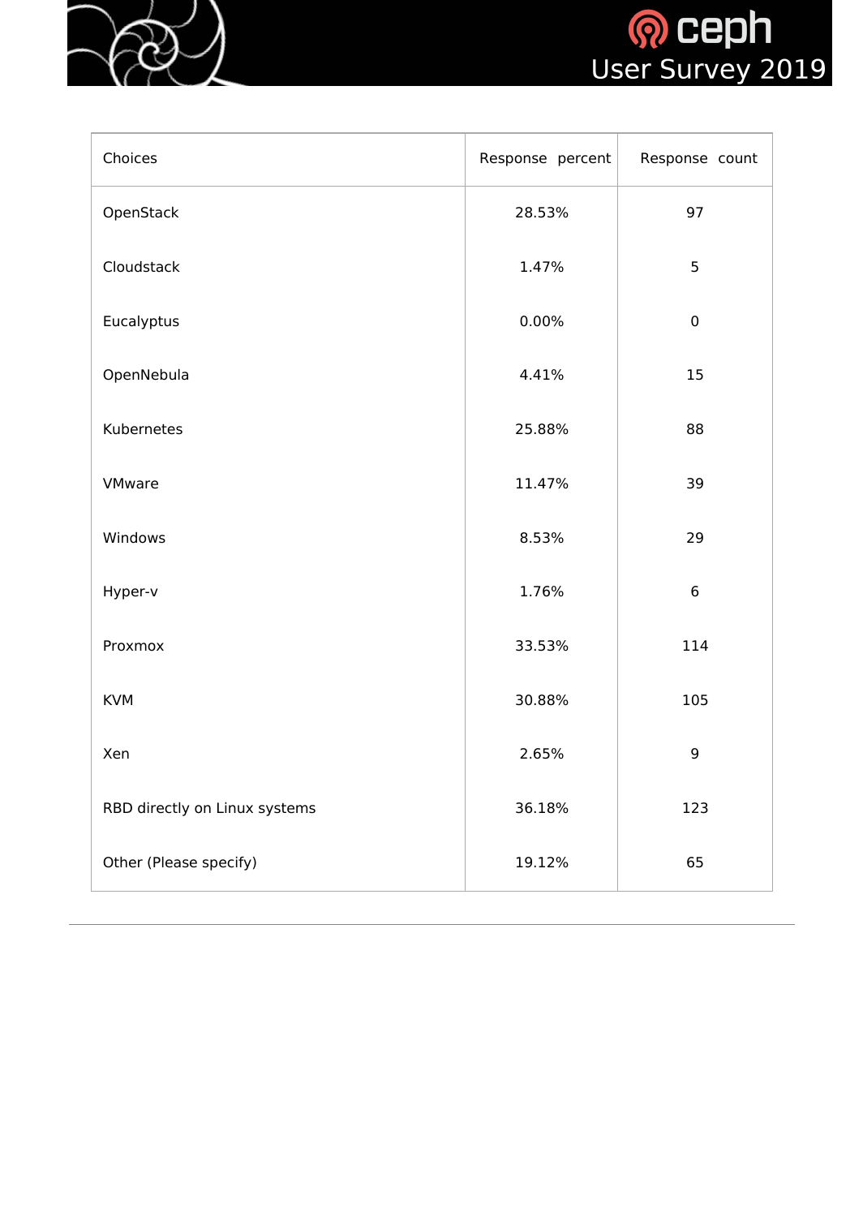| Choices | Response percent | Response count |
| --- | --- | --- |
| OpenStack | 28.53% | 97 |
| Cloudstack | 1.47% | 5 |
| Eucalyptus | 0.00% | 0 |
| OpenNebula | 4.41% | 15 |
| Kubernetes | 25.88% | 88 |
| VMware | 11.47% | 39 |
| Windows | 8.53% | 29 |
| Hyper-v | 1.76% | 6 |
| Proxmox | 33.53% | 114 |
| KVM | 30.88% | 105 |
| Xen | 2.65% | 9 |
| RBD directly on Linux systems | 36.18% | 123 |
| Other (Please specify) | 19.12% | 65 |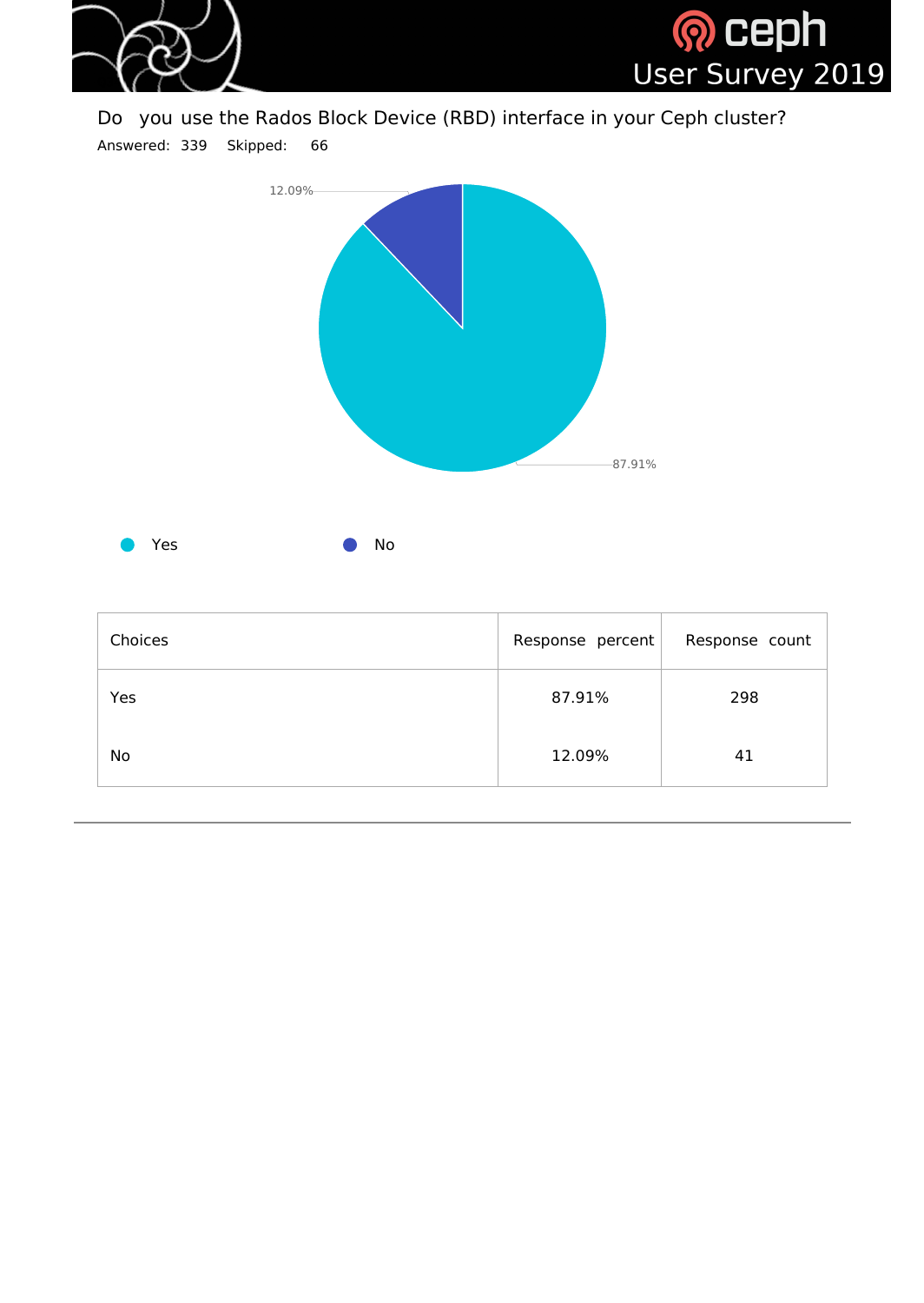Do you use the Rados Block Device (RBD) interface in your Ceph cluster?

Answered: 339  Skipped: 66

| Choices | Response percent | Response count |
| --- | --- | --- |
| Yes | 87.91% | 298 |
| No | 12.09% | 41 |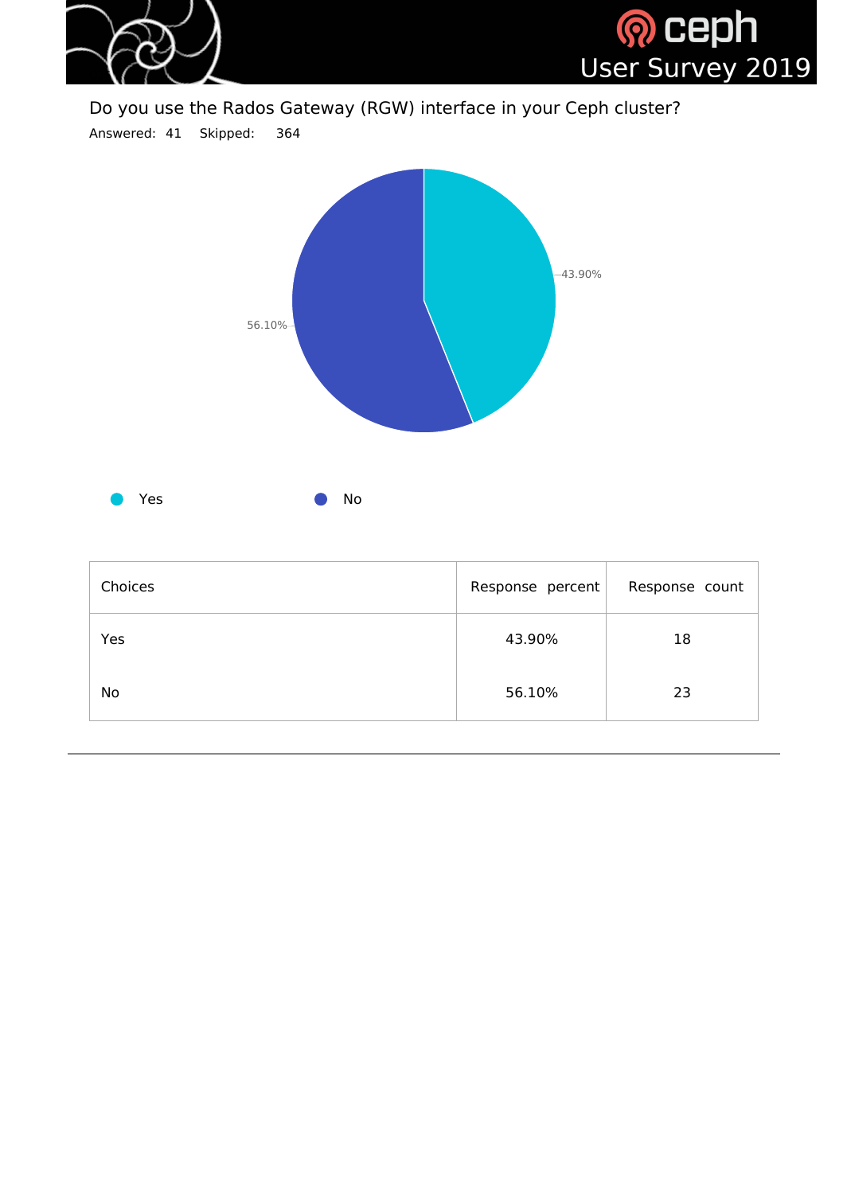## Do you use the Rados Gateway (RGW) interface in your Ceph cluster?

Answered: 41 Skipped: 364

| Choices | Response percent | Response count |
|---|---|---|
| Yes | 43.90% | 18 |
| No | 56.10% | 23 |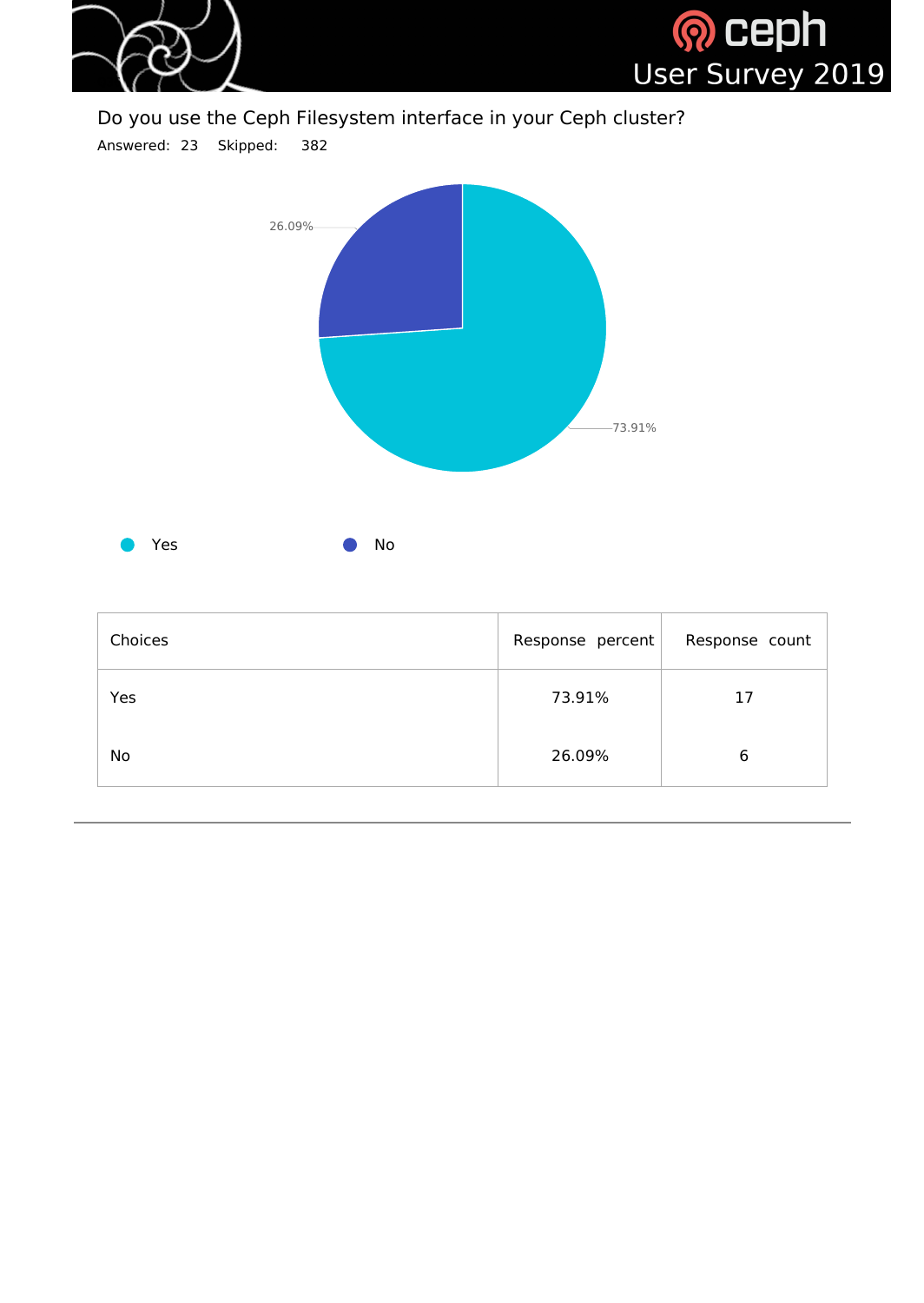Do you use the Ceph Filesystem interface in your Ceph cluster?

Answered: 23 Skipped: 382

| Choices | Response percent | Response count |
|---|---|---|
| Yes | 73.91% | 17 |
| No | 26.09% | 6 |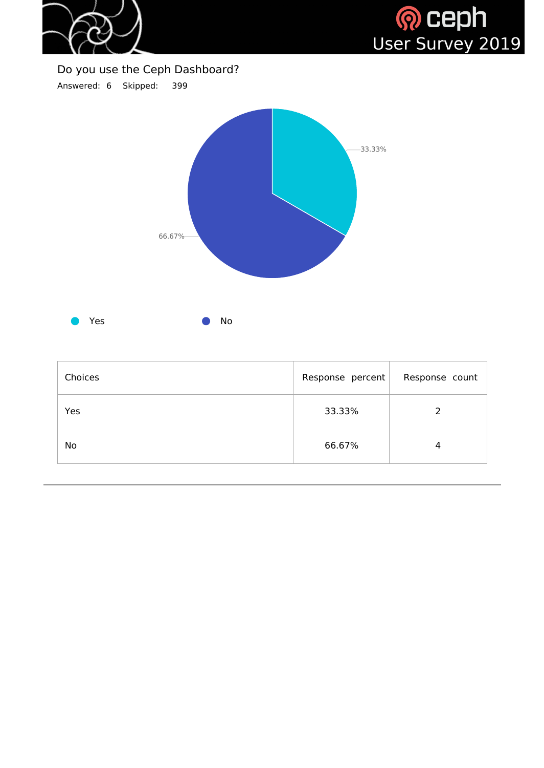Do you use the Ceph Dashboard?

Answered: 6  Skipped: 399

| Choices | Response percent | Response count |
|---|---|---|
| Yes | 33.33% | 2 |
| No | 66.67% | 4 |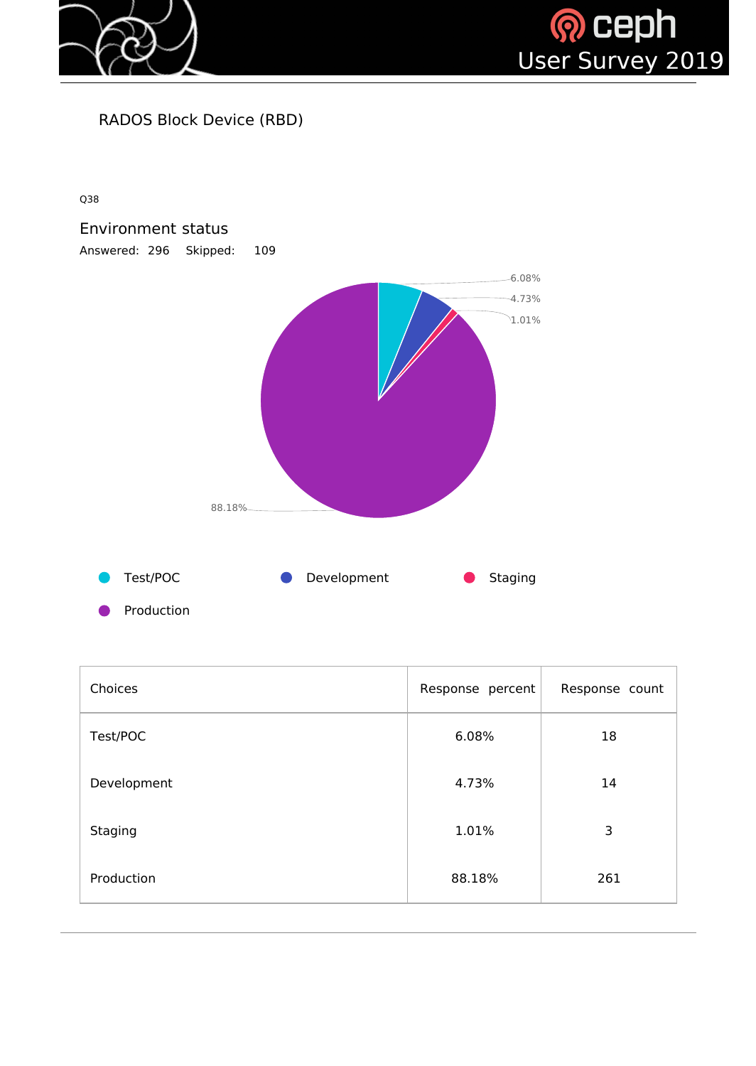## RADOS Block Device (RBD)

Q38

### Environment status

Answered: 296 Skipped: 109

| Choices | Response percent | Response count |
|---|---|---|
| Test/POC | 6.08% | 18 |
| Development | 4.73% | 14 |
| Staging | 1.01% | 3 |
| Production | 88.18% | 261 |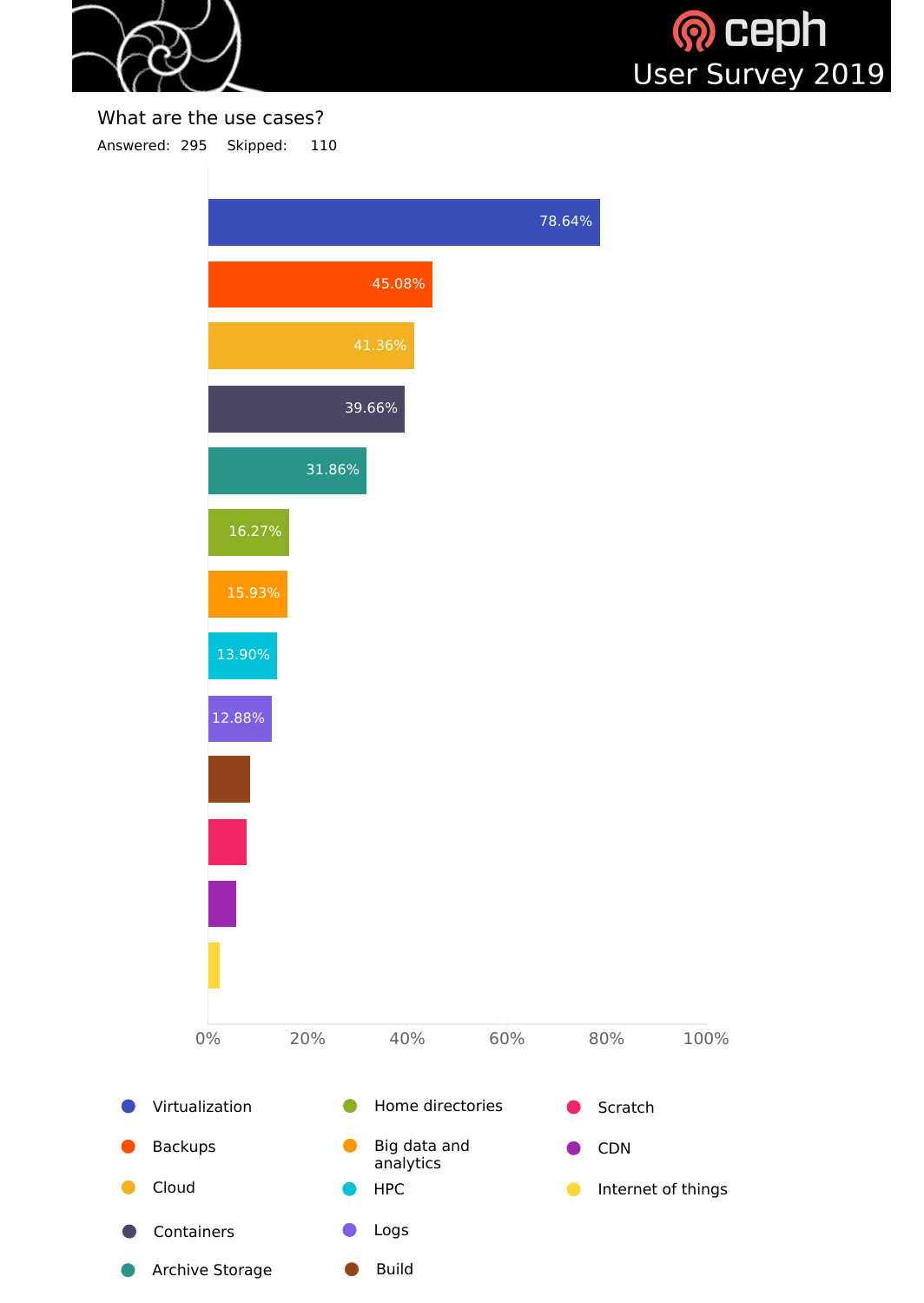Ceph User Survey 2019

## What are the use cases?

Answered: 295  Skipped: 110

| Use case | Percentage |
|---|---|
| Virtualization | 78.64% |
| Backups | 45.08% |
| Cloud | 41.36% |
| Containers | 39.66% |
| Archive Storage | 31.86% |
| Home directories | 16.27% |
| Big data and analytics | 15.93% |
| HPC | 13.90% |
| Logs | 12.88% |
| Build | |
| Scratch | |
| CDN | |
| Internet of things | |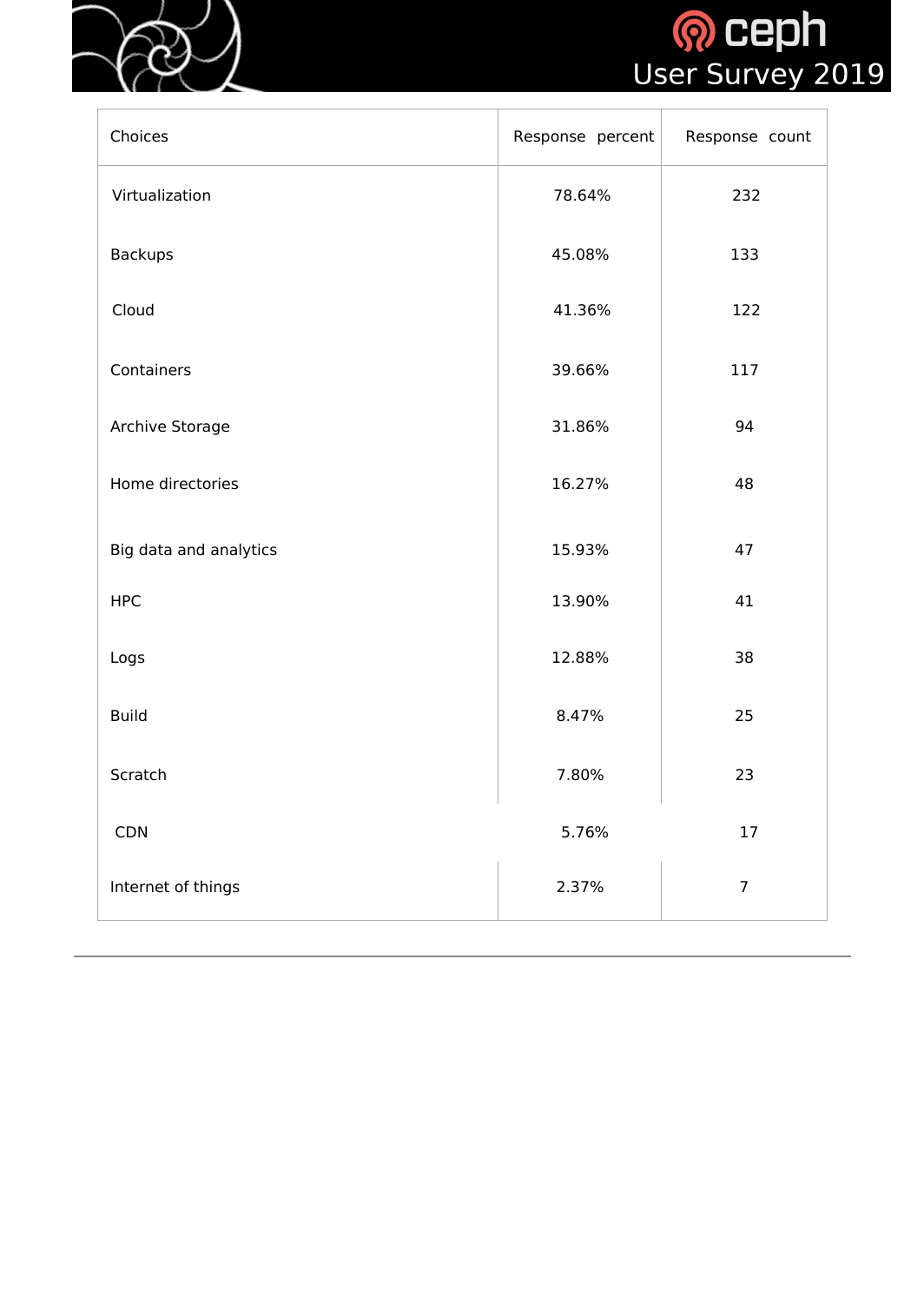| Choices | Response percent | Response count |
|---|---|---|
| Virtualization | 78.64% | 232 |
| Backups | 45.08% | 133 |
| Cloud | 41.36% | 122 |
| Containers | 39.66% | 117 |
| Archive Storage | 31.86% | 94 |
| Home directories | 16.27% | 48 |
| Big data and analytics | 15.93% | 47 |
| HPC | 13.90% | 41 |
| Logs | 12.88% | 38 |
| Build | 8.47% | 25 |
| Scratch | 7.80% | 23 |
| CDN | 5.76% | 17 |
| Internet of things | 2.37% | 7 |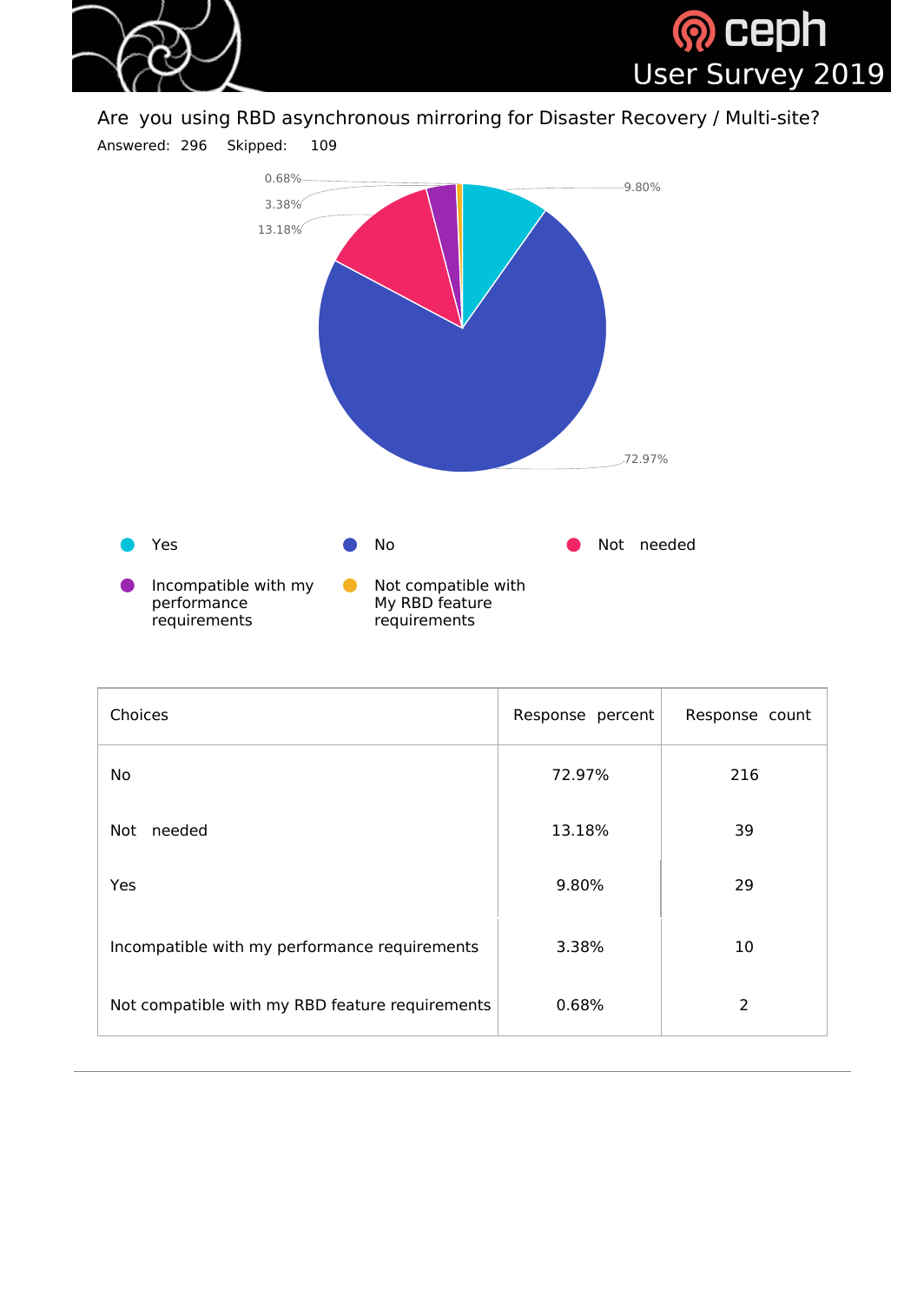## Are you using RBD asynchronous mirroring for Disaster Recovery / Multi-site?

Answered: 296 Skipped: 109

| Choices | Response percent | Response count |
|---|---|---|
| No | 72.97% | 216 |
| Not needed | 13.18% | 39 |
| Yes | 9.80% | 29 |
| Incompatible with my performance requirements | 3.38% | 10 |
| Not compatible with my RBD feature requirements | 0.68% | 2 |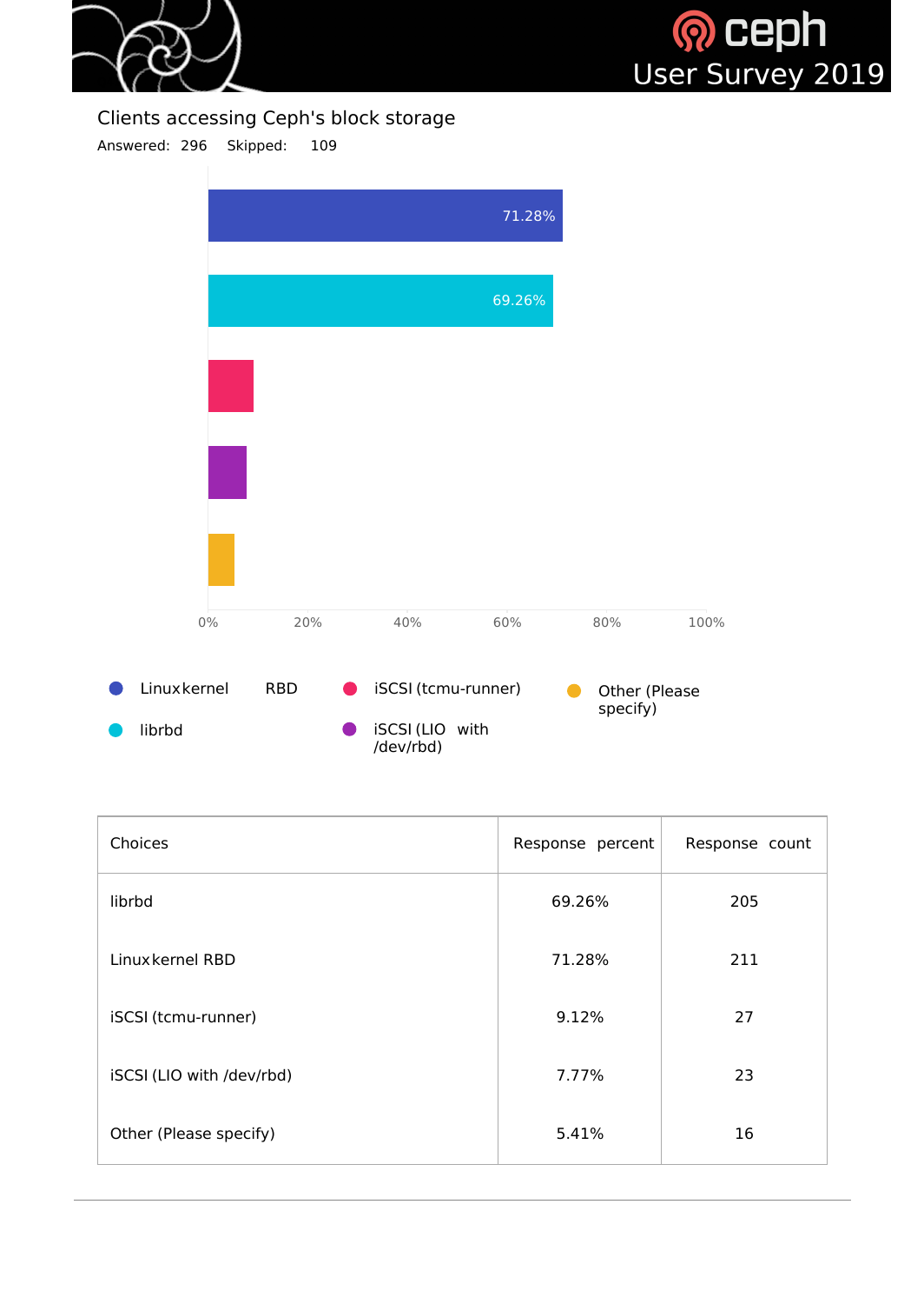## Clients accessing Ceph's block storage

Answered: 296 Skipped: 109

| Choices | Response percent | Response count |
|---|---|---|
| librbd | 69.26% | 205 |
| Linux kernel RBD | 71.28% | 211 |
| iSCSI (tcmu-runner) | 9.12% | 27 |
| iSCSI (LIO with /dev/rbd) | 7.77% | 23 |
| Other (Please specify) | 5.41% | 16 |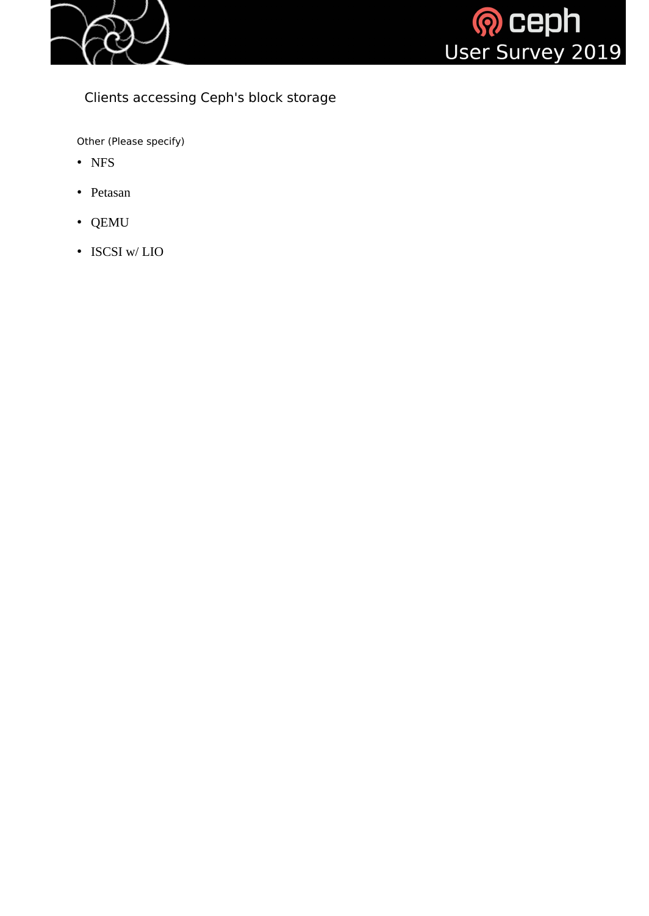## Clients accessing Ceph's block storage

Other (Please specify)

- NFS
- Petasan
- QEMU
- ISCSI w/ LIO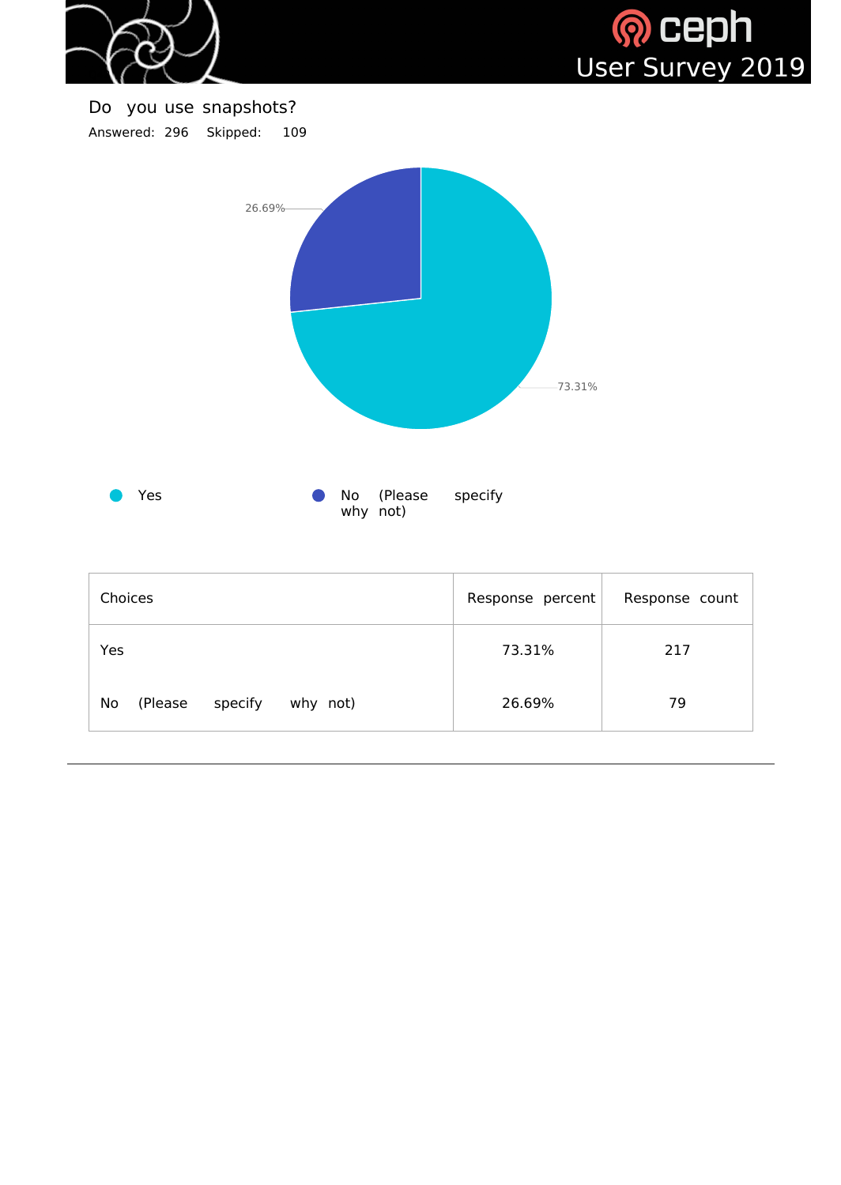Do you use snapshots?

Answered: 296 Skipped: 109

| Choices | Response percent | Response count |
| --- | --- | --- |
| Yes | 73.31% | 217 |
| No (Please specify why not) | 26.69% | 79 |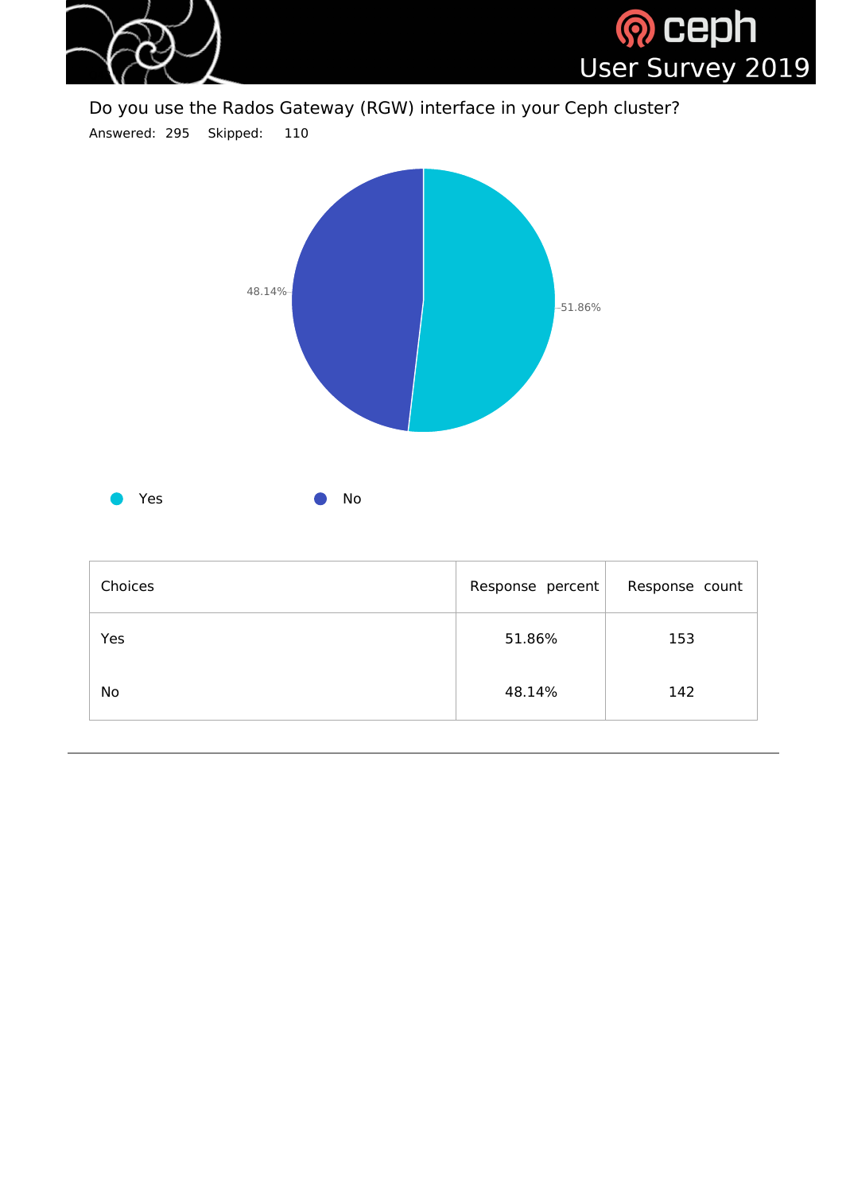Do you use the Rados Gateway (RGW) interface in your Ceph cluster?

Answered: 295 Skipped: 110

| Choices | Response percent | Response count |
|---|---|---|
| Yes | 51.86% | 153 |
| No | 48.14% | 142 |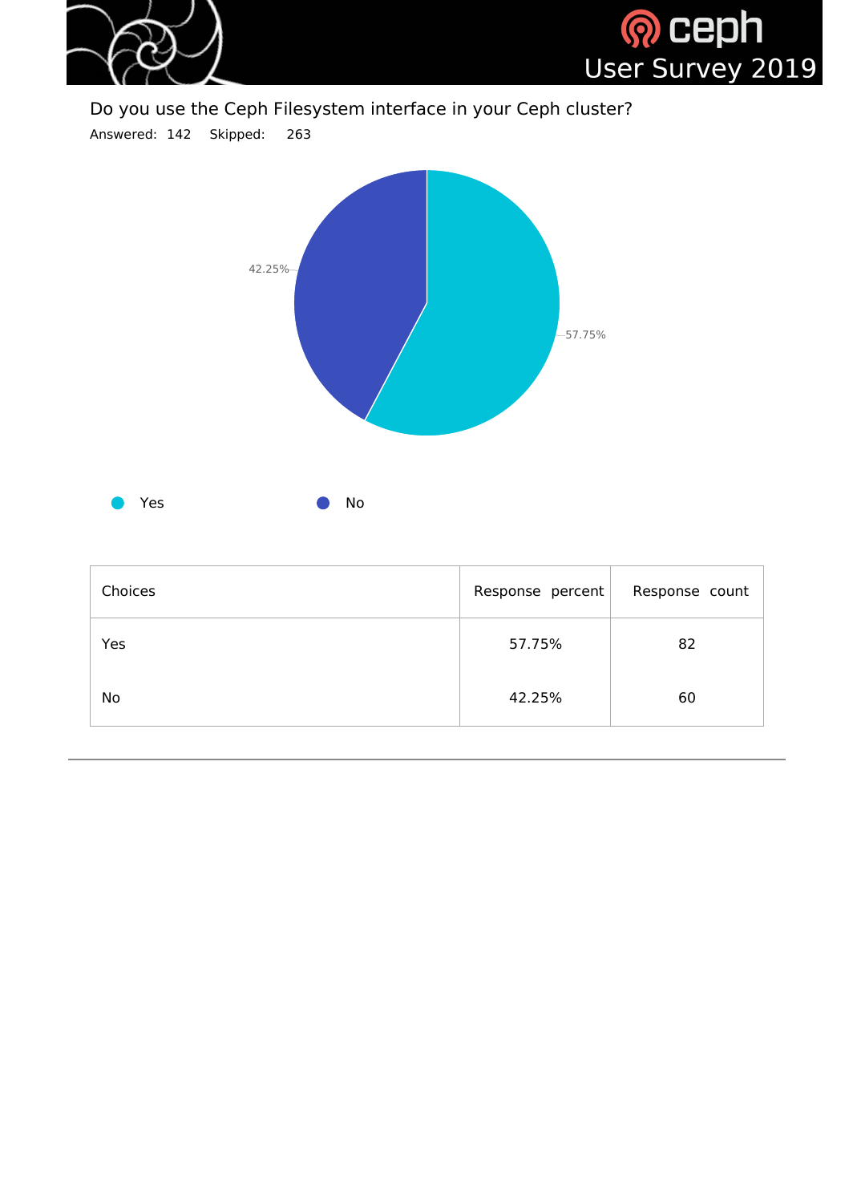## Do you use the Ceph Filesystem interface in your Ceph cluster?

Answered: 142 Skipped: 263

| Choices | Response percent | Response count |
| --- | --- | --- |
| Yes | 57.75% | 82 |
| No | 42.25% | 60 |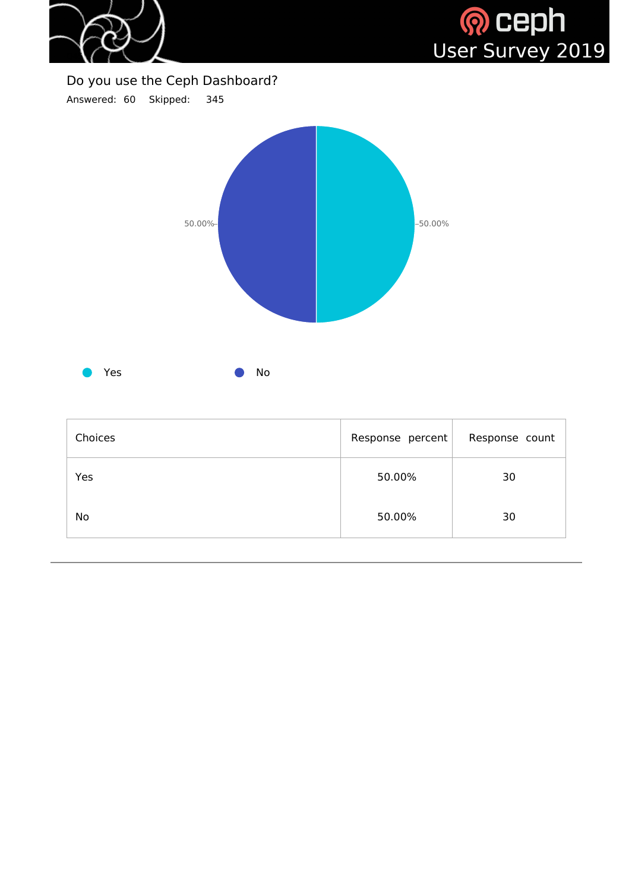## Do you use the Ceph Dashboard?

Answered: 60 Skipped: 345

50.00% 50.00%

Yes No

| Choices | Response percent | Response count |
| --- | --- | --- |
| Yes | 50.00% | 30 |
| No | 50.00% | 30 |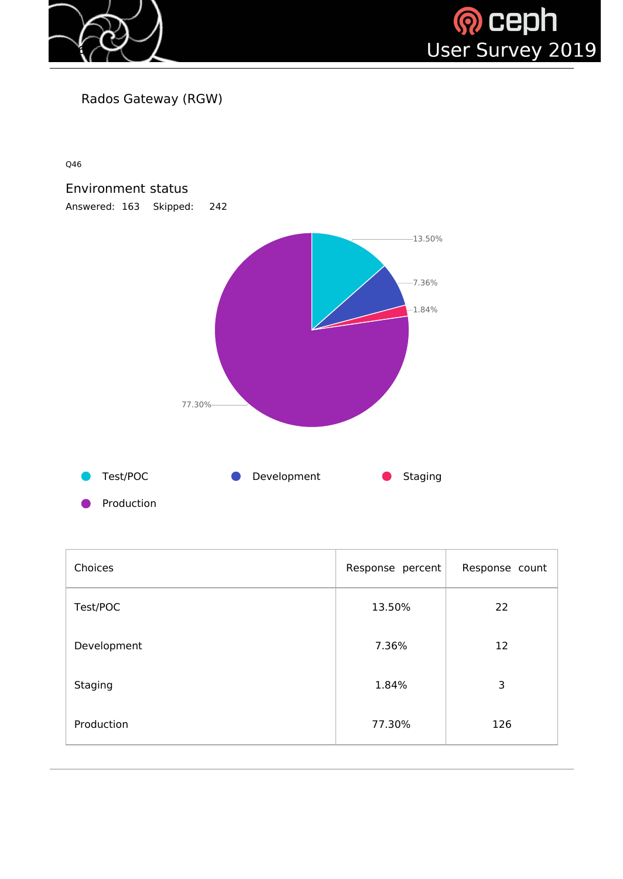## Rados Gateway (RGW)

Q46

### Environment status

Answered: 163 Skipped: 242

| Choices | Response percent | Response count |
|---|---|---|
| Test/POC | 13.50% | 22 |
| Development | 7.36% | 12 |
| Staging | 1.84% | 3 |
| Production | 77.30% | 126 |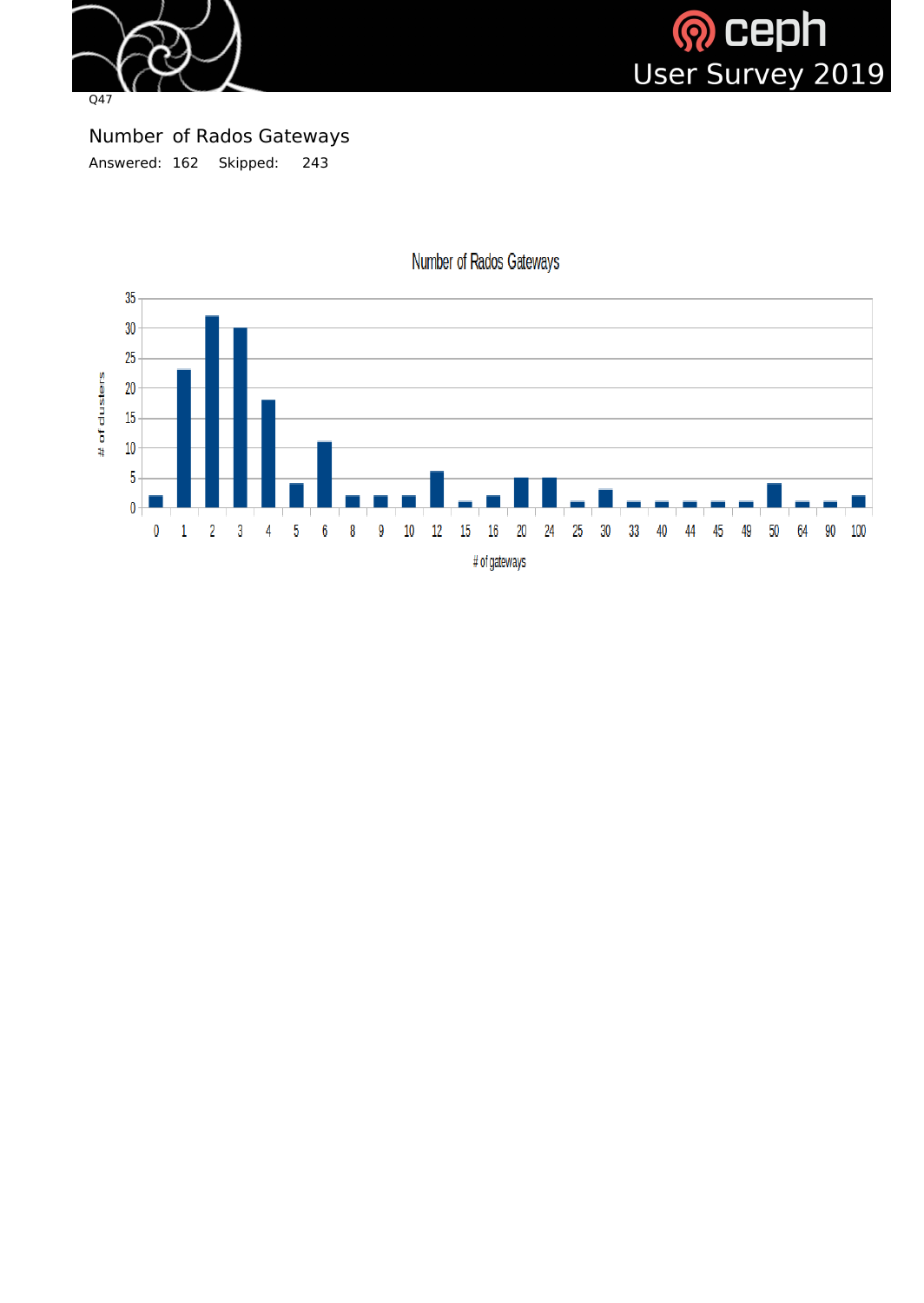Q47

## Number of Rados Gateways

Answered: 162 Skipped: 243

Number of Rados Gateways

| # of gateways | # of clusters |
|---|---|
| 0 | 2 |
| 1 | 23 |
| 2 | 32 |
| 3 | 30 |
| 4 | 18 |
| 5 | 4 |
| 6 | 11 |
| 8 | 2 |
| 9 | 2 |
| 10 | 2 |
| 12 | 6 |
| 15 | 1 |
| 16 | 2 |
| 20 | 5 |
| 24 | 5 |
| 25 | 1 |
| 30 | 3 |
| 33 | 1 |
| 40 | 1 |
| 44 | 1 |
| 45 | 1 |
| 49 | 1 |
| 50 | 4 |
| 64 | 1 |
| 90 | 1 |
| 100 | 2 |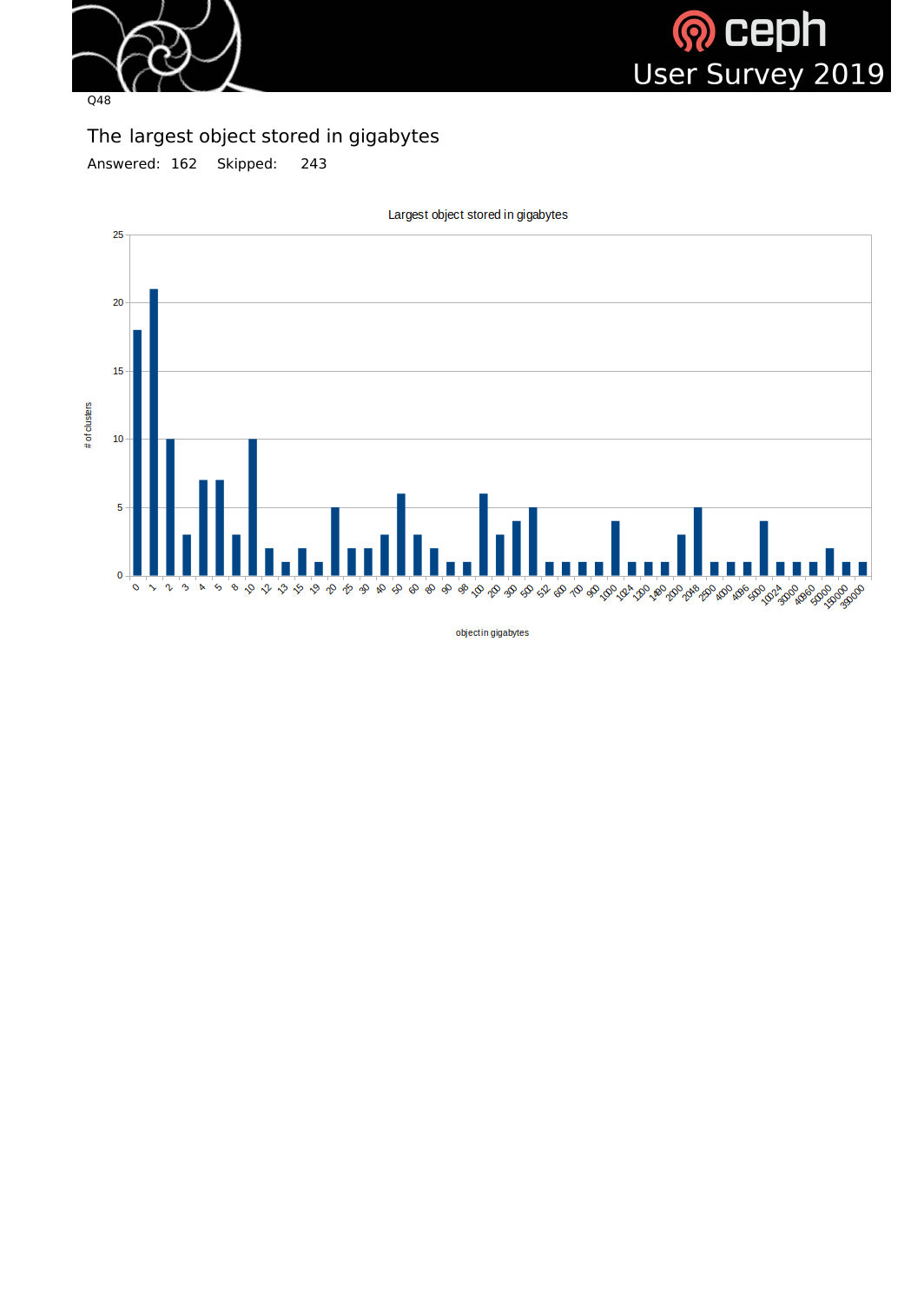Q48

## The largest object stored in gigabytes

Answered: 162 Skipped: 243

Largest object stored in gigabytes

| object in gigabytes | # of clusters |
|---|---|
| 0 | 18 |
| 1 | 21 |
| 2 | 10 |
| 3 | 3 |
| 4 | 7 |
| 5 | 7 |
| 8 | 3 |
| 10 | 10 |
| 12 | 2 |
| 13 | 1 |
| 15 | 2 |
| 19 | 1 |
| 20 | 5 |
| 25 | 2 |
| 30 | 2 |
| 40 | 3 |
| 50 | 6 |
| 60 | 3 |
| 80 | 2 |
| 90 | 1 |
| 98 | 1 |
| 100 | 6 |
| 200 | 3 |
| 300 | 4 |
| 500 | 5 |
| 512 | 1 |
| 600 | 1 |
| 700 | 1 |
| 900 | 1 |
| 1000 | 4 |
| 1024 | 1 |
| 1200 | 1 |
| 1490 | 1 |
| 2000 | 3 |
| 2048 | 5 |
| 2500 | 1 |
| 4000 | 1 |
| 4096 | 1 |
| 5000 | 4 |
| 10024 | 1 |
| 30000 | 1 |
| 40960 | 1 |
| 50000 | 2 |
| 150000 | 1 |
| 390000 | 1 |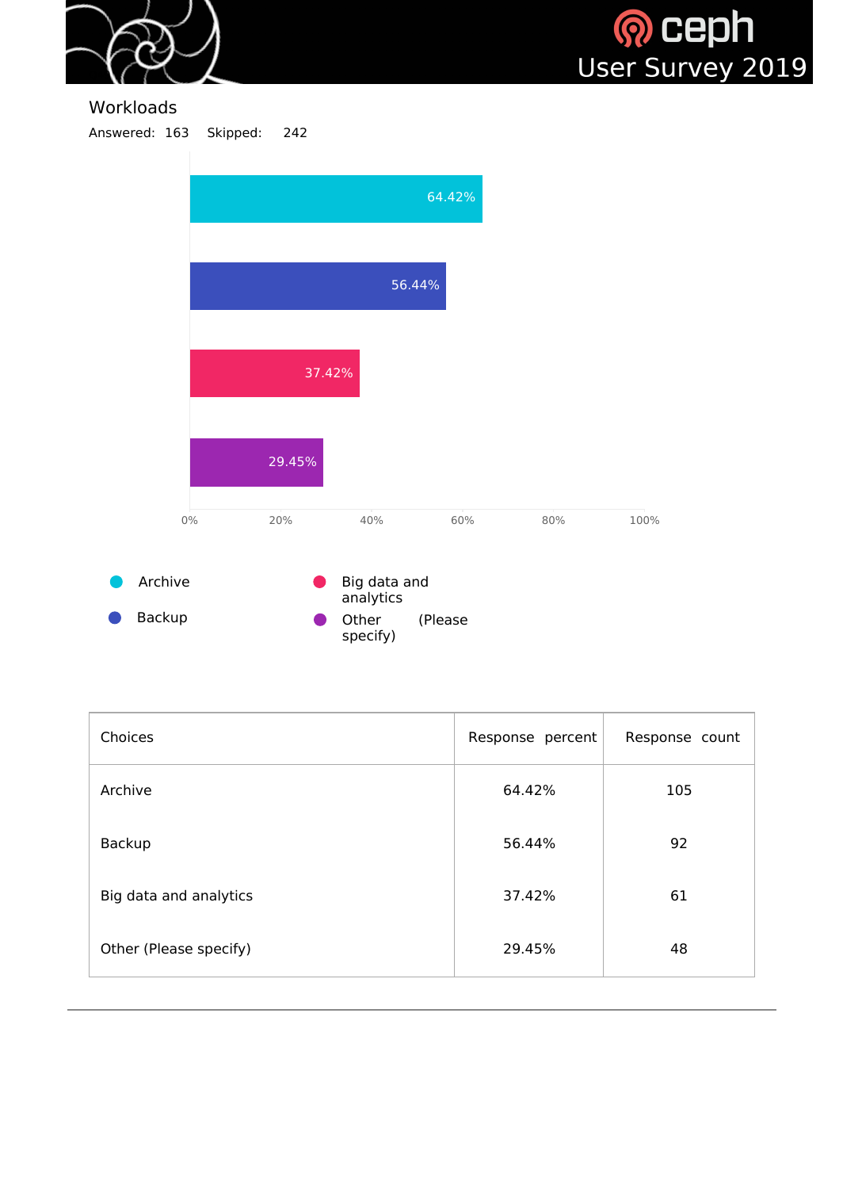## Workloads

Answered: 163 Skipped: 242

| Choices | Response percent | Response count |
|---|---|---|
| Archive | 64.42% | 105 |
| Backup | 56.44% | 92 |
| Big data and analytics | 37.42% | 61 |
| Other (Please specify) | 29.45% | 48 |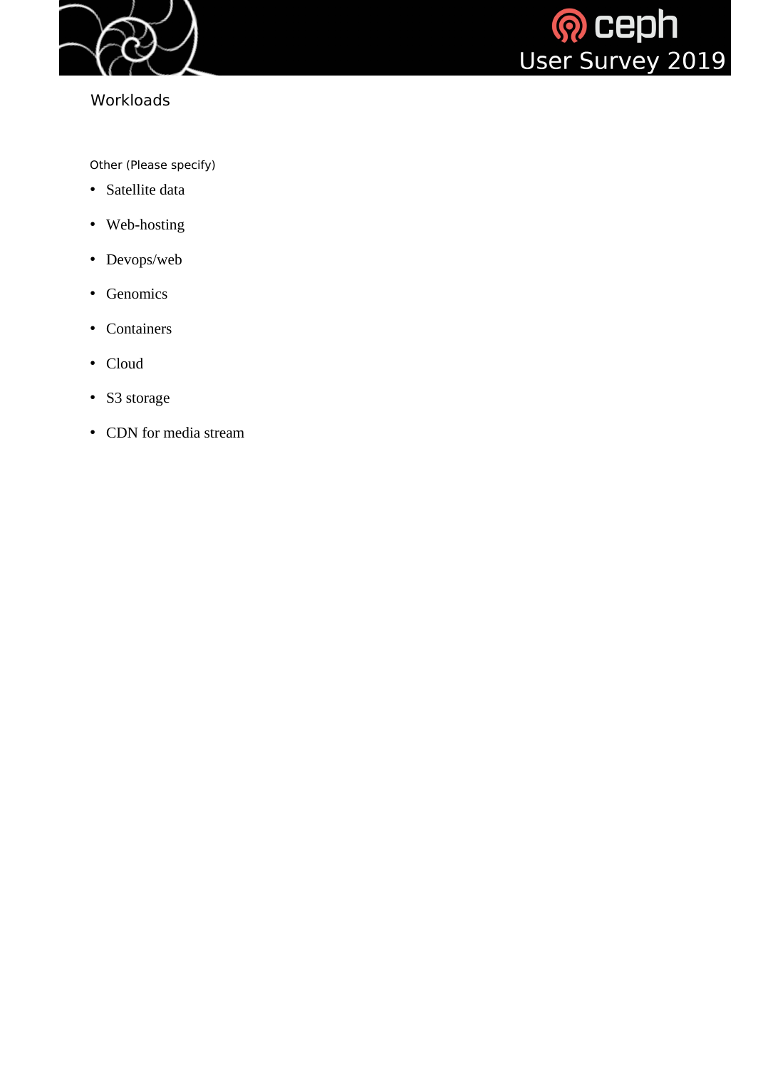## Workloads

Other (Please specify)

- Satellite data
- Web-hosting
- Devops/web
- Genomics
- Containers
- Cloud
- S3 storage
- CDN for media stream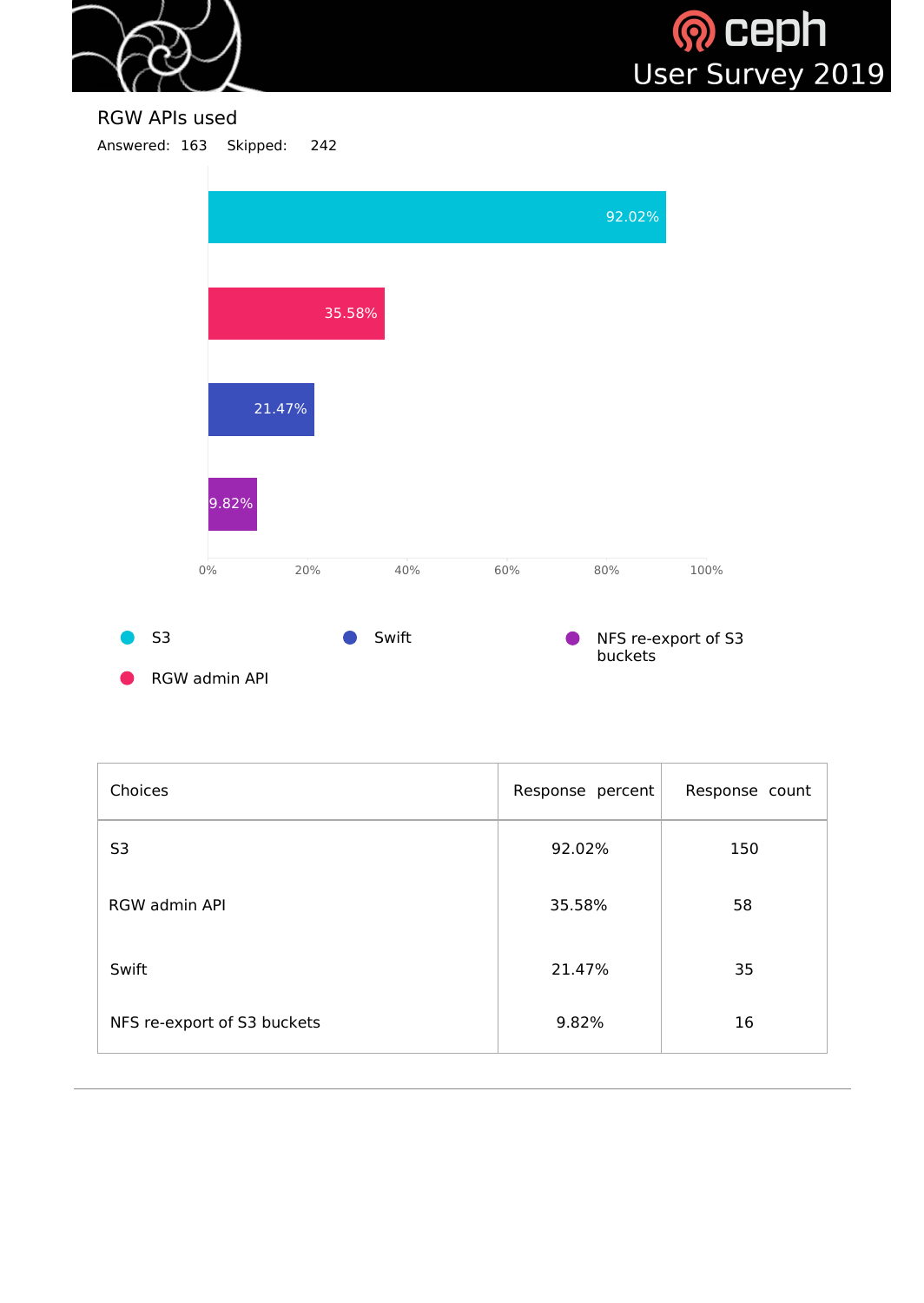## RGW APIs used

Answered: 163 Skipped: 242

| Choices | Response percent | Response count |
|---|---|---|
| S3 | 92.02% | 150 |
| RGW admin API | 35.58% | 58 |
| Swift | 21.47% | 35 |
| NFS re-export of S3 buckets | 9.82% | 16 |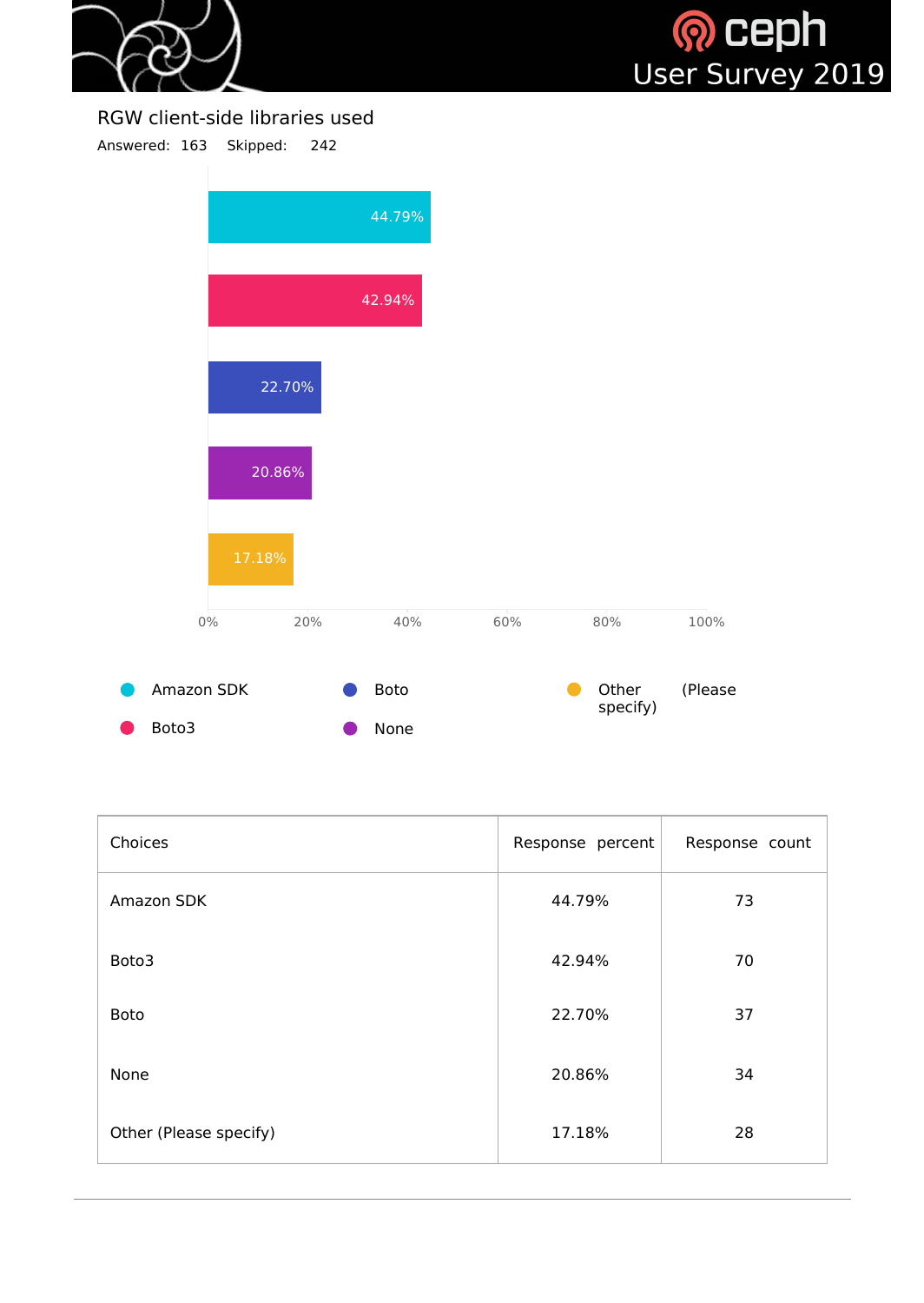## RGW client-side libraries used

Answered: 163 Skipped: 242

| Choices | Response percent | Response count |
|---|---|---|
| Amazon SDK | 44.79% | 73 |
| Boto3 | 42.94% | 70 |
| Boto | 22.70% | 37 |
| None | 20.86% | 34 |
| Other (Please specify) | 17.18% | 28 |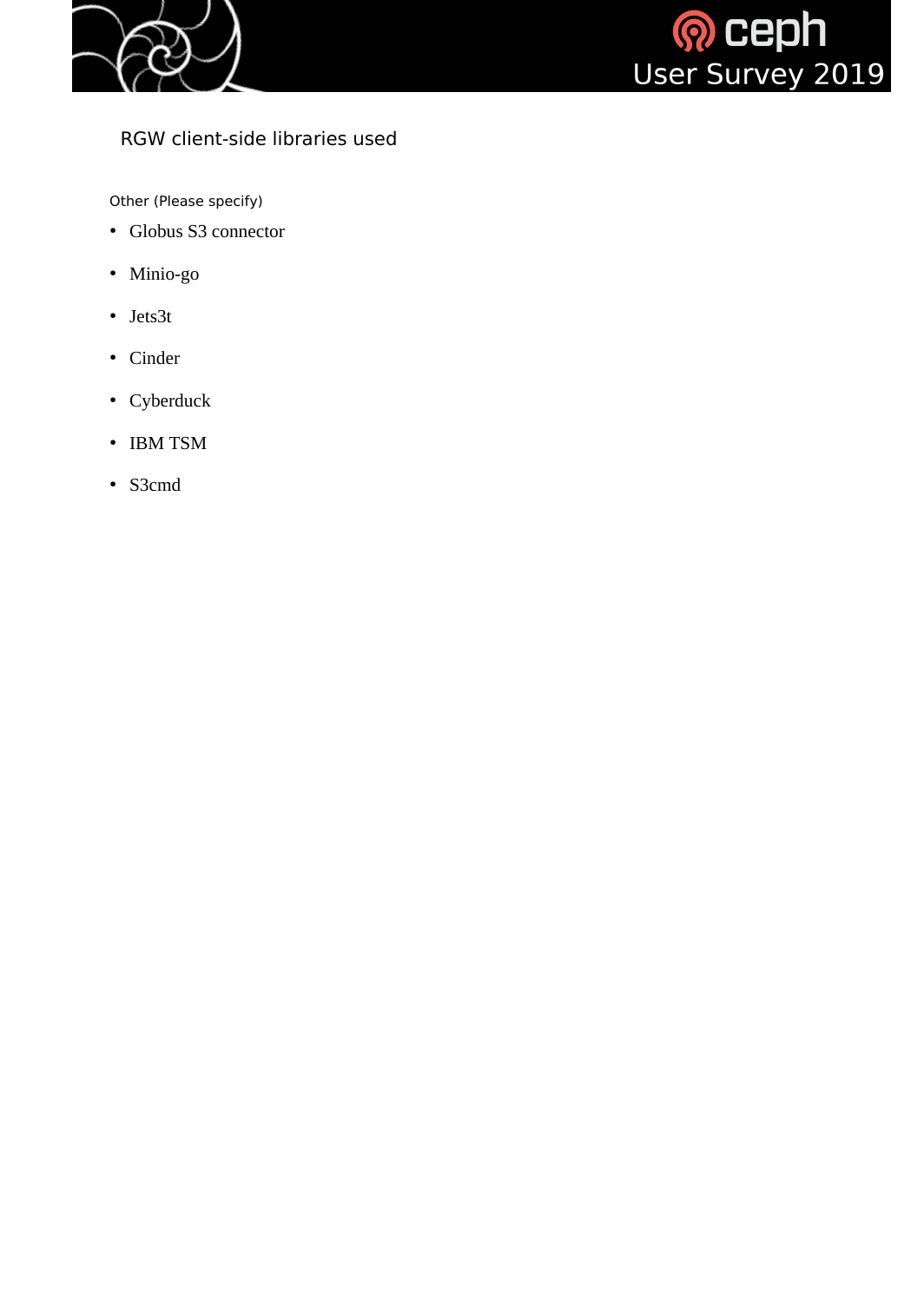## RGW client-side libraries used

Other (Please specify)

- Globus S3 connector
- Minio-go
- Jets3t
- Cinder
- Cyberduck
- IBM TSM
- S3cmd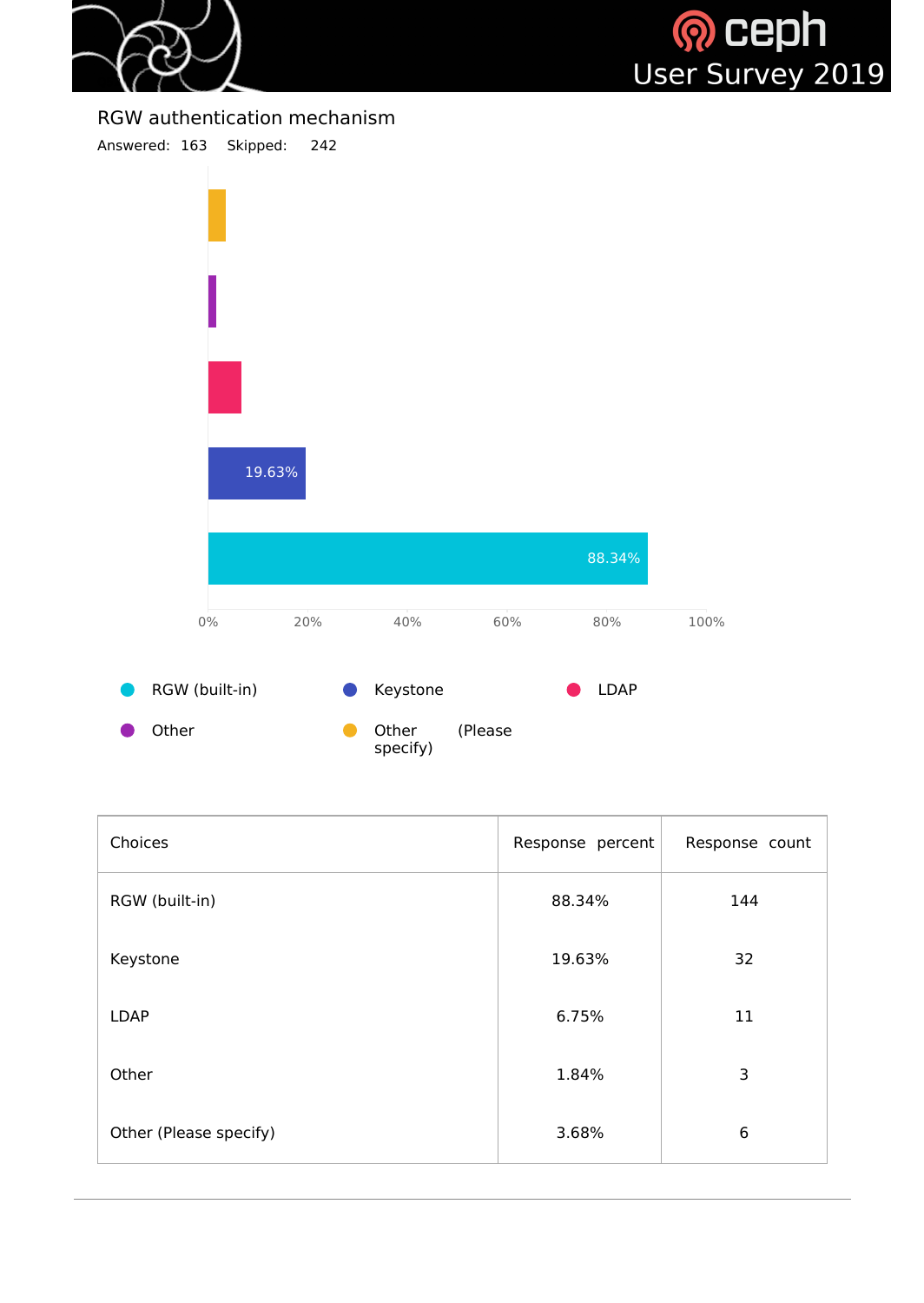## RGW authentication mechanism

Answered: 163 Skipped: 242

| Choices | Response percent | Response count |
|---|---|---|
| RGW (built-in) | 88.34% | 144 |
| Keystone | 19.63% | 32 |
| LDAP | 6.75% | 11 |
| Other | 1.84% | 3 |
| Other (Please specify) | 3.68% | 6 |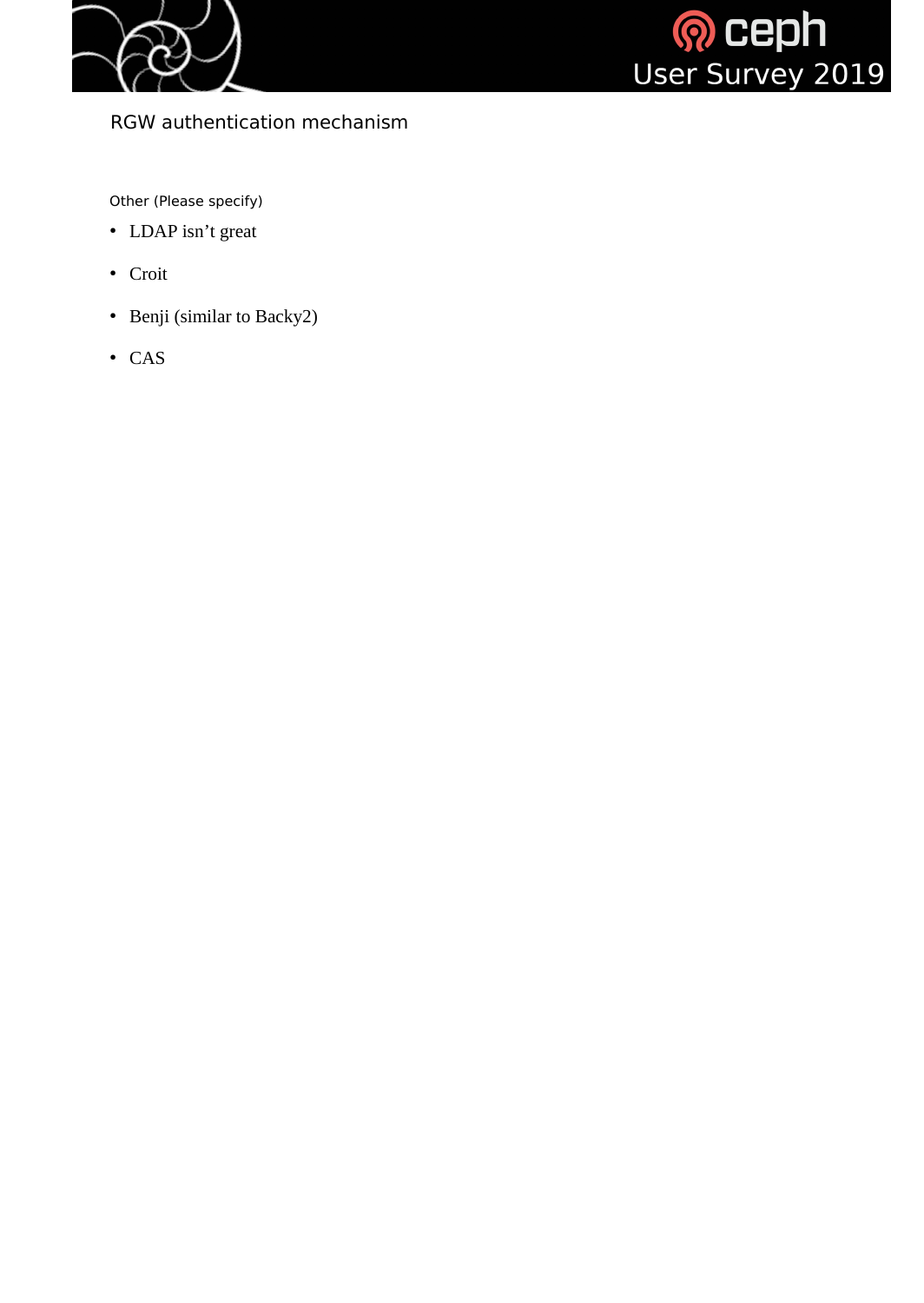## RGW authentication mechanism

Other (Please specify)

- LDAP isn't great
- Croit
- Benji (similar to Backy2)
- CAS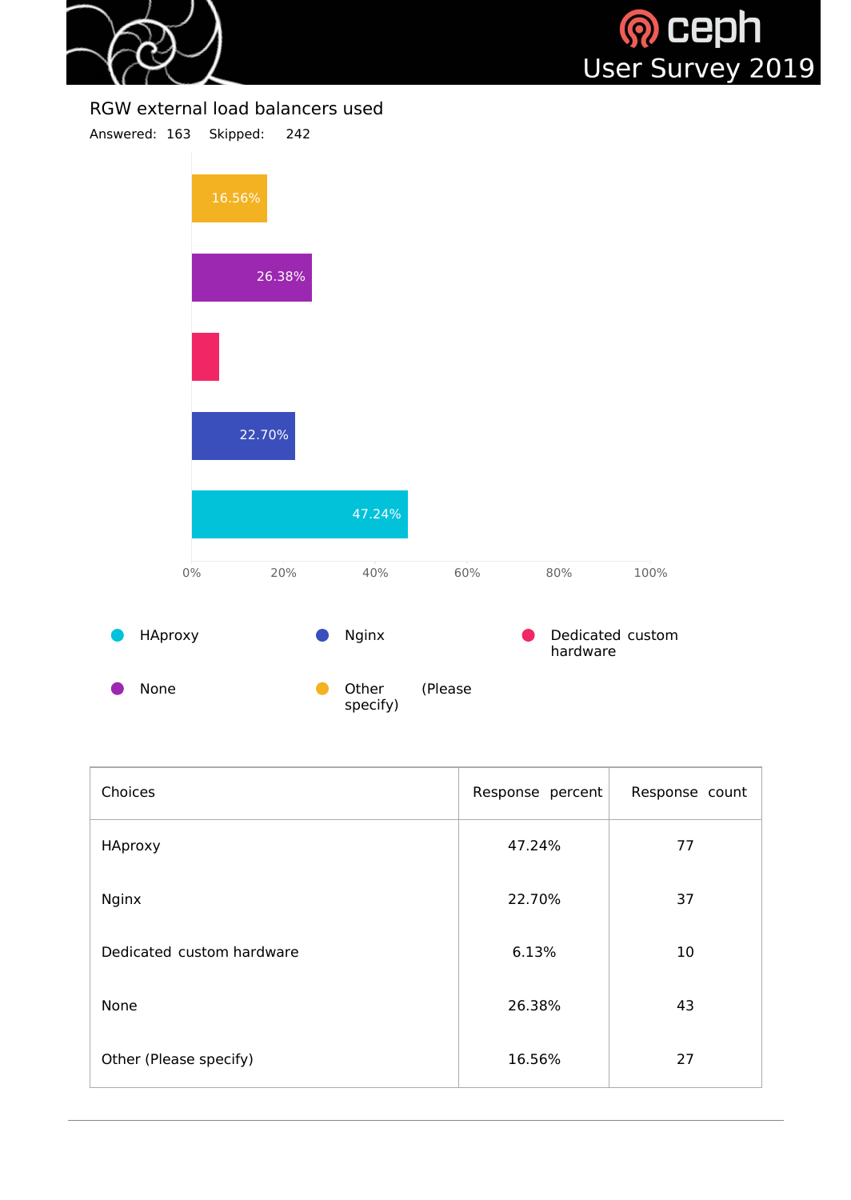## RGW external load balancers used

Answered: 163 Skipped: 242

| Choices | Response percent | Response count |
|---|---|---|
| HAproxy | 47.24% | 77 |
| Nginx | 22.70% | 37 |
| Dedicated custom hardware | 6.13% | 10 |
| None | 26.38% | 43 |
| Other (Please specify) | 16.56% | 27 |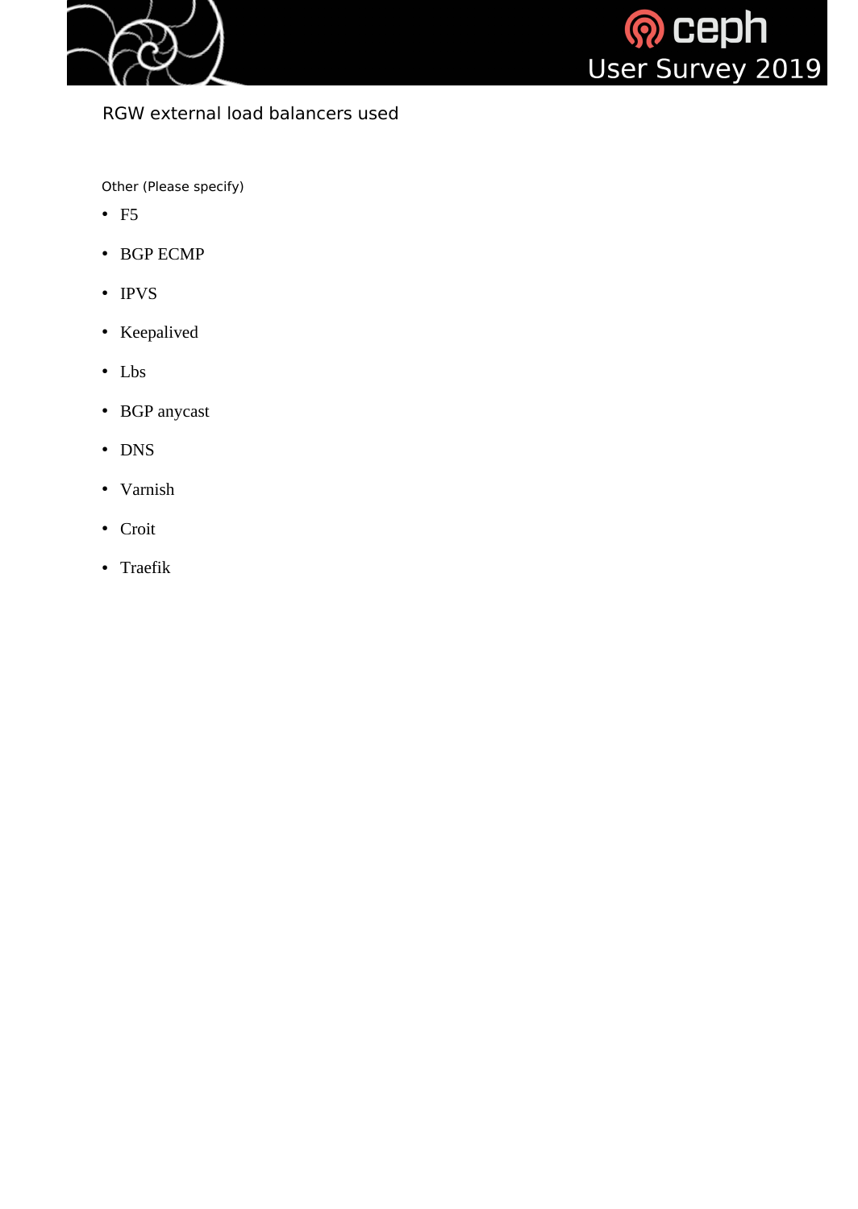## RGW external load balancers used

Other (Please specify)

- F5
- BGP ECMP
- IPVS
- Keepalived
- Lbs
- BGP anycast
- DNS
- Varnish
- Croit
- Traefik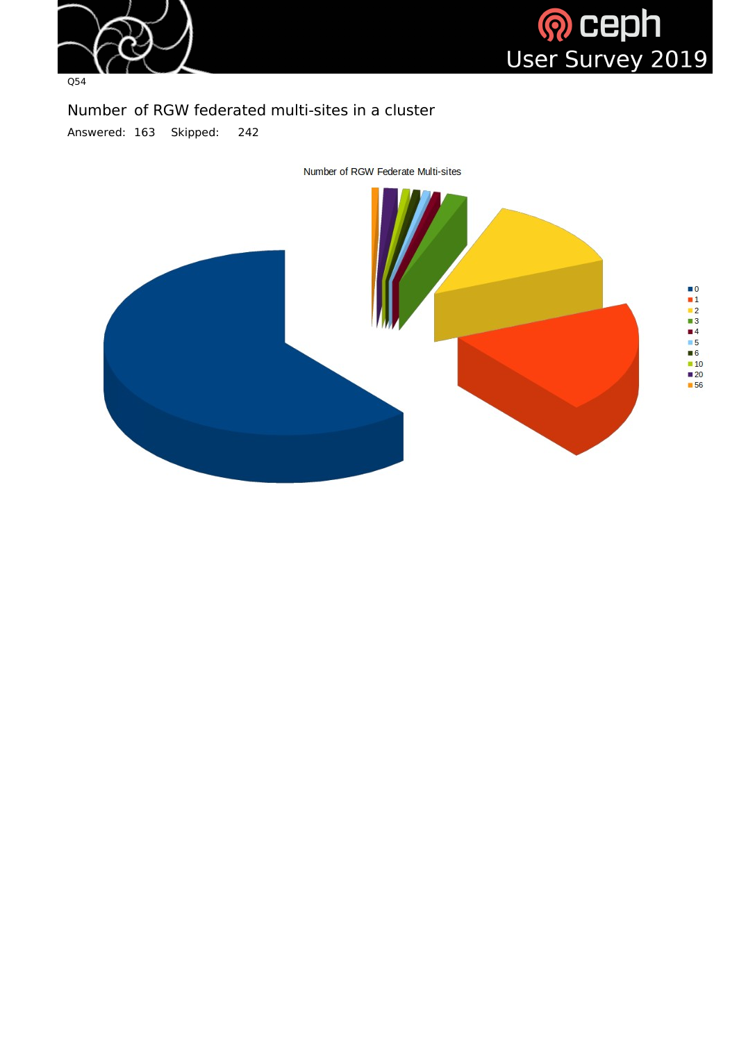Q54

## Number of RGW federated multi-sites in a cluster

Answered: 163 Skipped: 242

Number of RGW Federate Multi-sites

- 0
- 1
- 2
- 3
- 4
- 5
- 6
- 10
- 20
- 56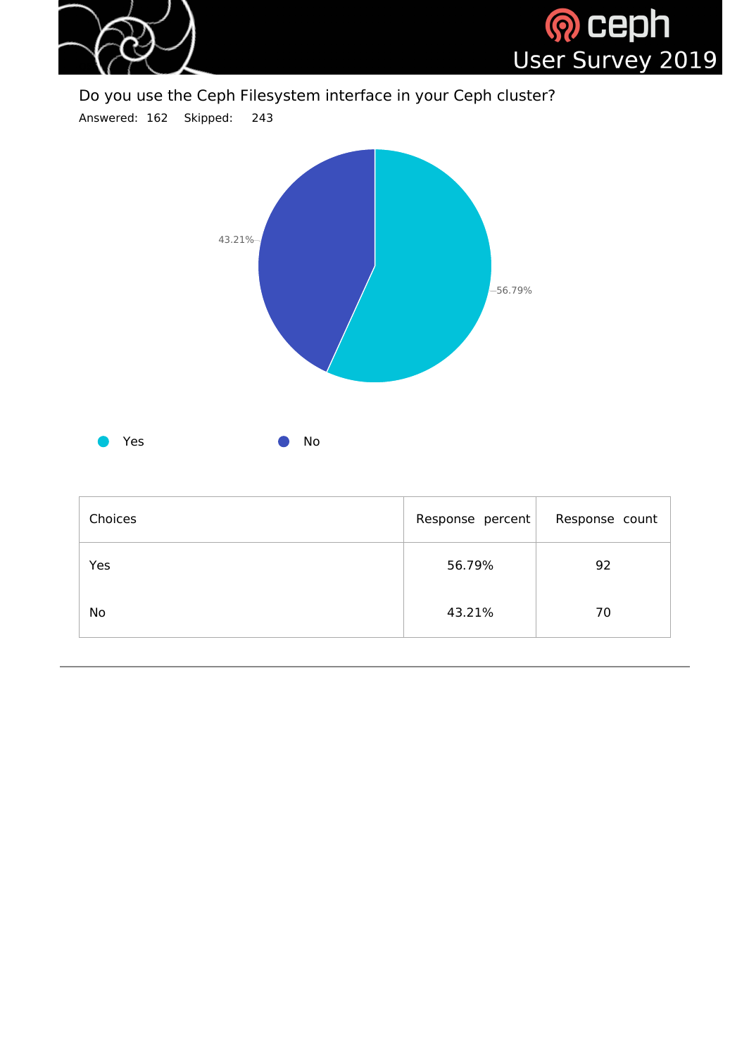## Do you use the Ceph Filesystem interface in your Ceph cluster?

Answered: 162 Skipped: 243

43.21%

56.79%

Yes No

| Choices | Response percent | Response count |
| --- | --- | --- |
| Yes | 56.79% | 92 |
| No | 43.21% | 70 |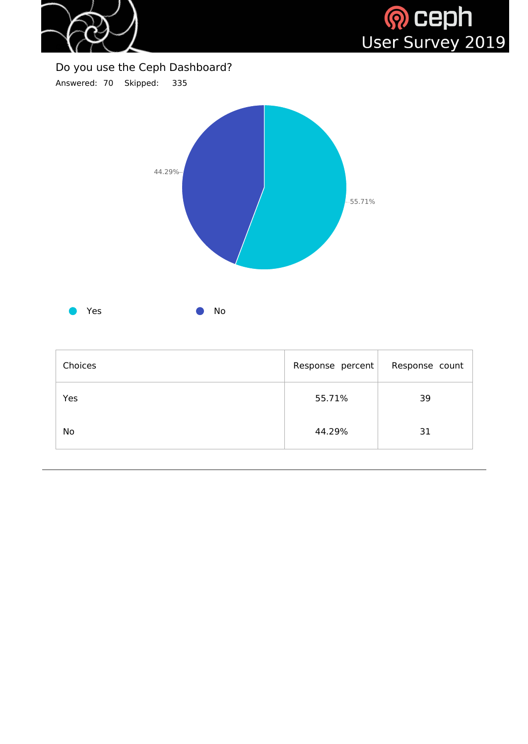## Do you use the Ceph Dashboard?

Answered: 70 Skipped: 335

| Choices | Response percent | Response count |
|---|---|---|
| Yes | 55.71% | 39 |
| No | 44.29% | 31 |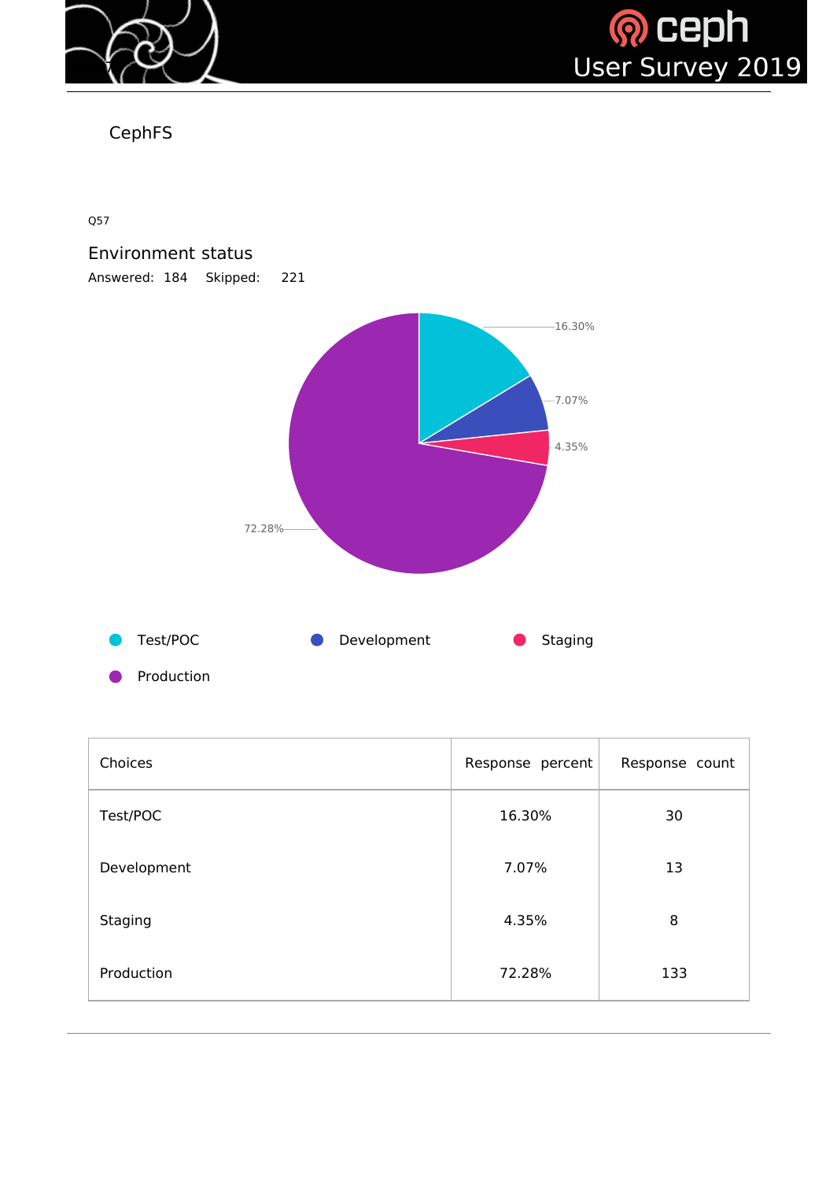## CephFS

Q57

### Environment status

Answered: 184 Skipped: 221

| Choices | Response percent | Response count |
|---|---|---|
| Test/POC | 16.30% | 30 |
| Development | 7.07% | 13 |
| Staging | 4.35% | 8 |
| Production | 72.28% | 133 |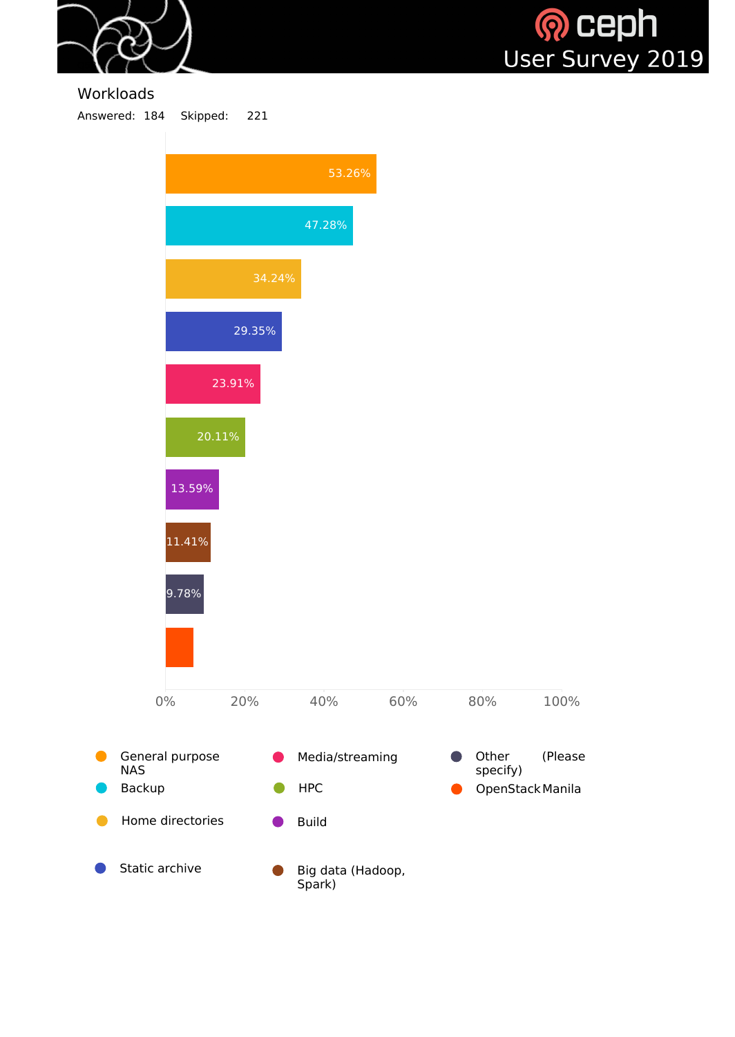## Workloads

Answered: 184 Skipped: 221

| Workload | Percentage |
|---|---|
| General purpose NAS | 53.26% |
| Backup | 47.28% |
| Home directories | 34.24% |
| Static archive | 29.35% |
| Media/streaming | 23.91% |
| HPC | 20.11% |
| Build | 13.59% |
| Big data (Hadoop, Spark) | 11.41% |
| Other (Please specify) | 9.78% |
| OpenStack Manila | |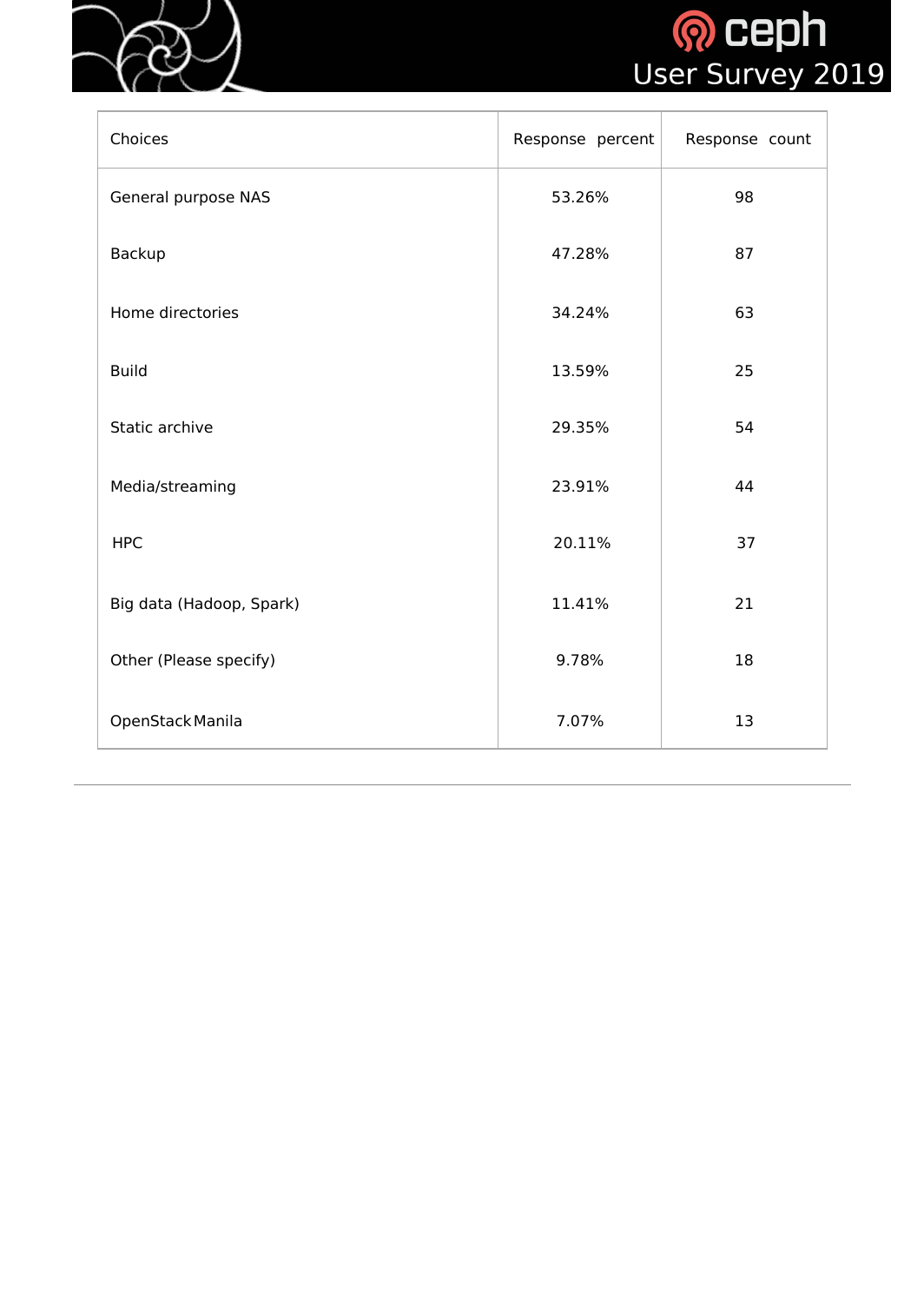| Choices | Response percent | Response count |
|---|---|---|
| General purpose NAS | 53.26% | 98 |
| Backup | 47.28% | 87 |
| Home directories | 34.24% | 63 |
| Build | 13.59% | 25 |
| Static archive | 29.35% | 54 |
| Media/streaming | 23.91% | 44 |
| HPC | 20.11% | 37 |
| Big data (Hadoop, Spark) | 11.41% | 21 |
| Other (Please specify) | 9.78% | 18 |
| OpenStack Manila | 7.07% | 13 |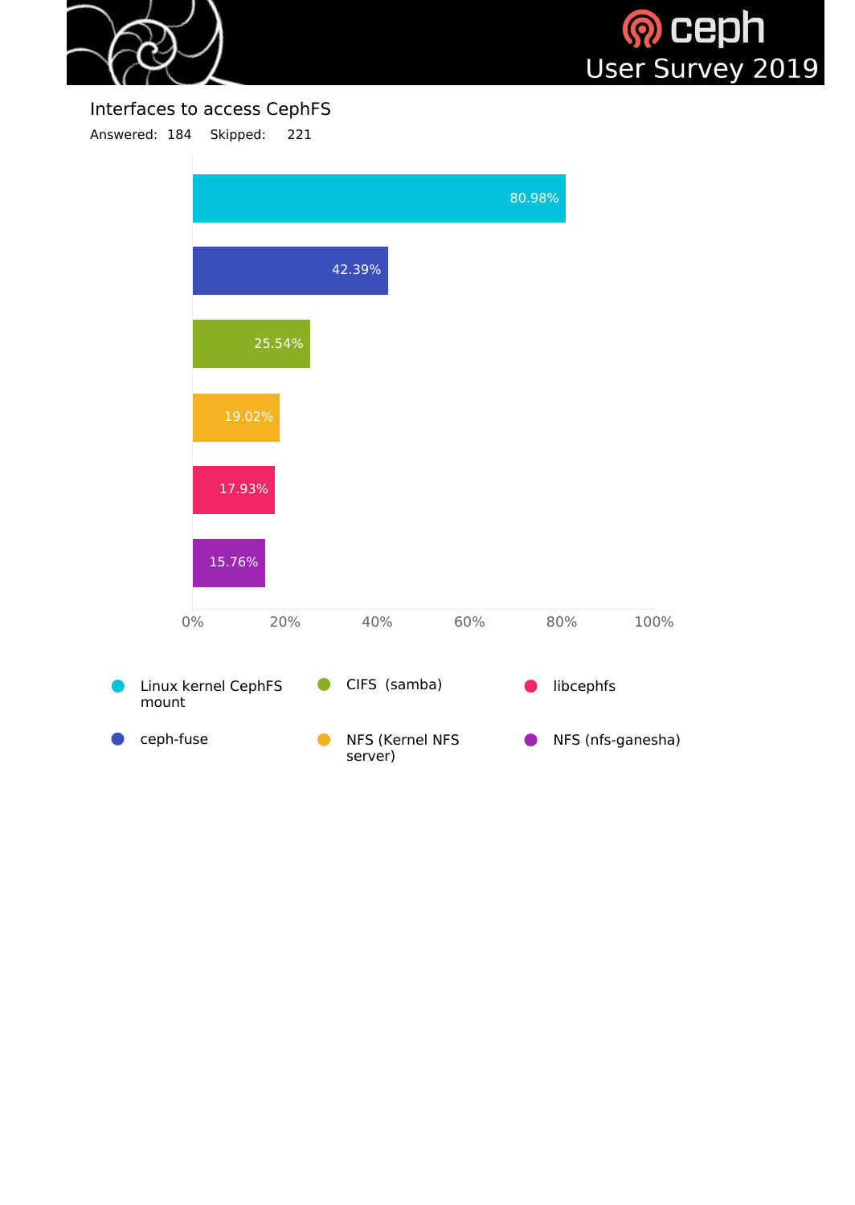## Interfaces to access CephFS

Answered: 184 Skipped: 221

| Interface | Percentage |
|---|---|
| Linux kernel CephFS mount | 80.98% |
| ceph-fuse | 42.39% |
| CIFS (samba) | 25.54% |
| NFS (Kernel NFS server) | 19.02% |
| libcephfs | 17.93% |
| NFS (nfs-ganesha) | 15.76% |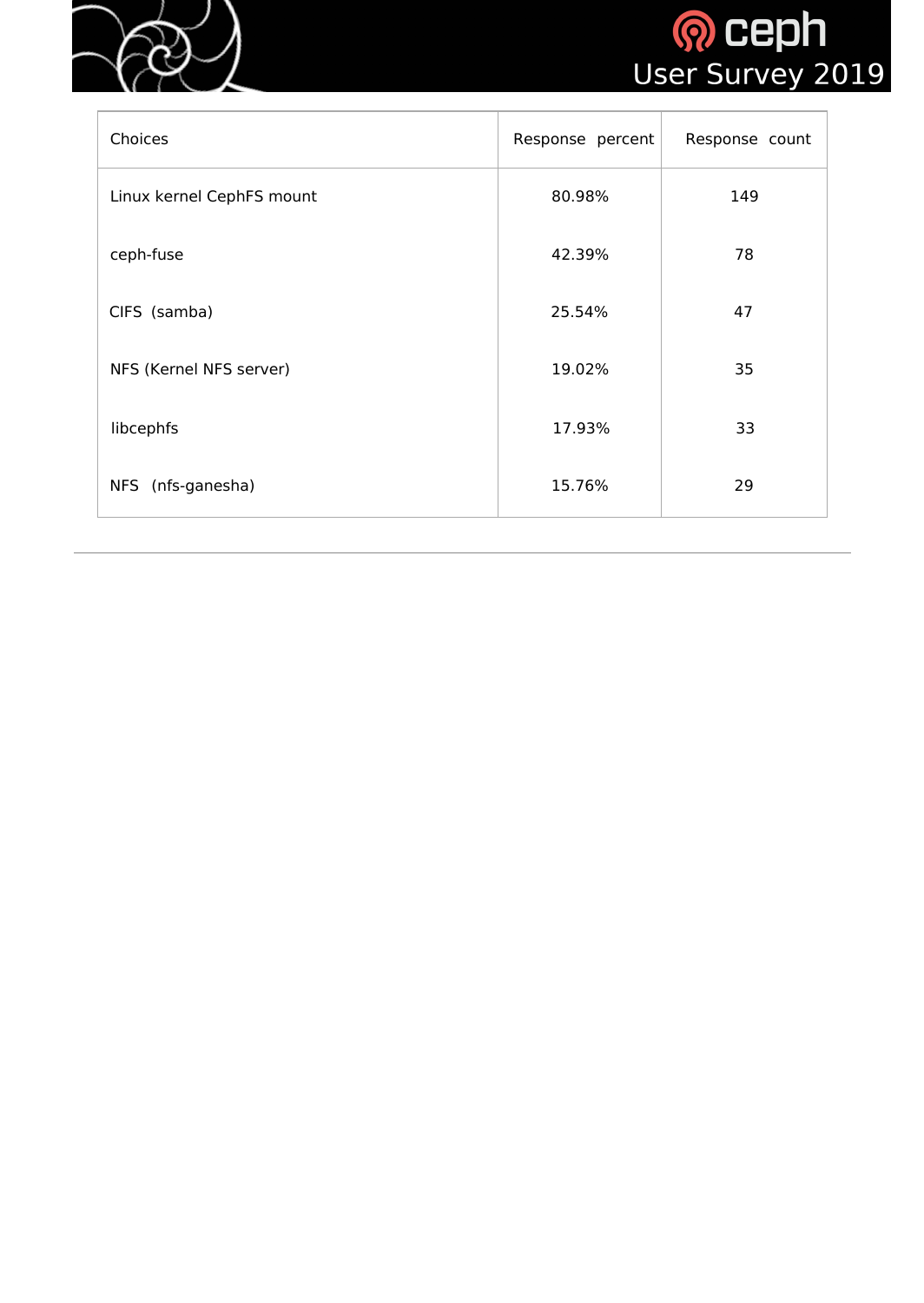| Choices | Response percent | Response count |
| --- | --- | --- |
| Linux kernel CephFS mount | 80.98% | 149 |
| ceph-fuse | 42.39% | 78 |
| CIFS (samba) | 25.54% | 47 |
| NFS (Kernel NFS server) | 19.02% | 35 |
| libcephfs | 17.93% | 33 |
| NFS (nfs-ganesha) | 15.76% | 29 |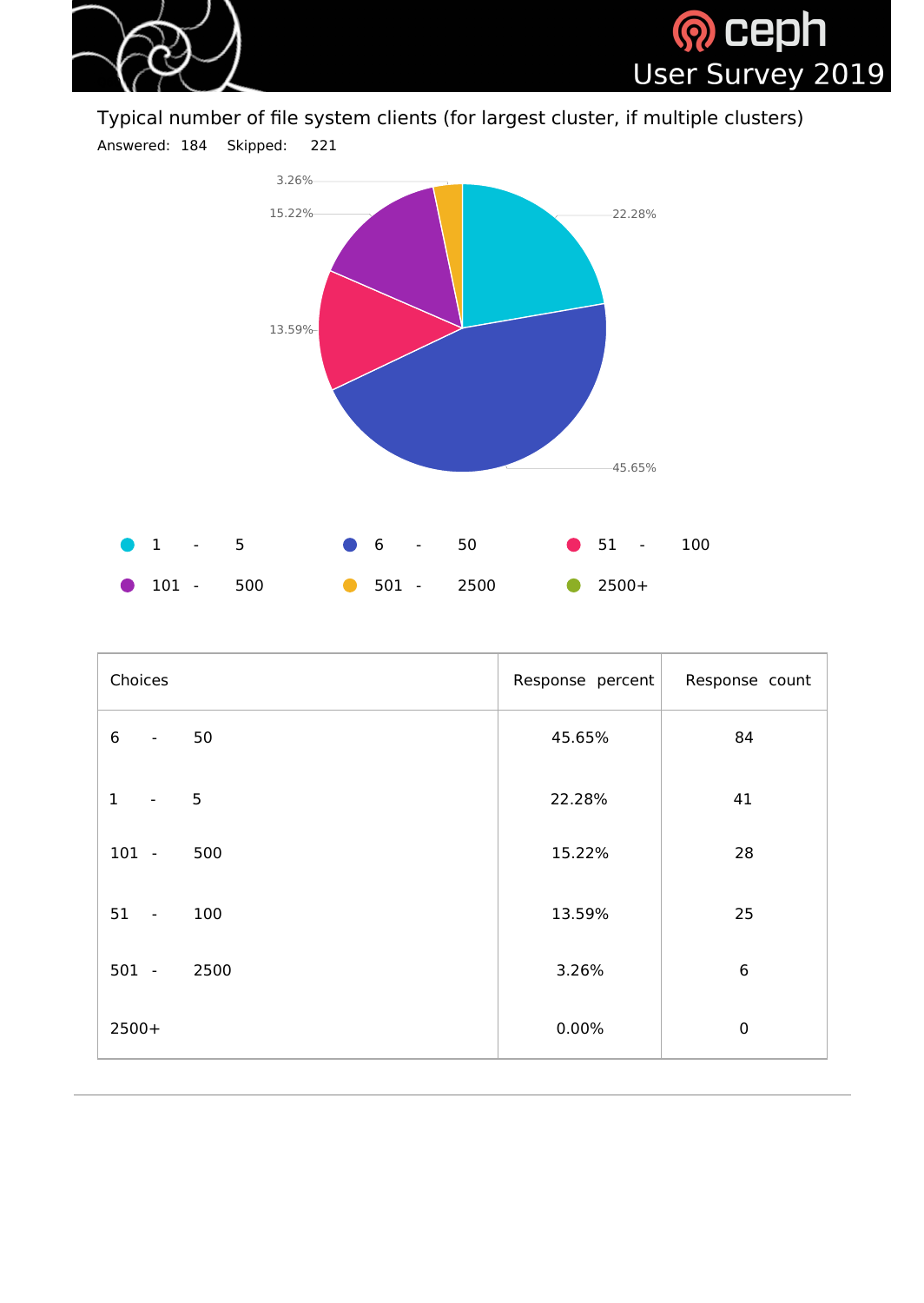## Typical number of file system clients (for largest cluster, if multiple clusters)

Answered: 184 Skipped: 221

- 1 - 5
- 6 - 50
- 51 - 100
- 101 - 500
- 501 - 2500
- 2500+

| Choices | Response percent | Response count |
|---|---|---|
| 6 - 50 | 45.65% | 84 |
| 1 - 5 | 22.28% | 41 |
| 101 - 500 | 15.22% | 28 |
| 51 - 100 | 13.59% | 25 |
| 501 - 2500 | 3.26% | 6 |
| 2500+ | 0.00% | 0 |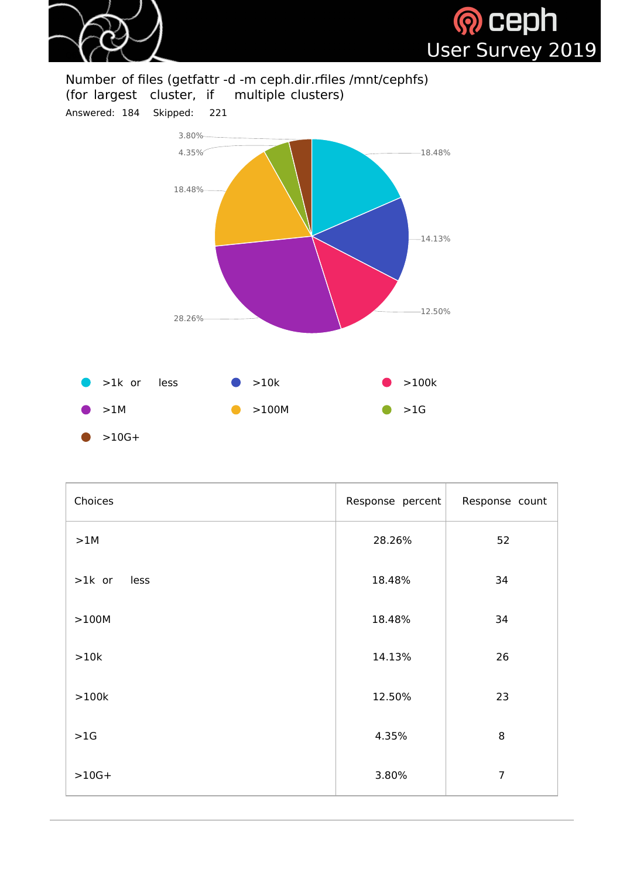Number of files (getfattr -d -m ceph.dir.rfiles /mnt/cephfs) (for largest cluster, if multiple clusters)

Answered: 184 Skipped: 221

| Choices | Response percent | Response count |
|---|---|---|
| >1M | 28.26% | 52 |
| >1k or less | 18.48% | 34 |
| >100M | 18.48% | 34 |
| >10k | 14.13% | 26 |
| >100k | 12.50% | 23 |
| >1G | 4.35% | 8 |
| >10G+ | 3.80% | 7 |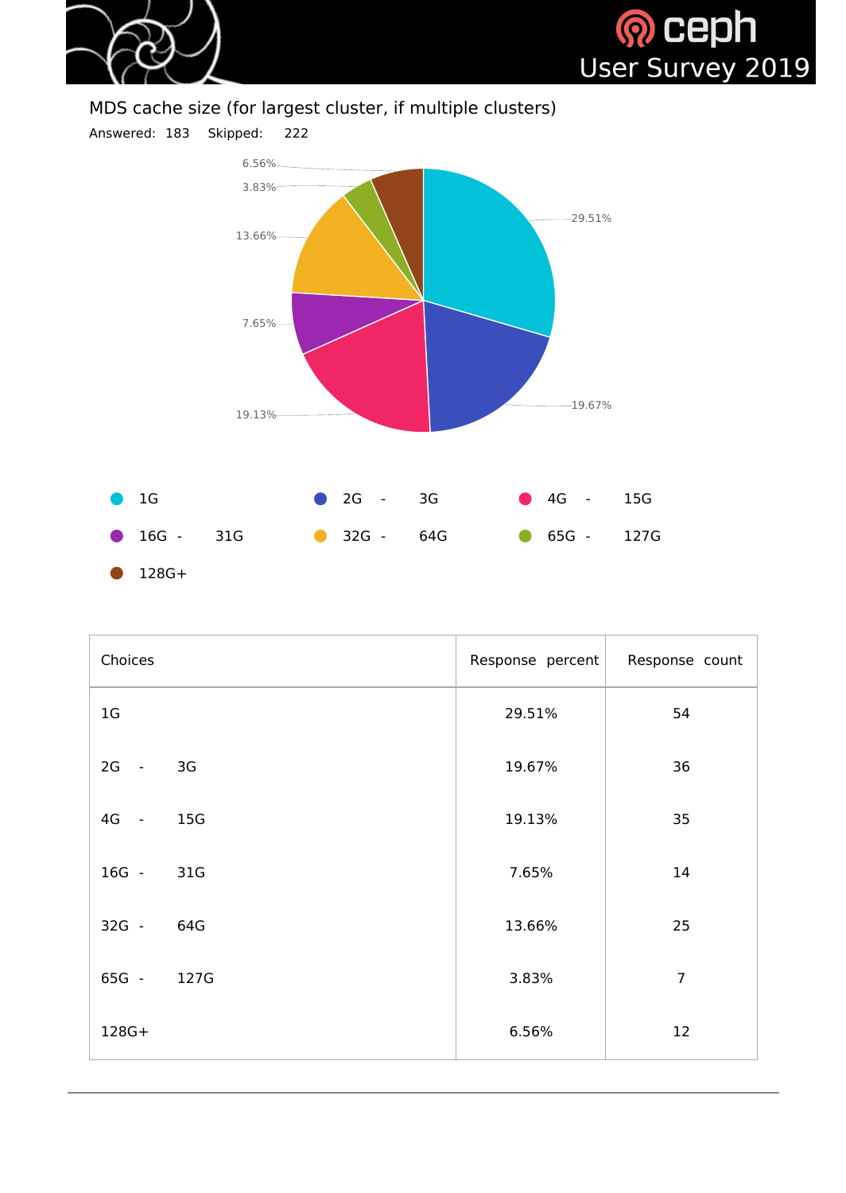## MDS cache size (for largest cluster, if multiple clusters)

Answered: 183 Skipped: 222

| Choices | Response percent | Response count |
| --- | --- | --- |
| 1G | 29.51% | 54 |
| 2G - 3G | 19.67% | 36 |
| 4G - 15G | 19.13% | 35 |
| 16G - 31G | 7.65% | 14 |
| 32G - 64G | 13.66% | 25 |
| 65G - 127G | 3.83% | 7 |
| 128G+ | 6.56% | 12 |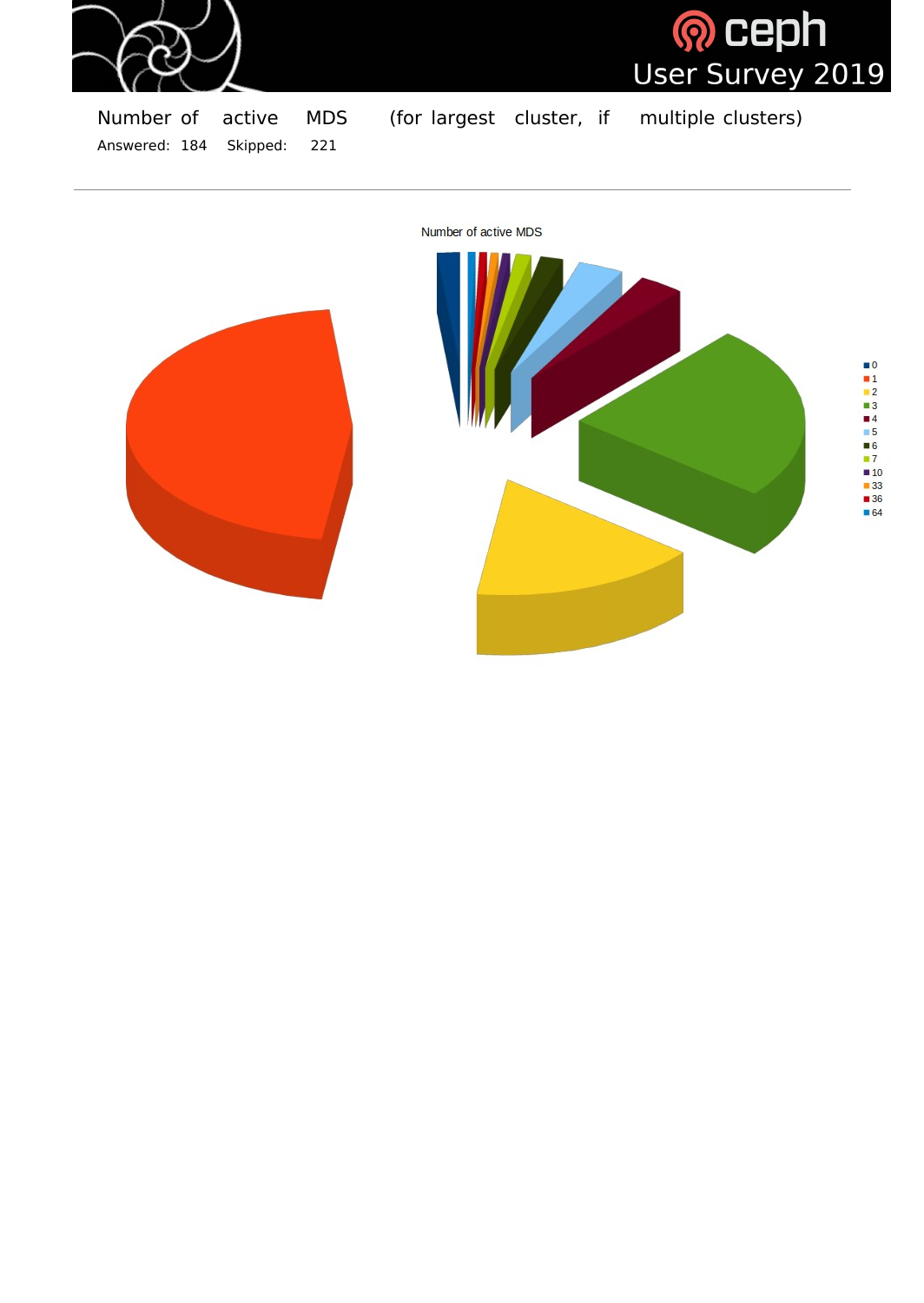Number of active MDS (for largest cluster, if multiple clusters)

Answered: 184 Skipped: 221

Number of active MDS

- 0
- 1
- 2
- 3
- 4
- 5
- 6
- 7
- 10
- 33
- 36
- 64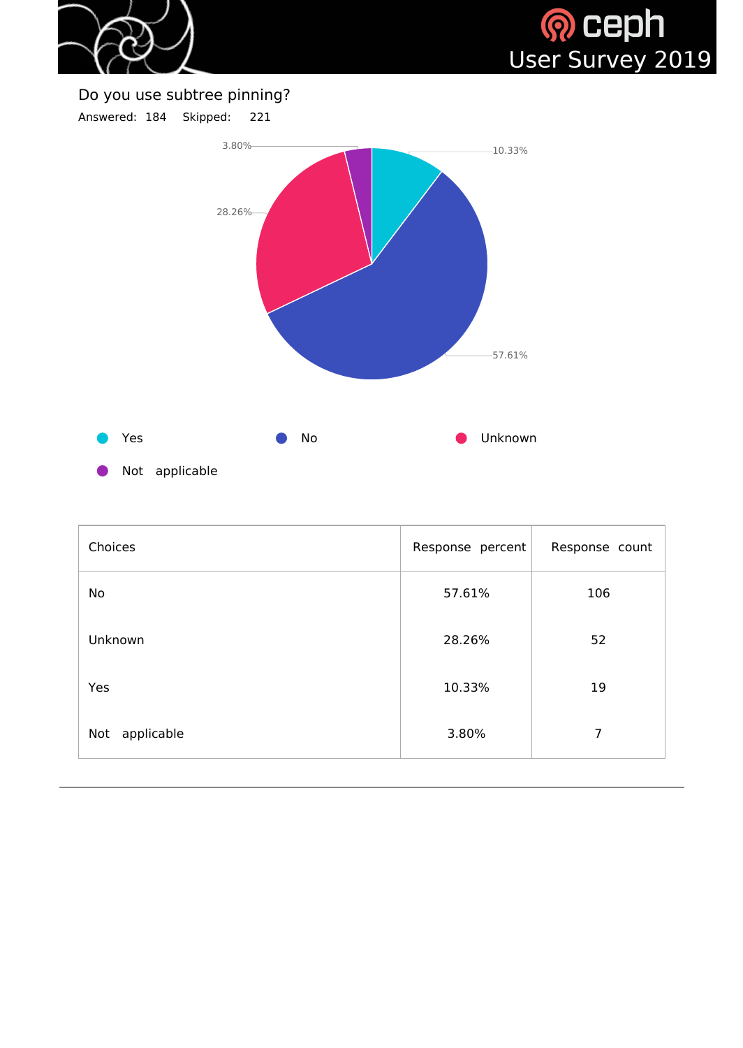Do you use subtree pinning?

Answered: 184 Skipped: 221

Yes · No · Unknown · Not applicable

| Choices | Response percent | Response count |
| --- | --- | --- |
| No | 57.61% | 106 |
| Unknown | 28.26% | 52 |
| Yes | 10.33% | 19 |
| Not applicable | 3.80% | 7 |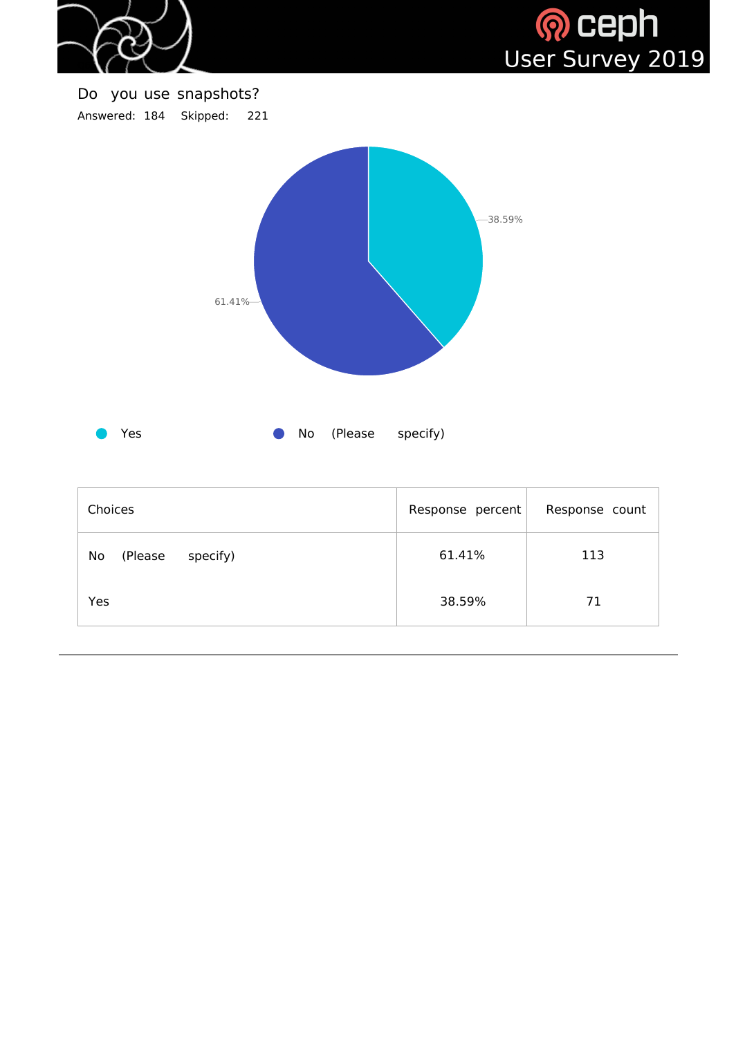## Do you use snapshots?

Answered: 184 Skipped: 221

- Yes
- No (Please specify)

| Choices | Response percent | Response count |
|---|---|---|
| No (Please specify) | 61.41% | 113 |
| Yes | 38.59% | 71 |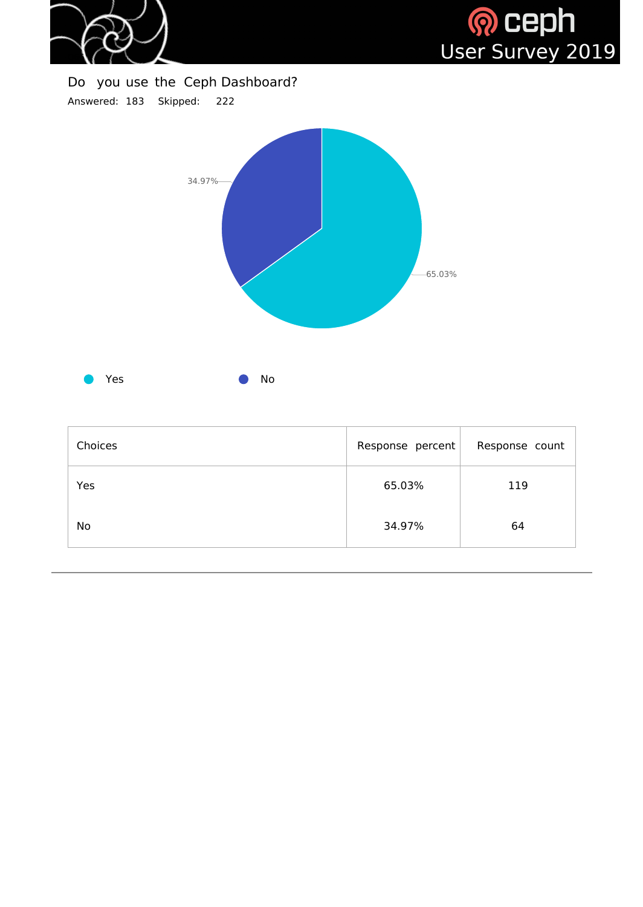## Do you use the Ceph Dashboard?

Answered: 183 Skipped: 222

34.97%

65.03%

Yes

No

| Choices | Response percent | Response count |
|---|---|---|
| Yes | 65.03% | 119 |
| No | 34.97% | 64 |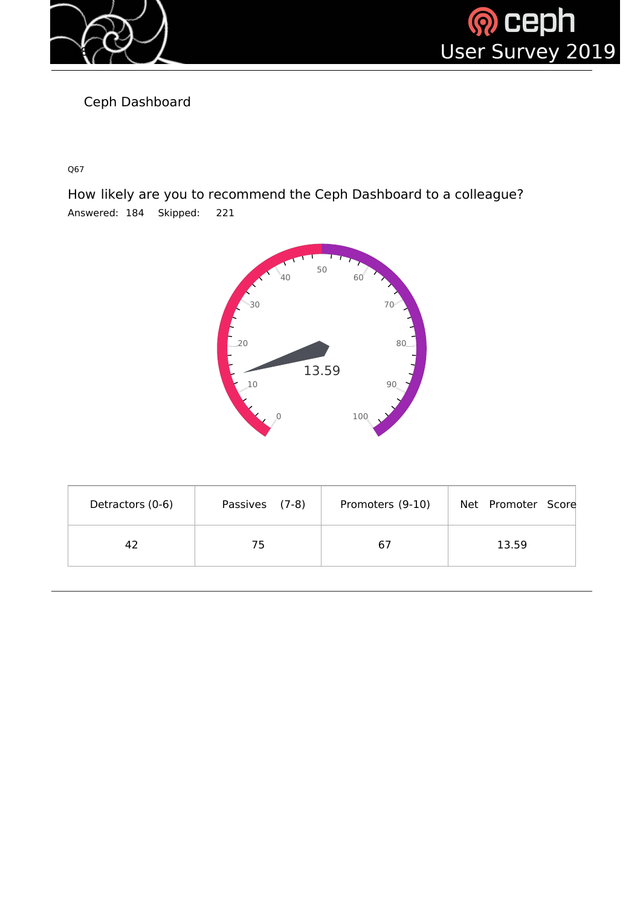## Ceph Dashboard

Q67

### How likely are you to recommend the Ceph Dashboard to a colleague?

Answered: 184 Skipped: 221

| Detractors (0-6) | Passives (7-8) | Promoters (9-10) | Net Promoter Score |
| --- | --- | --- | --- |
| 42 | 75 | 67 | 13.59 |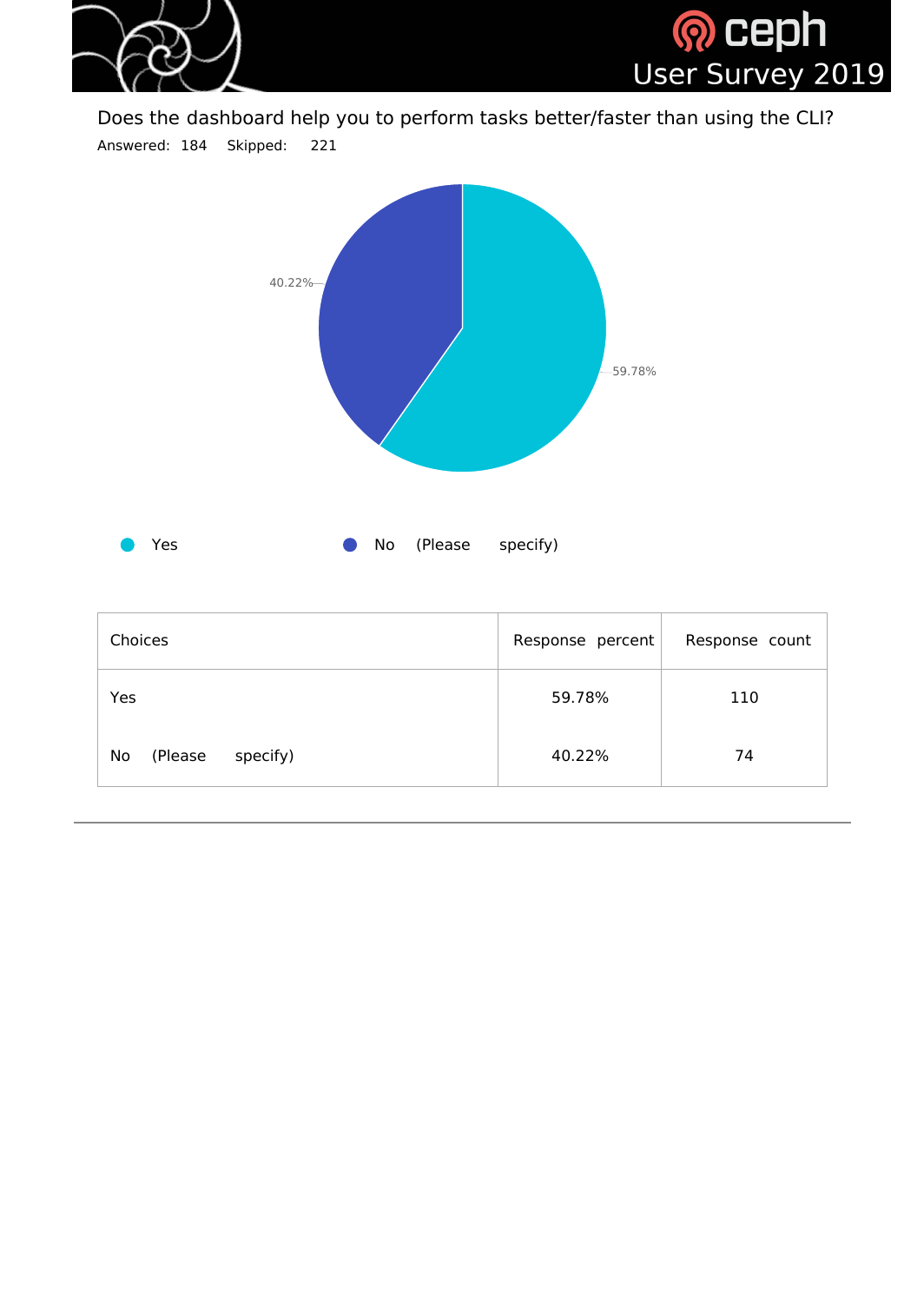Does the dashboard help you to perform tasks better/faster than using the CLI?

Answered: 184 Skipped: 221

| Choices | Response percent | Response count |
|---|---|---|
| Yes | 59.78% | 110 |
| No (Please specify) | 40.22% | 74 |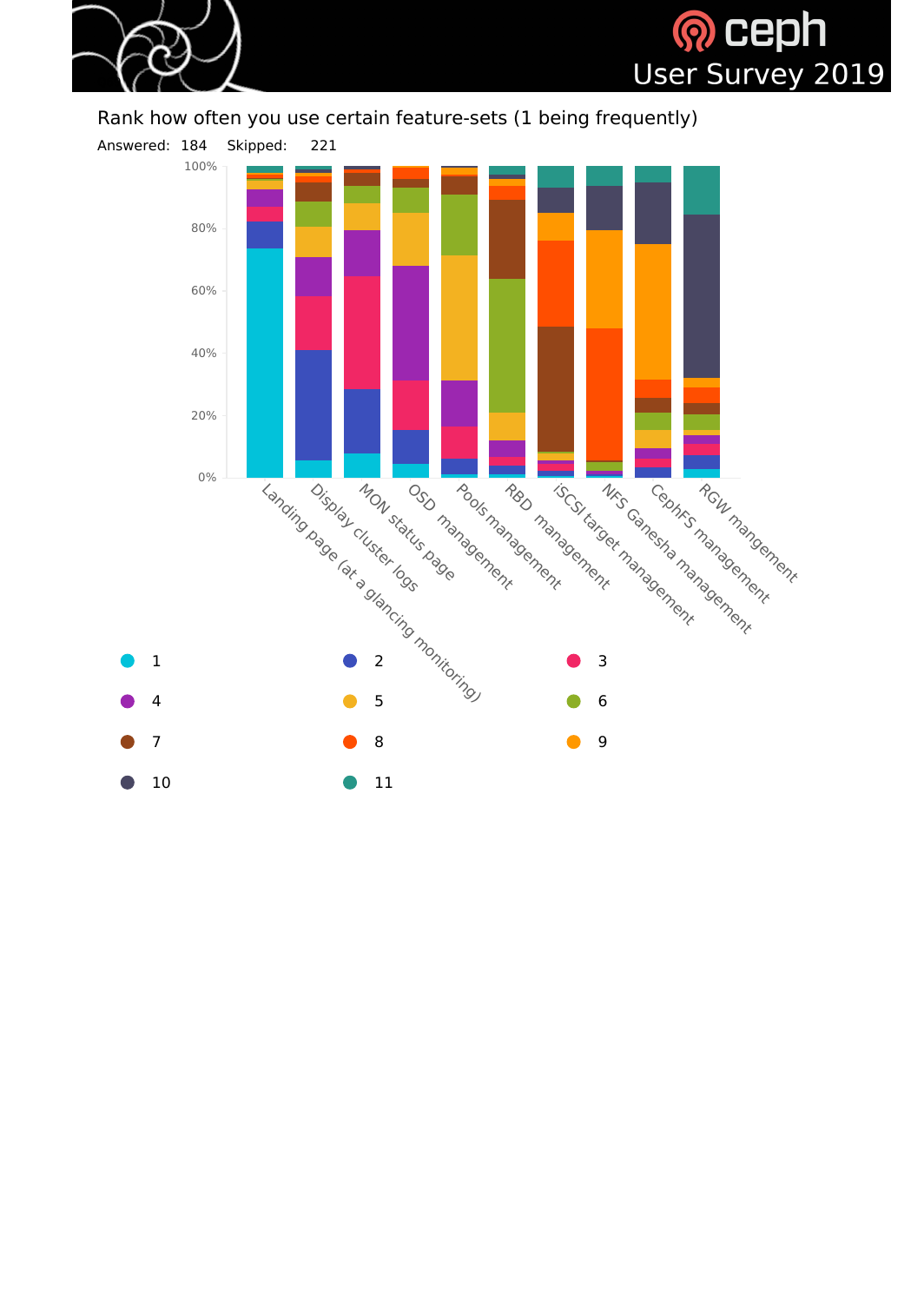# Rank how often you use certain feature-sets (1 being frequently)

Answered: 184 Skipped: 221

Categories: Landing page (at a glancing monitoring), Display cluster logs, MON status page, OSD management, Pools management, RBD management, iSCSI target management, NFS Ganesha management, CephFS management, RGW mangement

Legend: 1, 2, 3, 4, 5, 6, 7, 8, 9, 10, 11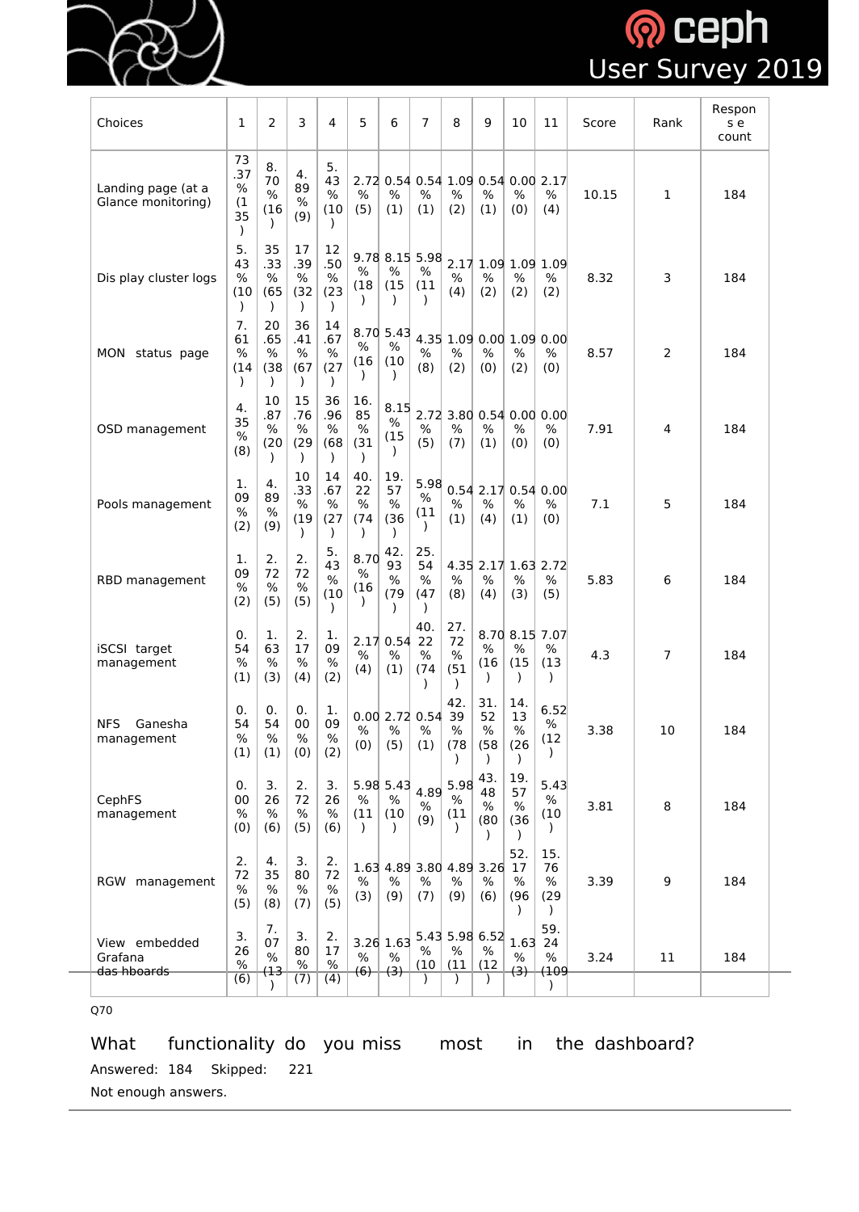| Choices | 1 | 2 | 3 | 4 | 5 | 6 | 7 | 8 | 9 | 10 | 11 | Score | Rank | Response count |
|---|---|---|---|---|---|---|---|---|---|---|---|---|---|---|
| Landing page (at a Glance monitoring) | 73.37% (135) | 8.70% (16) | 4.89% (9) | 5.43% (10) | 2.72% (5) | 0.54% (1) | 0.54% (1) | 1.09% (2) | 0.54% (1) | 0.00% (0) | 2.17% (4) | 10.15 | 1 | 184 |
| Dis play cluster logs | 5.43% (10) | 35.33% (65) | 17.39% (32) | 12.50% (23) | 9.78% (18) | 8.15% (15) | 5.98% (11) | 2.17% (4) | 1.09% (2) | 1.09% (2) | 1.09% (2) | 8.32 | 3 | 184 |
| MON status page | 7.61% (14) | 20.65% (38) | 36.41% (67) | 14.67% (27) | 8.70% (16) | 5.43% (10) | 4.35% (8) | 1.09% (2) | 0.00% (0) | 1.09% (2) | 0.00% (0) | 8.57 | 2 | 184 |
| OSD management | 4.35% (8) | 10.87% (20) | 15.76% (29) | 36.96% (68) | 16.85% (31) | 8.15% (15) | 2.72% (5) | 3.80% (7) | 0.54% (1) | 0.00% (0) | 0.00% (0) | 7.91 | 4 | 184 |
| Pools management | 1.09% (2) | 4.89% (9) | 10.33% (19) | 14.67% (27) | 40.22% (74) | 19.57% (36) | 5.98% (11) | 0.54% (1) | 2.17% (4) | 0.54% (1) | 0.00% (0) | 7.1 | 5 | 184 |
| RBD management | 1.09% (2) | 2.72% (5) | 2.72% (5) | 5.43% (10) | 8.70% (16) | 42.93% (79) | 25.54% (47) | 4.35% (8) | 2.17% (4) | 1.63% (3) | 2.72% (5) | 5.83 | 6 | 184 |
| iSCSI target management | 0.54% (1) | 1.63% (3) | 2.17% (4) | 1.09% (2) | 2.17% (4) | 0.54% (1) | 40.22% (74) | 27.72% (51) | 8.70% (16) | 8.15% (15) | 7.07% (13) | 4.3 | 7 | 184 |
| NFS Ganesha management | 0.54% (1) | 0.54% (1) | 0.00% (0) | 1.09% (2) | 0.00% (0) | 2.72% (5) | 0.54% (1) | 42.39% (78) | 31.52% (58) | 14.13% (26) | 6.52% (12) | 3.38 | 10 | 184 |
| CephFS management | 0.00% (0) | 3.26% (6) | 2.72% (5) | 3.26% (6) | 5.98% (11) | 5.43% (10) | 4.89% (9) | 5.98% (11) | 43.48% (80) | 19.57% (36) | 5.43% (10) | 3.81 | 8 | 184 |
| RGW management | 2.72% (5) | 4.35% (8) | 3.80% (7) | 2.72% (5) | 1.63% (3) | 4.89% (9) | 3.80% (7) | 4.89% (9) | 3.26% (6) | 52.17% (96) | 15.76% (29) | 3.39 | 9 | 184 |
| View embedded Grafana das hboards | 3.26% (6) | 7.07% (13) | 3.80% (7) | 2.17% (4) | 3.26% (6) | 1.63% (3) | 5.43% (10) | 5.98% (11) | 6.52% (12) | 1.63% (3) | 59.24% (109) | 3.24 | 11 | 184 |

Q70

## What functionality do you miss most in the dashboard?

Answered: 184 Skipped: 221

Not enough answers.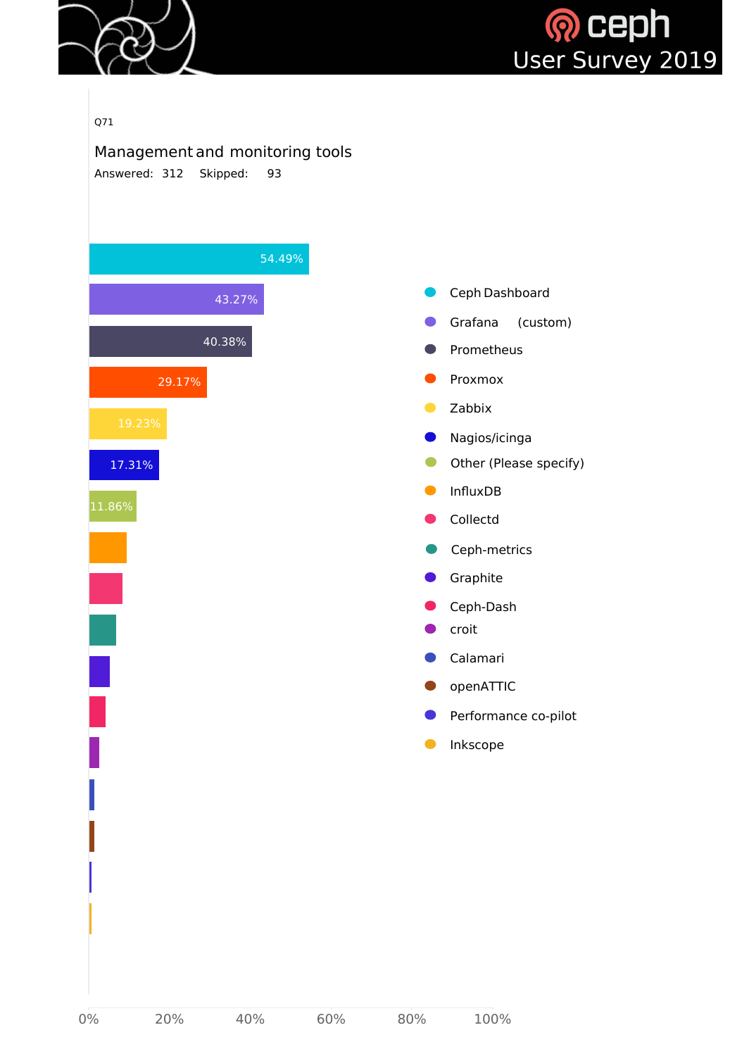Q71

## Management and monitoring tools

Answered: 312 Skipped: 93

| Option | Percentage |
| --- | --- |
| Ceph Dashboard | 54.49% |
| Grafana (custom) | 43.27% |
| Prometheus | 40.38% |
| Proxmox | 29.17% |
| Zabbix | 19.23% |
| Nagios/icinga | 17.31% |
| Other (Please specify) | 11.86% |
| InfluxDB | |
| Collectd | |
| Ceph-metrics | |
| Graphite | |
| Ceph-Dash | |
| croit | |
| Calamari | |
| openATTIC | |
| Performance co-pilot | |
| Inkscope | |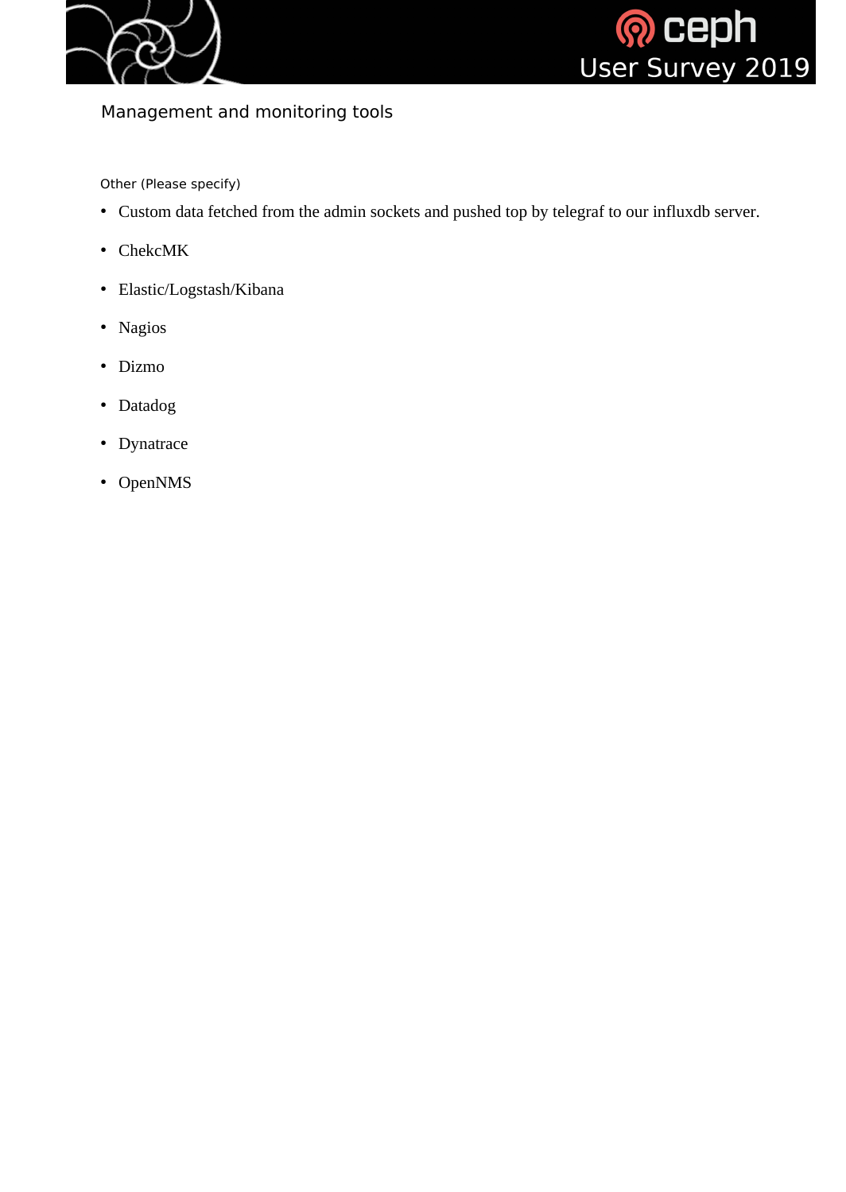## Management and monitoring tools

Other (Please specify)

- Custom data fetched from the admin sockets and pushed top by telegraf to our influxdb server.
- ChekcMK
- Elastic/Logstash/Kibana
- Nagios
- Dizmo
- Datadog
- Dynatrace
- OpenNMS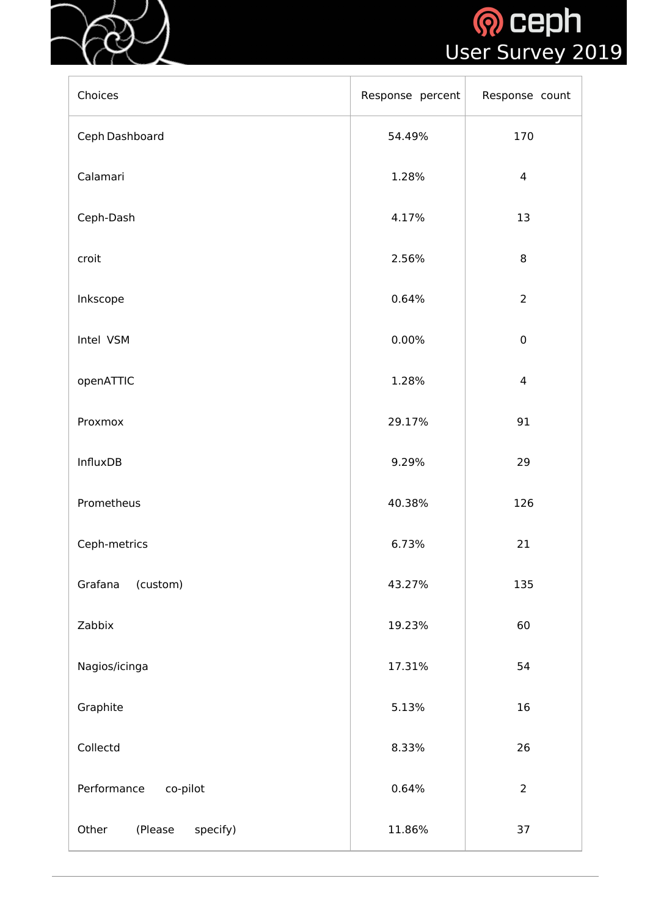| Choices | Response percent | Response count |
|---|---|---|
| Ceph Dashboard | 54.49% | 170 |
| Calamari | 1.28% | 4 |
| Ceph-Dash | 4.17% | 13 |
| croit | 2.56% | 8 |
| Inkscope | 0.64% | 2 |
| Intel VSM | 0.00% | 0 |
| openATTIC | 1.28% | 4 |
| Proxmox | 29.17% | 91 |
| InfluxDB | 9.29% | 29 |
| Prometheus | 40.38% | 126 |
| Ceph-metrics | 6.73% | 21 |
| Grafana (custom) | 43.27% | 135 |
| Zabbix | 19.23% | 60 |
| Nagios/icinga | 17.31% | 54 |
| Graphite | 5.13% | 16 |
| Collectd | 8.33% | 26 |
| Performance co-pilot | 0.64% | 2 |
| Other (Please specify) | 11.86% | 37 |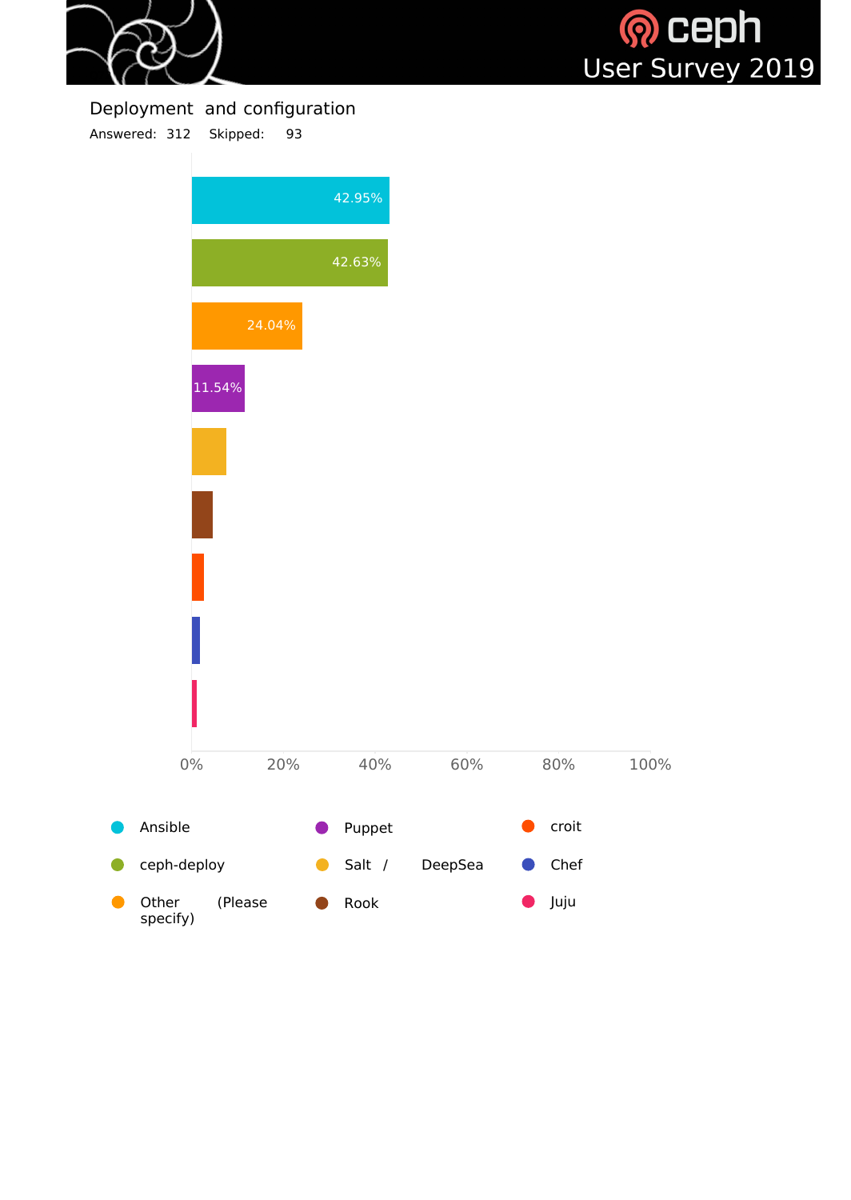## Deployment and configuration

Answered: 312 Skipped: 93

| Option | Percentage |
|---|---|
| Ansible | 42.95% |
| ceph-deploy | 42.63% |
| Other (Please specify) | 24.04% |
| Puppet | 11.54% |
| Salt / DeepSea | |
| Rook | |
| croit | |
| Chef | |
| Juju | |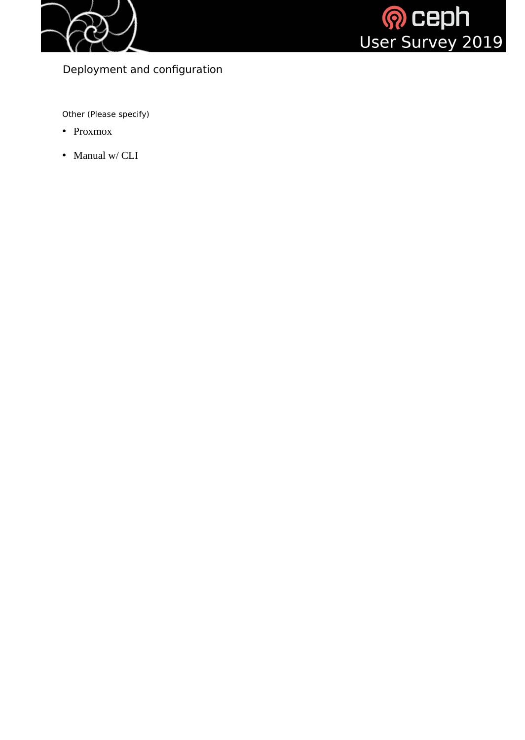## Deployment and configuration

Other (Please specify)

- Proxmox
- Manual w/ CLI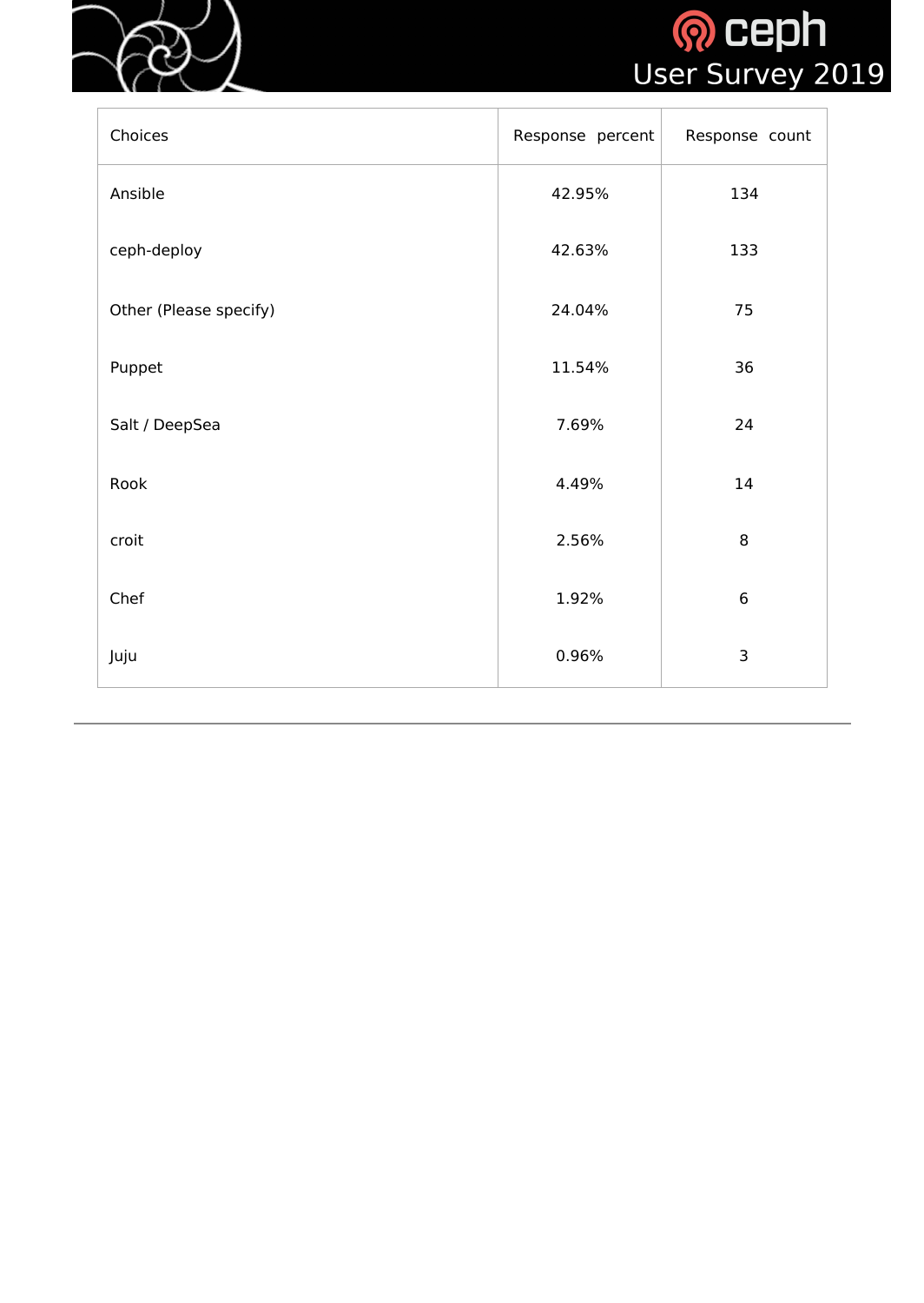| Choices | Response percent | Response count |
| --- | --- | --- |
| Ansible | 42.95% | 134 |
| ceph-deploy | 42.63% | 133 |
| Other (Please specify) | 24.04% | 75 |
| Puppet | 11.54% | 36 |
| Salt / DeepSea | 7.69% | 24 |
| Rook | 4.49% | 14 |
| croit | 2.56% | 8 |
| Chef | 1.92% | 6 |
| Juju | 0.96% | 3 |